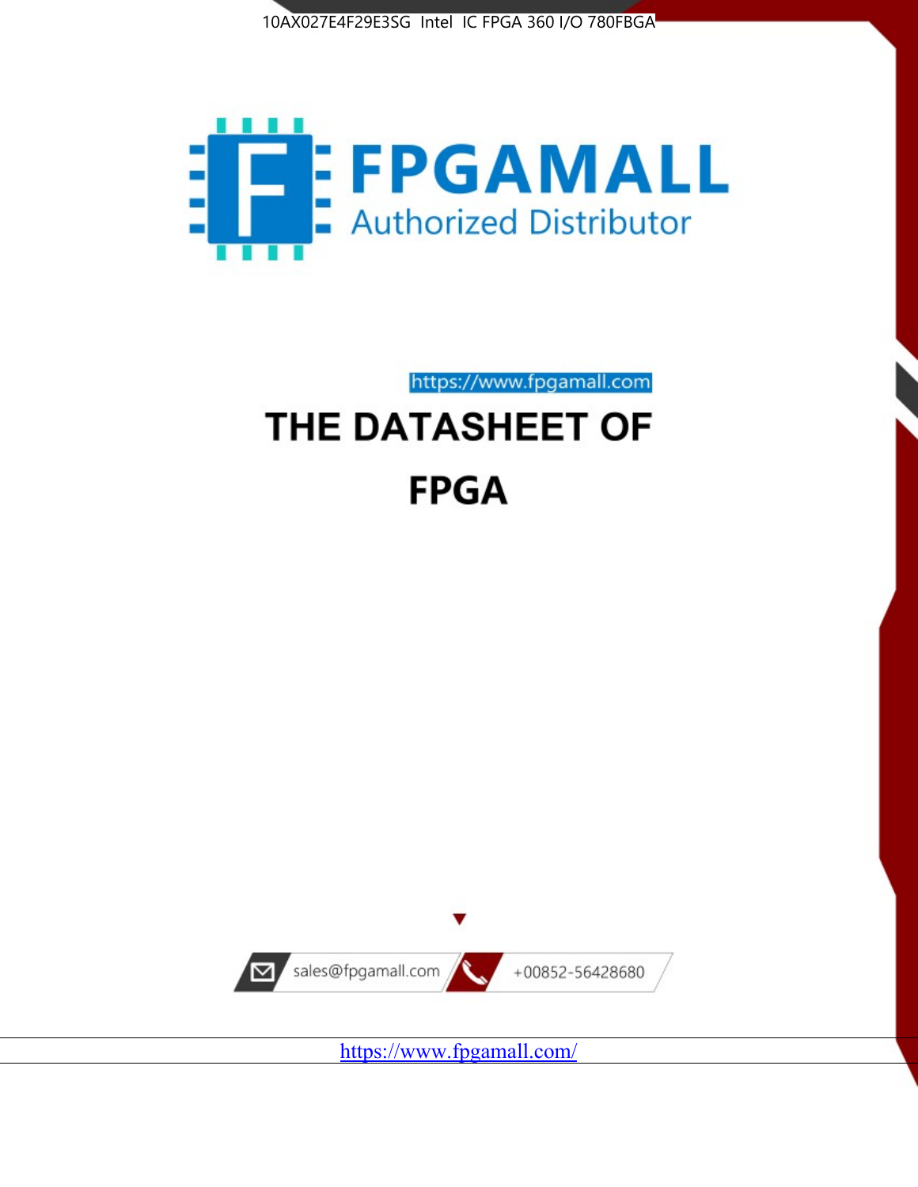10AX027E4F29E3SG Intel IC FPGA 360 I/O 780FBGA

FPGAMALL

Authorized Distributor

https://www.fpgamall.com

# THE DATASHEET OF

# FPGA

sales@fpgamall.com

+00852-56428680

https://www.fpgamall.com/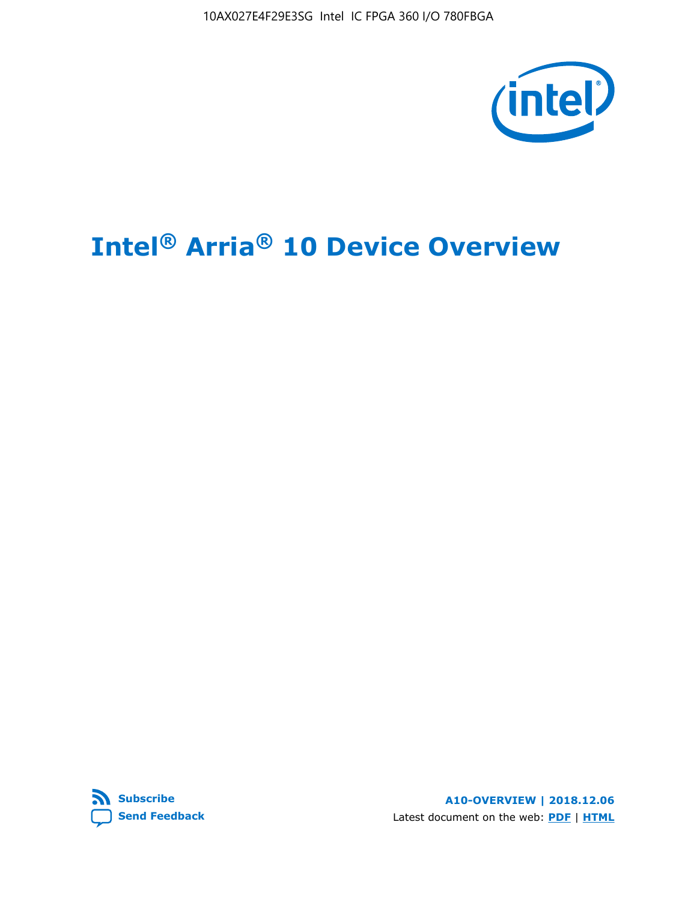# Intel® Arria® 10 Device Overview

Subscribe

Send Feedback

A10-OVERVIEW | 2018.12.06

Latest document on the web: PDF | HTML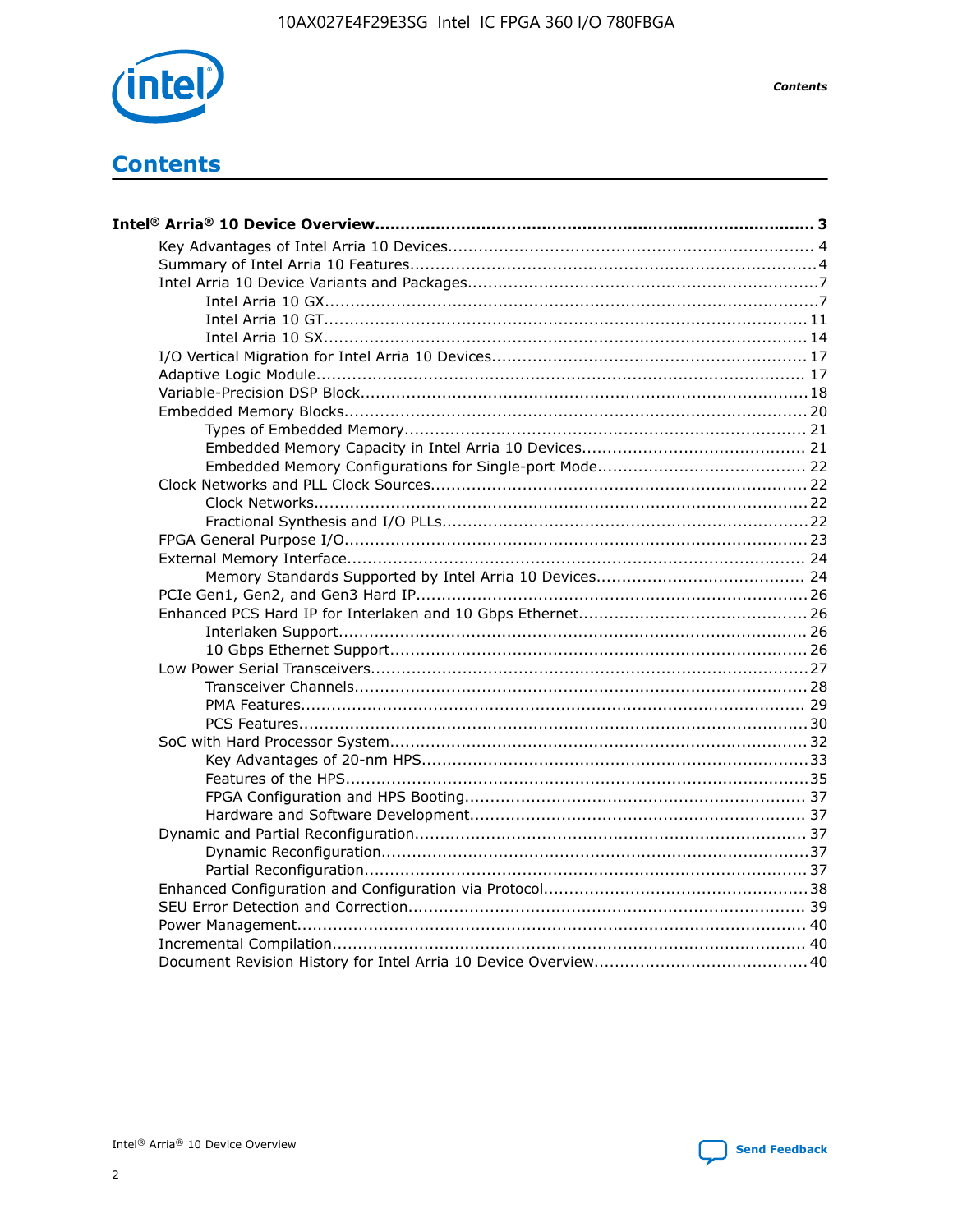# Contents

**Intel® Arria® 10 Device Overview....................................................................................... 3**

- Key Advantages of Intel Arria 10 Devices........................................................................ 4
- Summary of Intel Arria 10 Features................................................................................4
- Intel Arria 10 Device Variants and Packages.....................................................................7
  - Intel Arria 10 GX.................................................................................................7
  - Intel Arria 10 GT............................................................................................... 11
  - Intel Arria 10 SX............................................................................................... 14
- I/O Vertical Migration for Intel Arria 10 Devices.............................................................. 17
- Adaptive Logic Module................................................................................................ 17
- Variable-Precision DSP Block........................................................................................18
- Embedded Memory Blocks...........................................................................................20
  - Types of Embedded Memory............................................................................... 21
  - Embedded Memory Capacity in Intel Arria 10 Devices............................................ 21
  - Embedded Memory Configurations for Single-port Mode......................................... 22
- Clock Networks and PLL Clock Sources.........................................................................22
  - Clock Networks.................................................................................................22
  - Fractional Synthesis and I/O PLLs........................................................................22
- FPGA General Purpose I/O..........................................................................................23
- External Memory Interface.......................................................................................... 24
  - Memory Standards Supported by Intel Arria 10 Devices......................................... 24
- PCIe Gen1, Gen2, and Gen3 Hard IP.............................................................................26
- Enhanced PCS Hard IP for Interlaken and 10 Gbps Ethernet.............................................26
  - Interlaken Support............................................................................................ 26
  - 10 Gbps Ethernet Support.................................................................................. 26
- Low Power Serial Transceivers.....................................................................................27
  - Transceiver Channels.........................................................................................28
  - PMA Features................................................................................................... 29
  - PCS Features....................................................................................................30
- SoC with Hard Processor System..................................................................................32
  - Key Advantages of 20-nm HPS............................................................................33
  - Features of the HPS...........................................................................................35
  - FPGA Configuration and HPS Booting................................................................... 37
  - Hardware and Software Development.................................................................. 37
- Dynamic and Partial Reconfiguration.............................................................................37
  - Dynamic Reconfiguration....................................................................................37
  - Partial Reconfiguration.......................................................................................37
- Enhanced Configuration and Configuration via Protocol....................................................38
- SEU Error Detection and Correction.............................................................................. 39
- Power Management.................................................................................................... 40
- Incremental Compilation............................................................................................. 40
- Document Revision History for Intel Arria 10 Device Overview.......................................... 40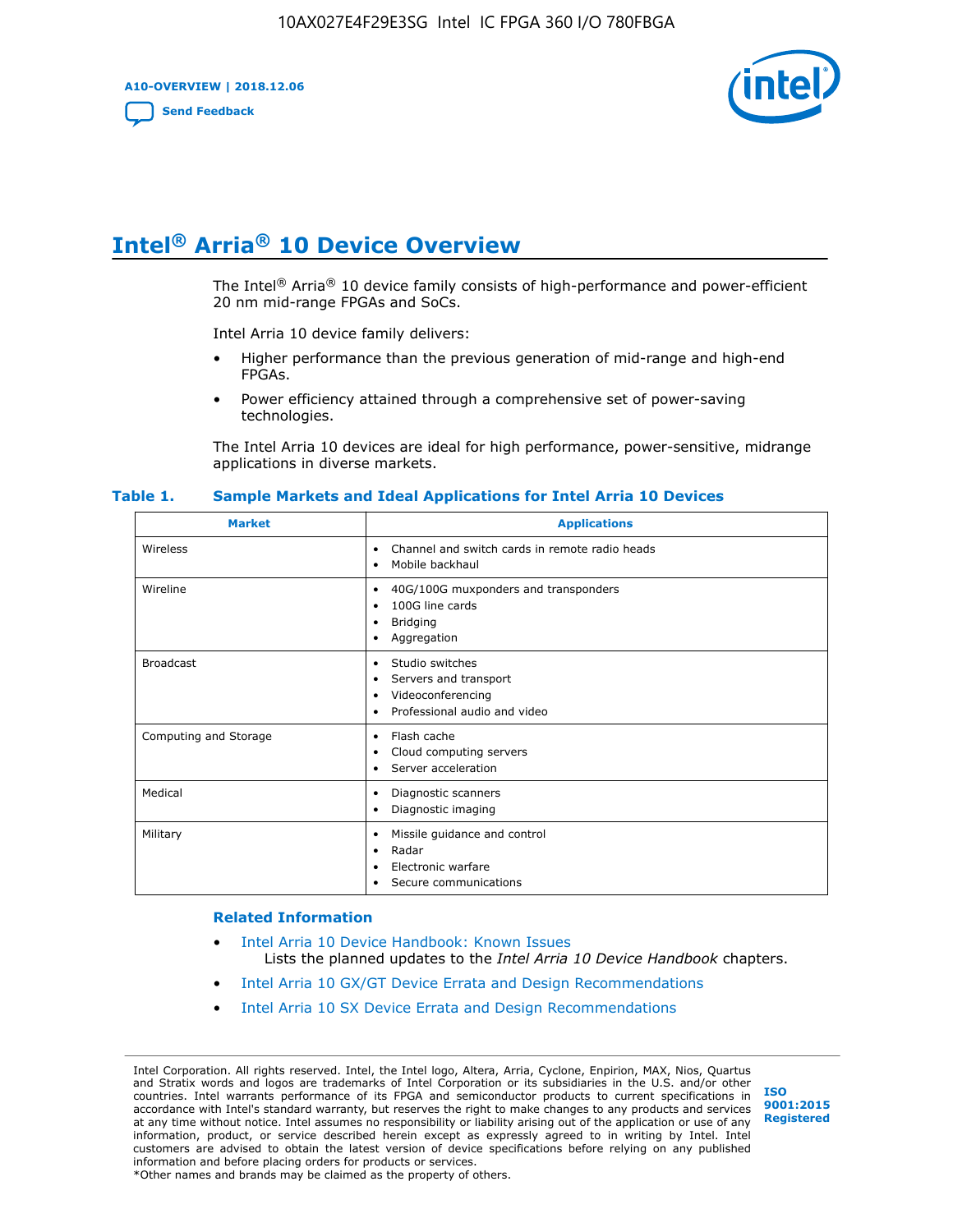# Intel® Arria® 10 Device Overview

The Intel® Arria® 10 device family consists of high-performance and power-efficient 20 nm mid-range FPGAs and SoCs.

Intel Arria 10 device family delivers:

- Higher performance than the previous generation of mid-range and high-end FPGAs.
- Power efficiency attained through a comprehensive set of power-saving technologies.

The Intel Arria 10 devices are ideal for high performance, power-sensitive, midrange applications in diverse markets.

**Table 1. Sample Markets and Ideal Applications for Intel Arria 10 Devices**

| Market | Applications |
|---|---|
| Wireless | • Channel and switch cards in remote radio heads<br>• Mobile backhaul |
| Wireline | • 40G/100G muxponders and transponders<br>• 100G line cards<br>• Bridging<br>• Aggregation |
| Broadcast | • Studio switches<br>• Servers and transport<br>• Videoconferencing<br>• Professional audio and video |
| Computing and Storage | • Flash cache<br>• Cloud computing servers<br>• Server acceleration |
| Medical | • Diagnostic scanners<br>• Diagnostic imaging |
| Military | • Missile guidance and control<br>• Radar<br>• Electronic warfare<br>• Secure communications |

### Related Information

- Intel Arria 10 Device Handbook: Known Issues
  Lists the planned updates to the *Intel Arria 10 Device Handbook* chapters.
- Intel Arria 10 GX/GT Device Errata and Design Recommendations
- Intel Arria 10 SX Device Errata and Design Recommendations

Intel Corporation. All rights reserved. Intel, the Intel logo, Altera, Arria, Cyclone, Enpirion, MAX, Nios, Quartus and Stratix words and logos are trademarks of Intel Corporation or its subsidiaries in the U.S. and/or other countries. Intel warrants performance of its FPGA and semiconductor products to current specifications in accordance with Intel's standard warranty, but reserves the right to make changes to any products and services at any time without notice. Intel assumes no responsibility or liability arising out of the application or use of any information, product, or service described herein except as expressly agreed to in writing by Intel. Intel customers are advised to obtain the latest version of device specifications before relying on any published information and before placing orders for products or services.
*Other names and brands may be claimed as the property of others.

ISO 9001:2015 Registered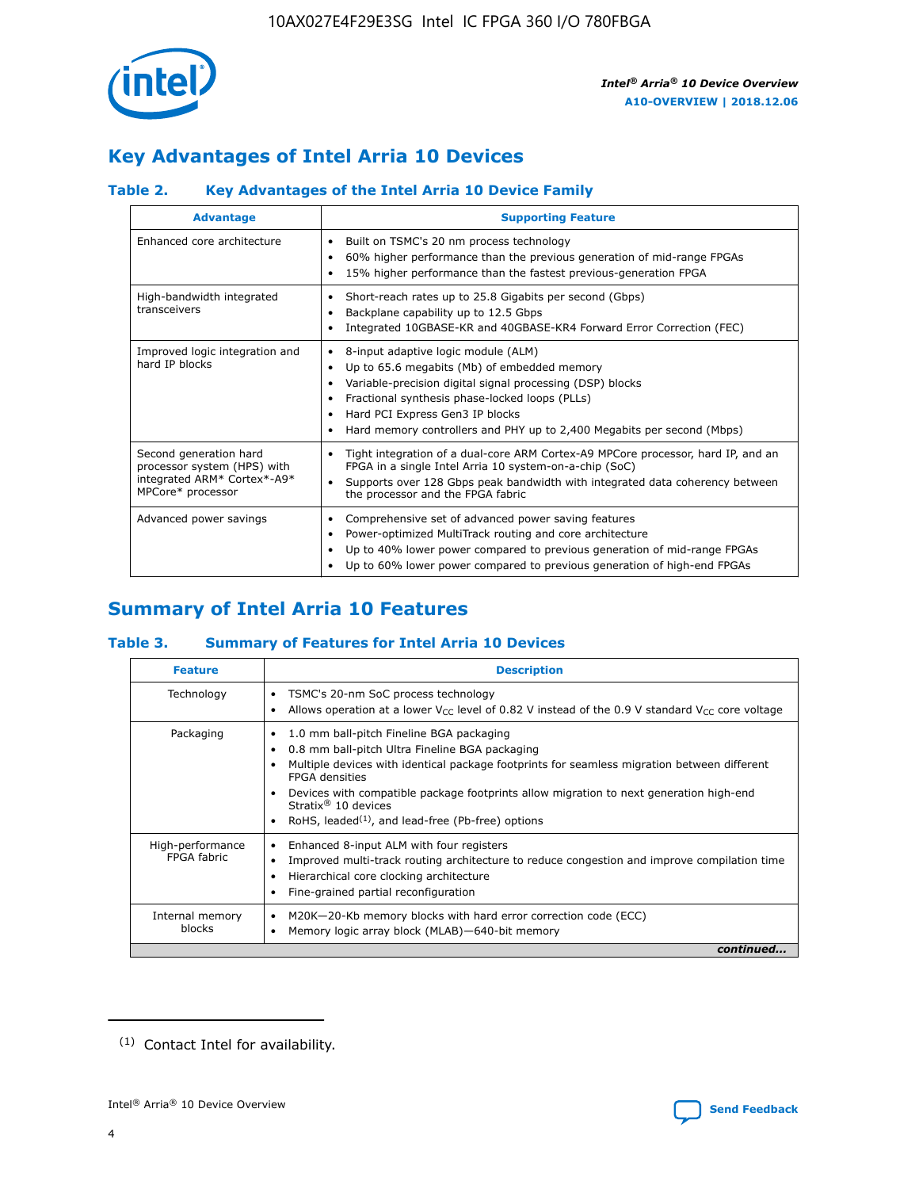## Key Advantages of Intel Arria 10 Devices

### Table 2. Key Advantages of the Intel Arria 10 Device Family

| Advantage | Supporting Feature |
|---|---|
| Enhanced core architecture | • Built on TSMC's 20 nm process technology<br>• 60% higher performance than the previous generation of mid-range FPGAs<br>• 15% higher performance than the fastest previous-generation FPGA |
| High-bandwidth integrated transceivers | • Short-reach rates up to 25.8 Gigabits per second (Gbps)<br>• Backplane capability up to 12.5 Gbps<br>• Integrated 10GBASE-KR and 40GBASE-KR4 Forward Error Correction (FEC) |
| Improved logic integration and hard IP blocks | • 8-input adaptive logic module (ALM)<br>• Up to 65.6 megabits (Mb) of embedded memory<br>• Variable-precision digital signal processing (DSP) blocks<br>• Fractional synthesis phase-locked loops (PLLs)<br>• Hard PCI Express Gen3 IP blocks<br>• Hard memory controllers and PHY up to 2,400 Megabits per second (Mbps) |
| Second generation hard processor system (HPS) with integrated ARM* Cortex*-A9* MPCore* processor | • Tight integration of a dual-core ARM Cortex-A9 MPCore processor, hard IP, and an FPGA in a single Intel Arria 10 system-on-a-chip (SoC)<br>• Supports over 128 Gbps peak bandwidth with integrated data coherency between the processor and the FPGA fabric |
| Advanced power savings | • Comprehensive set of advanced power saving features<br>• Power-optimized MultiTrack routing and core architecture<br>• Up to 40% lower power compared to previous generation of mid-range FPGAs<br>• Up to 60% lower power compared to previous generation of high-end FPGAs |

## Summary of Intel Arria 10 Features

### Table 3. Summary of Features for Intel Arria 10 Devices

| Feature | Description |
|---|---|
| Technology | • TSMC's 20-nm SoC process technology<br>• Allows operation at a lower $V_{CC}$ level of 0.82 V instead of the 0.9 V standard $V_{CC}$ core voltage |
| Packaging | • 1.0 mm ball-pitch Fineline BGA packaging<br>• 0.8 mm ball-pitch Ultra Fineline BGA packaging<br>• Multiple devices with identical package footprints for seamless migration between different FPGA densities<br>• Devices with compatible package footprints allow migration to next generation high-end Stratix® 10 devices<br>• RoHS, leaded[(1)], and lead-free (Pb-free) options |
| High-performance FPGA fabric | • Enhanced 8-input ALM with four registers<br>• Improved multi-track routing architecture to reduce congestion and improve compilation time<br>• Hierarchical core clocking architecture<br>• Fine-grained partial reconfiguration |
| Internal memory blocks | • M20K—20-Kb memory blocks with hard error correction code (ECC)<br>• Memory logic array block (MLAB)—640-bit memory |

*continued...*

(1) Contact Intel for availability.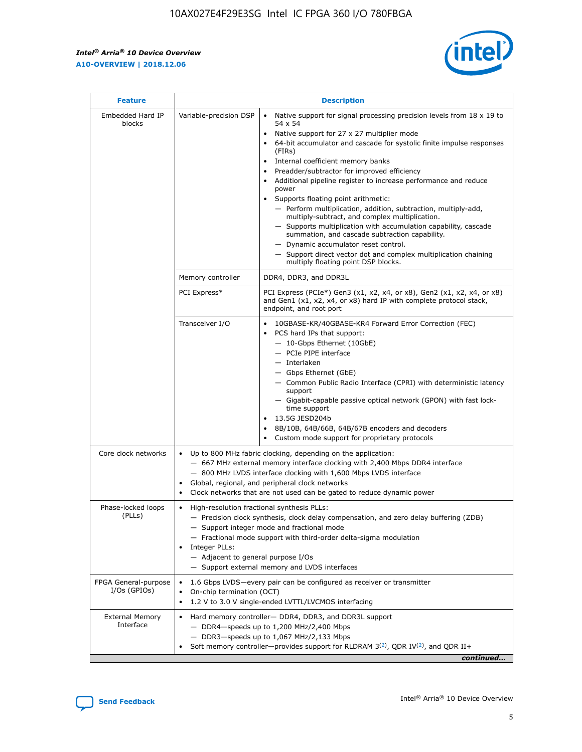| Feature | Description | |
|---|---|---|
| Embedded Hard IP blocks | Variable-precision DSP | • Native support for signal processing precision levels from 18 x 19 to 54 x 54<br>• Native support for 27 x 27 multiplier mode<br>• 64-bit accumulator and cascade for systolic finite impulse responses (FIRs)<br>• Internal coefficient memory banks<br>• Preadder/subtractor for improved efficiency<br>• Additional pipeline register to increase performance and reduce power<br>• Supports floating point arithmetic:<br>— Perform multiplication, addition, subtraction, multiply-add, multiply-subtract, and complex multiplication.<br>— Supports multiplication with accumulation capability, cascade summation, and cascade subtraction capability.<br>— Dynamic accumulator reset control.<br>— Support direct vector dot and complex multiplication chaining multiply floating point DSP blocks. |
| | Memory controller | DDR4, DDR3, and DDR3L |
| | PCI Express* | PCI Express (PCIe*) Gen3 (x1, x2, x4, or x8), Gen2 (x1, x2, x4, or x8) and Gen1 (x1, x2, x4, or x8) hard IP with complete protocol stack, endpoint, and root port |
| | Transceiver I/O | • 10GBASE-KR/40GBASE-KR4 Forward Error Correction (FEC)<br>• PCS hard IPs that support:<br>— 10-Gbps Ethernet (10GbE)<br>— PCIe PIPE interface<br>— Interlaken<br>— Gbps Ethernet (GbE)<br>— Common Public Radio Interface (CPRI) with deterministic latency support<br>— Gigabit-capable passive optical network (GPON) with fast lock-time support<br>• 13.5G JESD204b<br>• 8B/10B, 64B/66B, 64B/67B encoders and decoders<br>• Custom mode support for proprietary protocols |
| Core clock networks | • Up to 800 MHz fabric clocking, depending on the application:<br>— 667 MHz external memory interface clocking with 2,400 Mbps DDR4 interface<br>— 800 MHz LVDS interface clocking with 1,600 Mbps LVDS interface<br>• Global, regional, and peripheral clock networks<br>• Clock networks that are not used can be gated to reduce dynamic power | |
| Phase-locked loops (PLLs) | • High-resolution fractional synthesis PLLs:<br>— Precision clock synthesis, clock delay compensation, and zero delay buffering (ZDB)<br>— Support integer mode and fractional mode<br>— Fractional mode support with third-order delta-sigma modulation<br>• Integer PLLs:<br>— Adjacent to general purpose I/Os<br>— Support external memory and LVDS interfaces | |
| FPGA General-purpose I/Os (GPIOs) | • 1.6 Gbps LVDS—every pair can be configured as receiver or transmitter<br>• On-chip termination (OCT)<br>• 1.2 V to 3.0 V single-ended LVTTL/LVCMOS interfacing | |
| External Memory Interface | • Hard memory controller— DDR4, DDR3, and DDR3L support<br>— DDR4—speeds up to 1,200 MHz/2,400 Mbps<br>— DDR3—speeds up to 1,067 MHz/2,133 Mbps<br>• Soft memory controller—provides support for RLDRAM 3[(2)], QDR IV[(2)], and QDR II+ | |

*continued...*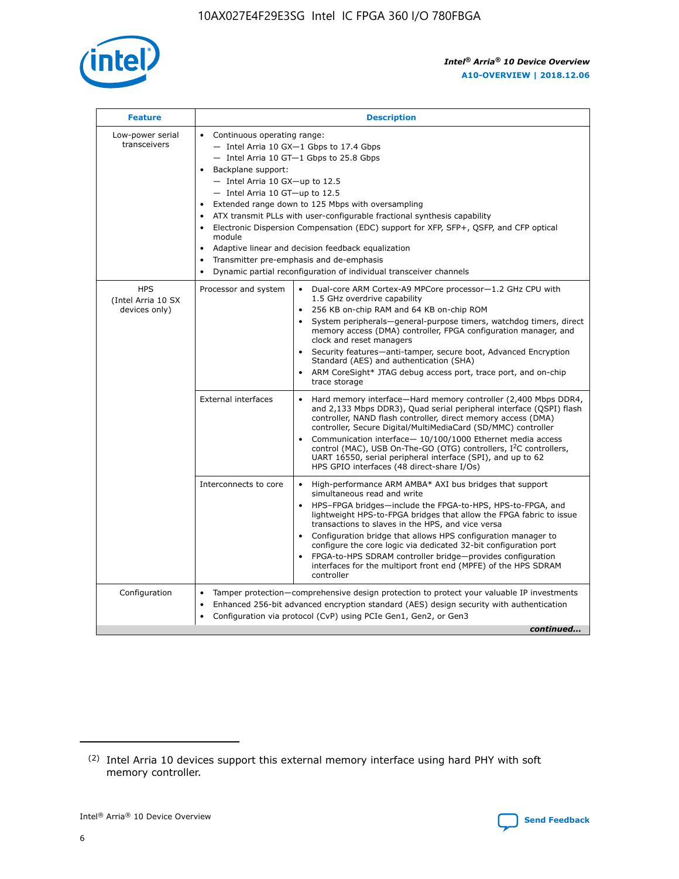| Feature | Description | |
|---|---|---|
| Low-power serial transceivers | • Continuous operating range:<br>— Intel Arria 10 GX—1 Gbps to 17.4 Gbps<br>— Intel Arria 10 GT—1 Gbps to 25.8 Gbps<br>• Backplane support:<br>— Intel Arria 10 GX—up to 12.5<br>— Intel Arria 10 GT—up to 12.5<br>• Extended range down to 125 Mbps with oversampling<br>• ATX transmit PLLs with user-configurable fractional synthesis capability<br>• Electronic Dispersion Compensation (EDC) support for XFP, SFP+, QSFP, and CFP optical module<br>• Adaptive linear and decision feedback equalization<br>• Transmitter pre-emphasis and de-emphasis<br>• Dynamic partial reconfiguration of individual transceiver channels | |
| HPS (Intel Arria 10 SX devices only) | Processor and system | • Dual-core ARM Cortex-A9 MPCore processor—1.2 GHz CPU with 1.5 GHz overdrive capability<br>• 256 KB on-chip RAM and 64 KB on-chip ROM<br>• System peripherals—general-purpose timers, watchdog timers, direct memory access (DMA) controller, FPGA configuration manager, and clock and reset managers<br>• Security features—anti-tamper, secure boot, Advanced Encryption Standard (AES) and authentication (SHA)<br>• ARM CoreSight* JTAG debug access port, trace port, and on-chip trace storage |
| | External interfaces | • Hard memory interface—Hard memory controller (2,400 Mbps DDR4, and 2,133 Mbps DDR3), Quad serial peripheral interface (QSPI) flash controller, NAND flash controller, direct memory access (DMA) controller, Secure Digital/MultiMediaCard (SD/MMC) controller<br>• Communication interface— 10/100/1000 Ethernet media access control (MAC), USB On-The-GO (OTG) controllers, I²C controllers, UART 16550, serial peripheral interface (SPI), and up to 62 HPS GPIO interfaces (48 direct-share I/Os) |
| | Interconnects to core | • High-performance ARM AMBA* AXI bus bridges that support simultaneous read and write<br>• HPS–FPGA bridges—include the FPGA-to-HPS, HPS-to-FPGA, and lightweight HPS-to-FPGA bridges that allow the FPGA fabric to issue transactions to slaves in the HPS, and vice versa<br>• Configuration bridge that allows HPS configuration manager to configure the core logic via dedicated 32-bit configuration port<br>• FPGA-to-HPS SDRAM controller bridge—provides configuration interfaces for the multiport front end (MPFE) of the HPS SDRAM controller |
| Configuration | • Tamper protection—comprehensive design protection to protect your valuable IP investments<br>• Enhanced 256-bit advanced encryption standard (AES) design security with authentication<br>• Configuration via protocol (CvP) using PCIe Gen1, Gen2, or Gen3 | |

*continued...*

(2) Intel Arria 10 devices support this external memory interface using hard PHY with soft memory controller.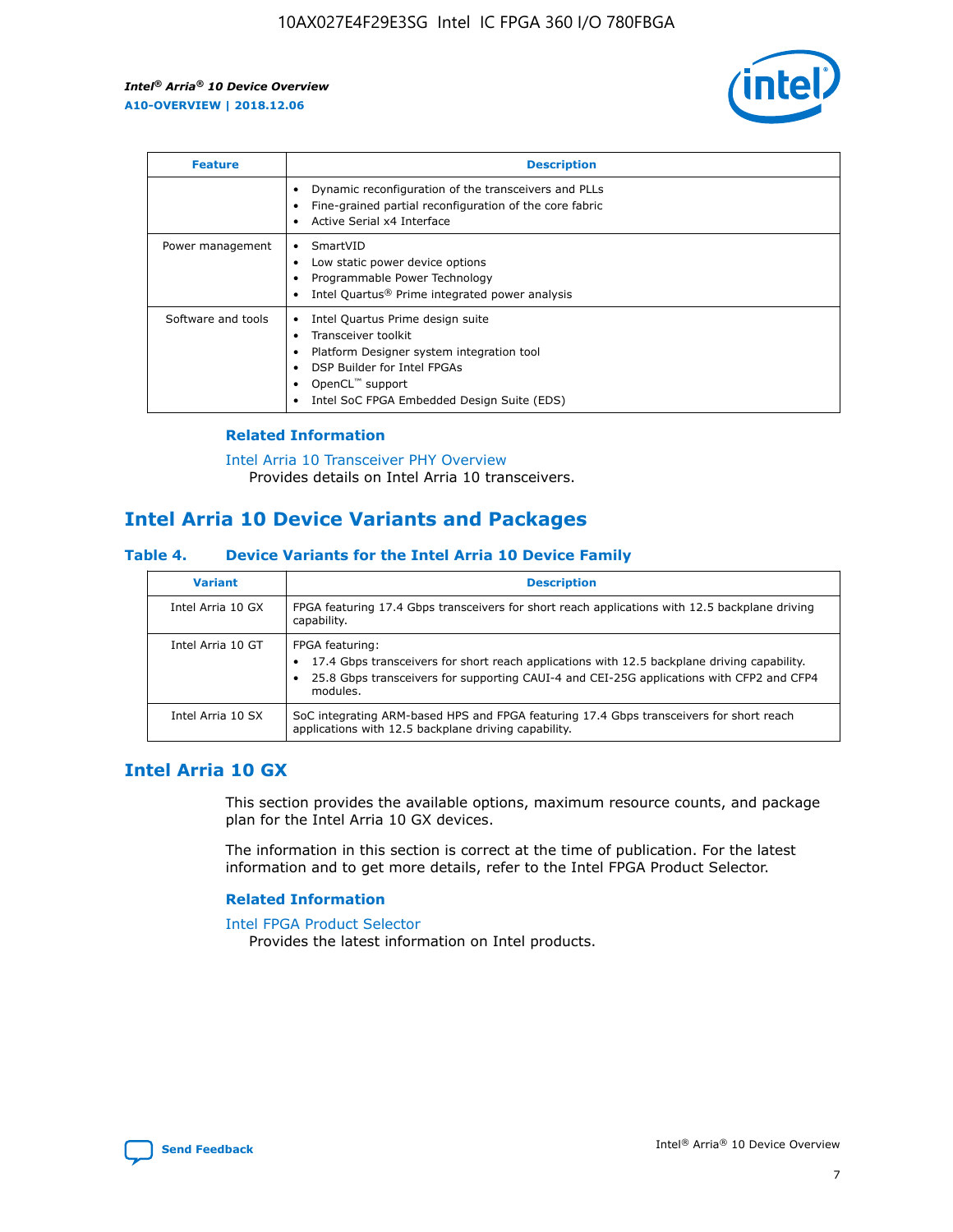| Feature | Description |
| --- | --- |
| | • Dynamic reconfiguration of the transceivers and PLLs<br>• Fine-grained partial reconfiguration of the core fabric<br>• Active Serial x4 Interface |
| Power management | • SmartVID<br>• Low static power device options<br>• Programmable Power Technology<br>• Intel Quartus® Prime integrated power analysis |
| Software and tools | • Intel Quartus Prime design suite<br>• Transceiver toolkit<br>• Platform Designer system integration tool<br>• DSP Builder for Intel FPGAs<br>• OpenCL™ support<br>• Intel SoC FPGA Embedded Design Suite (EDS) |

### Related Information

Intel Arria 10 Transceiver PHY Overview
Provides details on Intel Arria 10 transceivers.

## Intel Arria 10 Device Variants and Packages

### Table 4. Device Variants for the Intel Arria 10 Device Family

| Variant | Description |
| --- | --- |
| Intel Arria 10 GX | FPGA featuring 17.4 Gbps transceivers for short reach applications with 12.5 backplane driving capability. |
| Intel Arria 10 GT | FPGA featuring:<br>• 17.4 Gbps transceivers for short reach applications with 12.5 backplane driving capability.<br>• 25.8 Gbps transceivers for supporting CAUI-4 and CEI-25G applications with CFP2 and CFP4 modules. |
| Intel Arria 10 SX | SoC integrating ARM-based HPS and FPGA featuring 17.4 Gbps transceivers for short reach applications with 12.5 backplane driving capability. |

## Intel Arria 10 GX

This section provides the available options, maximum resource counts, and package plan for the Intel Arria 10 GX devices.

The information in this section is correct at the time of publication. For the latest information and to get more details, refer to the Intel FPGA Product Selector.

### Related Information

Intel FPGA Product Selector
Provides the latest information on Intel products.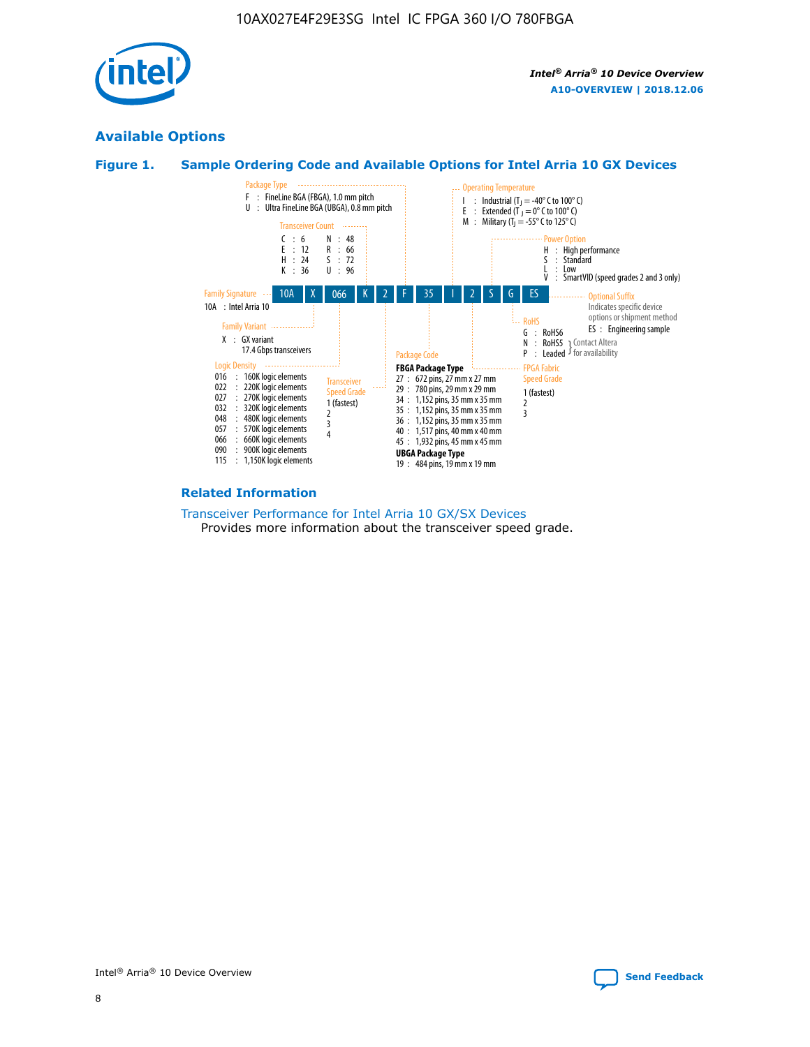## Available Options

### Figure 1. Sample Ordering Code and Available Options for Intel Arria 10 GX Devices

10A X 066 K 2 F 35 I 2 S G ES

Family Signature
10A : Intel Arria 10

Family Variant
X : GX variant
17.4 Gbps transceivers

Logic Density
016 : 160K logic elements
022 : 220K logic elements
027 : 270K logic elements
032 : 320K logic elements
048 : 480K logic elements
057 : 570K logic elements
066 : 660K logic elements
090 : 900K logic elements
115 : 1,150K logic elements

Transceiver Count
C : 6
E : 12
H : 24
K : 36
N : 48
R : 66
S : 72
U : 96

Transceiver Speed Grade
1 (fastest)
2
3
4

Package Type
F : FineLine BGA (FBGA), 1.0 mm pitch
U : Ultra FineLine BGA (UBGA), 0.8 mm pitch

Package Code
**FBGA Package Type**
27 : 672 pins, 27 mm x 27 mm
29 : 780 pins, 29 mm x 29 mm
34 : 1,152 pins, 35 mm x 35 mm
35 : 1,152 pins, 35 mm x 35 mm
36 : 1,152 pins, 35 mm x 35 mm
40 : 1,517 pins, 40 mm x 40 mm
45 : 1,932 pins, 45 mm x 45 mm
**UBGA Package Type**
19 : 484 pins, 19 mm x 19 mm

Operating Temperature
I : Industrial ($T_J$ = -40° C to 100° C)
E : Extended ($T_J$ = 0° C to 100° C)
M : Military ($T_J$ = -55° C to 125° C)

FPGA Fabric Speed Grade
1 (fastest)
2
3

Power Option
H : High performance
S : Standard
L : Low
V : SmartVID (speed grades 2 and 3 only)

RoHS
G : RoHS6
N : RoHS5
P : Leaded
(N, P: Contact Altera for availability)

Optional Suffix
Indicates specific device options or shipment method
ES : Engineering sample

### Related Information

Transceiver Performance for Intel Arria 10 GX/SX Devices
Provides more information about the transceiver speed grade.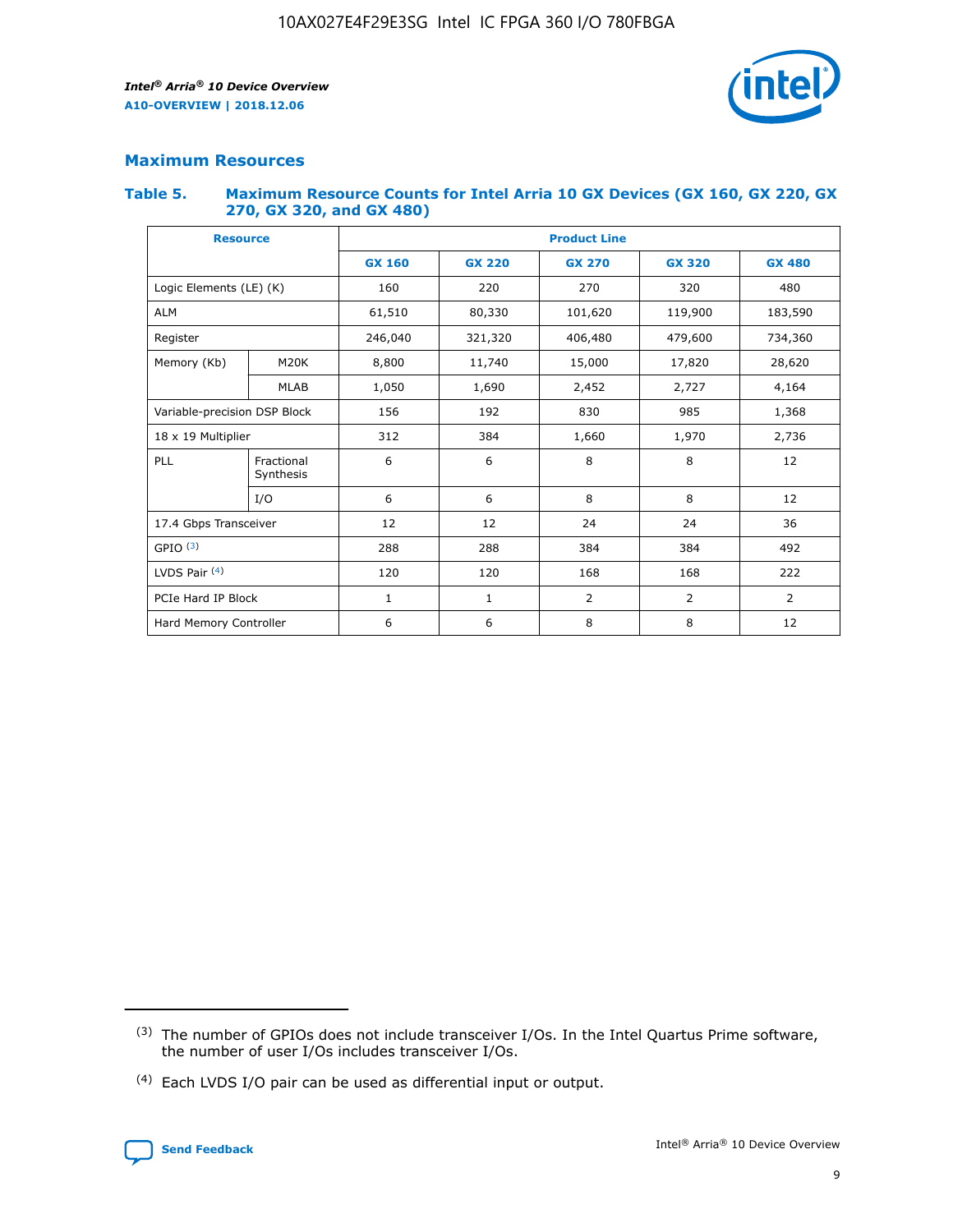## Maximum Resources

### Table 5. Maximum Resource Counts for Intel Arria 10 GX Devices (GX 160, GX 220, GX 270, GX 320, and GX 480)

| Resource | | Product Line | | | | |
|---|---|---|---|---|---|---|
| | | GX 160 | GX 220 | GX 270 | GX 320 | GX 480 |
| Logic Elements (LE) (K) | | 160 | 220 | 270 | 320 | 480 |
| ALM | | 61,510 | 80,330 | 101,620 | 119,900 | 183,590 |
| Register | | 246,040 | 321,320 | 406,480 | 479,600 | 734,360 |
| Memory (Kb) | M20K | 8,800 | 11,740 | 15,000 | 17,820 | 28,620 |
| | MLAB | 1,050 | 1,690 | 2,452 | 2,727 | 4,164 |
| Variable-precision DSP Block | | 156 | 192 | 830 | 985 | 1,368 |
| 18 x 19 Multiplier | | 312 | 384 | 1,660 | 1,970 | 2,736 |
| PLL | Fractional Synthesis | 6 | 6 | 8 | 8 | 12 |
| | I/O | 6 | 6 | 8 | 8 | 12 |
| 17.4 Gbps Transceiver | | 12 | 12 | 24 | 24 | 36 |
| GPIO [(3)] | | 288 | 288 | 384 | 384 | 492 |
| LVDS Pair [(4)] | | 120 | 120 | 168 | 168 | 222 |
| PCIe Hard IP Block | | 1 | 1 | 2 | 2 | 2 |
| Hard Memory Controller | | 6 | 6 | 8 | 8 | 12 |

(3) The number of GPIOs does not include transceiver I/Os. In the Intel Quartus Prime software, the number of user I/Os includes transceiver I/Os.

(4) Each LVDS I/O pair can be used as differential input or output.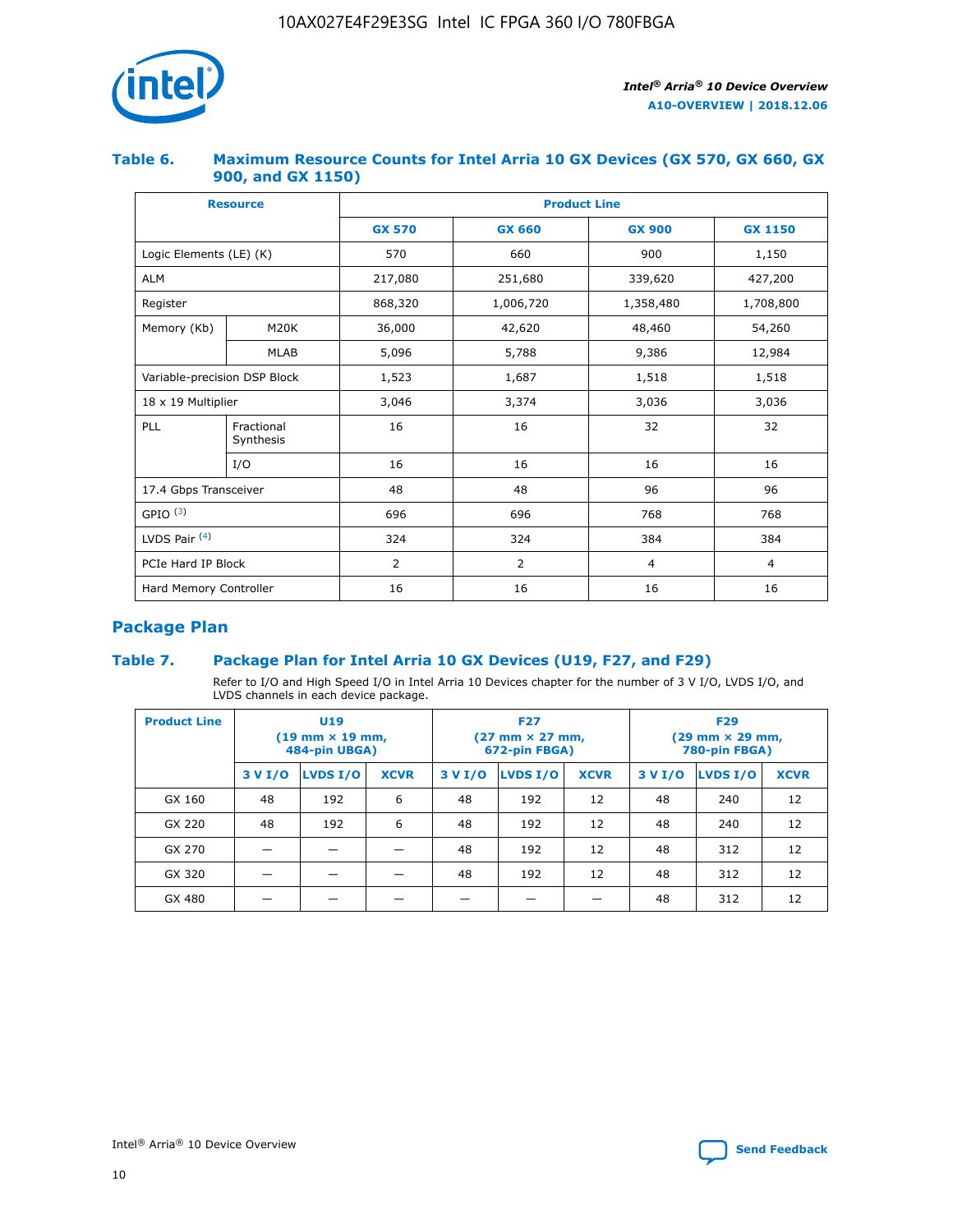## Table 6. Maximum Resource Counts for Intel Arria 10 GX Devices (GX 570, GX 660, GX 900, and GX 1150)

| Resource | | Product Line | | | |
|---|---|---|---|---|---|
| | | GX 570 | GX 660 | GX 900 | GX 1150 |
| Logic Elements (LE) (K) | | 570 | 660 | 900 | 1,150 |
| ALM | | 217,080 | 251,680 | 339,620 | 427,200 |
| Register | | 868,320 | 1,006,720 | 1,358,480 | 1,708,800 |
| Memory (Kb) | M20K | 36,000 | 42,620 | 48,460 | 54,260 |
| | MLAB | 5,096 | 5,788 | 9,386 | 12,984 |
| Variable-precision DSP Block | | 1,523 | 1,687 | 1,518 | 1,518 |
| 18 x 19 Multiplier | | 3,046 | 3,374 | 3,036 | 3,036 |
| PLL | Fractional Synthesis | 16 | 16 | 32 | 32 |
| | I/O | 16 | 16 | 16 | 16 |
| 17.4 Gbps Transceiver | | 48 | 48 | 96 | 96 |
| GPIO [(3)] | | 696 | 696 | 768 | 768 |
| LVDS Pair [(4)] | | 324 | 324 | 384 | 384 |
| PCIe Hard IP Block | | 2 | 2 | 4 | 4 |
| Hard Memory Controller | | 16 | 16 | 16 | 16 |

## Package Plan

### Table 7. Package Plan for Intel Arria 10 GX Devices (U19, F27, and F29)

Refer to I/O and High Speed I/O in Intel Arria 10 Devices chapter for the number of 3 V I/O, LVDS I/O, and LVDS channels in each device package.

| Product Line | U19 (19 mm × 19 mm, 484-pin UBGA) | | | F27 (27 mm × 27 mm, 672-pin FBGA) | | | F29 (29 mm × 29 mm, 780-pin FBGA) | | |
|---|---|---|---|---|---|---|---|---|---|
| | 3 V I/O | LVDS I/O | XCVR | 3 V I/O | LVDS I/O | XCVR | 3 V I/O | LVDS I/O | XCVR |
| GX 160 | 48 | 192 | 6 | 48 | 192 | 12 | 48 | 240 | 12 |
| GX 220 | 48 | 192 | 6 | 48 | 192 | 12 | 48 | 240 | 12 |
| GX 270 | — | — | — | 48 | 192 | 12 | 48 | 312 | 12 |
| GX 320 | — | — | — | 48 | 192 | 12 | 48 | 312 | 12 |
| GX 480 | — | — | — | — | — | — | 48 | 312 | 12 |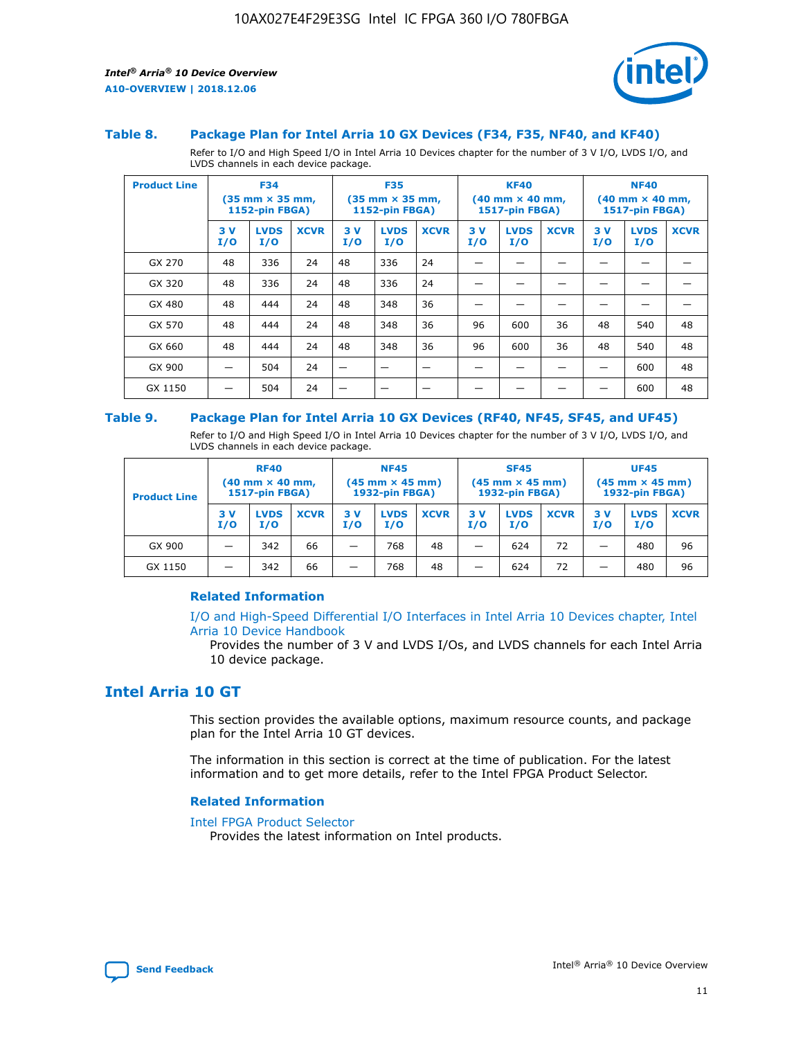### Table 8. Package Plan for Intel Arria 10 GX Devices (F34, F35, NF40, and KF40)

Refer to I/O and High Speed I/O in Intel Arria 10 Devices chapter for the number of 3 V I/O, LVDS I/O, and LVDS channels in each device package.

| Product Line | F34 (35 mm × 35 mm, 1152-pin FBGA) | | | F35 (35 mm × 35 mm, 1152-pin FBGA) | | | KF40 (40 mm × 40 mm, 1517-pin FBGA) | | | NF40 (40 mm × 40 mm, 1517-pin FBGA) | | |
|---|---|---|---|---|---|---|---|---|---|---|---|---|
| | 3 V I/O | LVDS I/O | XCVR | 3 V I/O | LVDS I/O | XCVR | 3 V I/O | LVDS I/O | XCVR | 3 V I/O | LVDS I/O | XCVR |
| GX 270 | 48 | 336 | 24 | 48 | 336 | 24 | — | — | — | — | — | — |
| GX 320 | 48 | 336 | 24 | 48 | 336 | 24 | — | — | — | — | — | — |
| GX 480 | 48 | 444 | 24 | 48 | 348 | 36 | — | — | — | — | — | — |
| GX 570 | 48 | 444 | 24 | 48 | 348 | 36 | 96 | 600 | 36 | 48 | 540 | 48 |
| GX 660 | 48 | 444 | 24 | 48 | 348 | 36 | 96 | 600 | 36 | 48 | 540 | 48 |
| GX 900 | — | 504 | 24 | — | — | — | — | — | — | — | 600 | 48 |
| GX 1150 | — | 504 | 24 | — | — | — | — | — | — | — | 600 | 48 |

### Table 9. Package Plan for Intel Arria 10 GX Devices (RF40, NF45, SF45, and UF45)

Refer to I/O and High Speed I/O in Intel Arria 10 Devices chapter for the number of 3 V I/O, LVDS I/O, and LVDS channels in each device package.

| Product Line | RF40 (40 mm × 40 mm, 1517-pin FBGA) | | | NF45 (45 mm × 45 mm) 1932-pin FBGA) | | | SF45 (45 mm × 45 mm) 1932-pin FBGA) | | | UF45 (45 mm × 45 mm) 1932-pin FBGA) | | |
|---|---|---|---|---|---|---|---|---|---|---|---|---|
| | 3 V I/O | LVDS I/O | XCVR | 3 V I/O | LVDS I/O | XCVR | 3 V I/O | LVDS I/O | XCVR | 3 V I/O | LVDS I/O | XCVR |
| GX 900 | — | 342 | 66 | — | 768 | 48 | — | 624 | 72 | — | 480 | 96 |
| GX 1150 | — | 342 | 66 | — | 768 | 48 | — | 624 | 72 | — | 480 | 96 |

#### Related Information

I/O and High-Speed Differential I/O Interfaces in Intel Arria 10 Devices chapter, Intel Arria 10 Device Handbook

Provides the number of 3 V and LVDS I/Os, and LVDS channels for each Intel Arria 10 device package.

## Intel Arria 10 GT

This section provides the available options, maximum resource counts, and package plan for the Intel Arria 10 GT devices.

The information in this section is correct at the time of publication. For the latest information and to get more details, refer to the Intel FPGA Product Selector.

#### Related Information

Intel FPGA Product Selector

Provides the latest information on Intel products.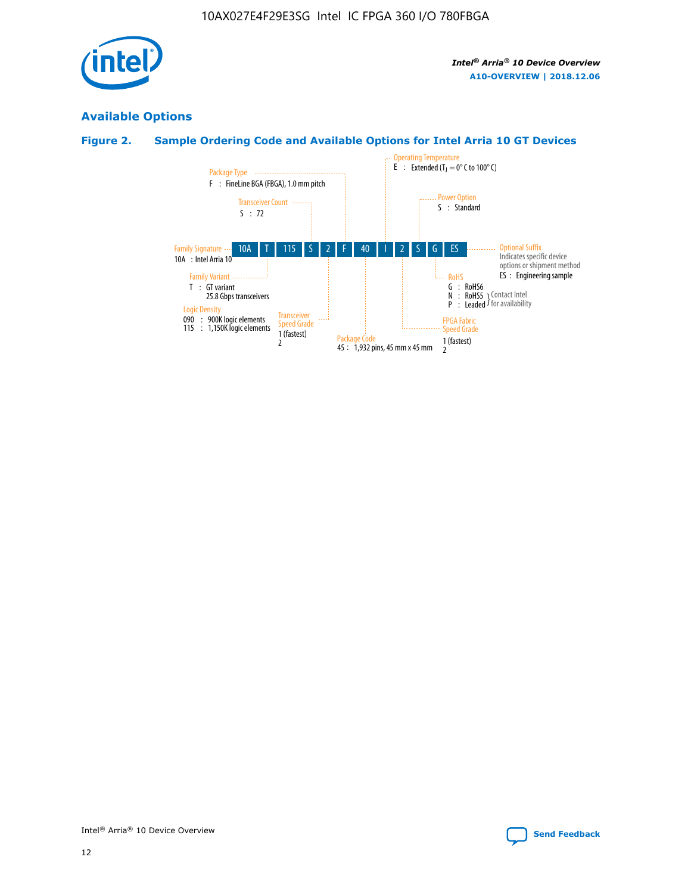## Available Options

### Figure 2. Sample Ordering Code and Available Options for Intel Arria 10 GT Devices

10A T 115 S 2 F 40 I 2 S G ES

Family Signature
10A : Intel Arria 10

Family Variant
T : GT variant
25.8 Gbps transceivers

Logic Density
090 : 900K logic elements
115 : 1,150K logic elements

Transceiver Count
S : 72

Transceiver Speed Grade
1 (fastest)
2

Package Type
F : FineLine BGA (FBGA), 1.0 mm pitch

Package Code
45 : 1,932 pins, 45 mm x 45 mm

Operating Temperature
E : Extended ($T_J$ = 0° C to 100° C)

FPGA Fabric Speed Grade
1 (fastest)
2

Power Option
S : Standard

RoHS
G : RoHS6
N : RoHS5
P : Leaded
} Contact Intel for availability

Optional Suffix
Indicates specific device options or shipment method
ES : Engineering sample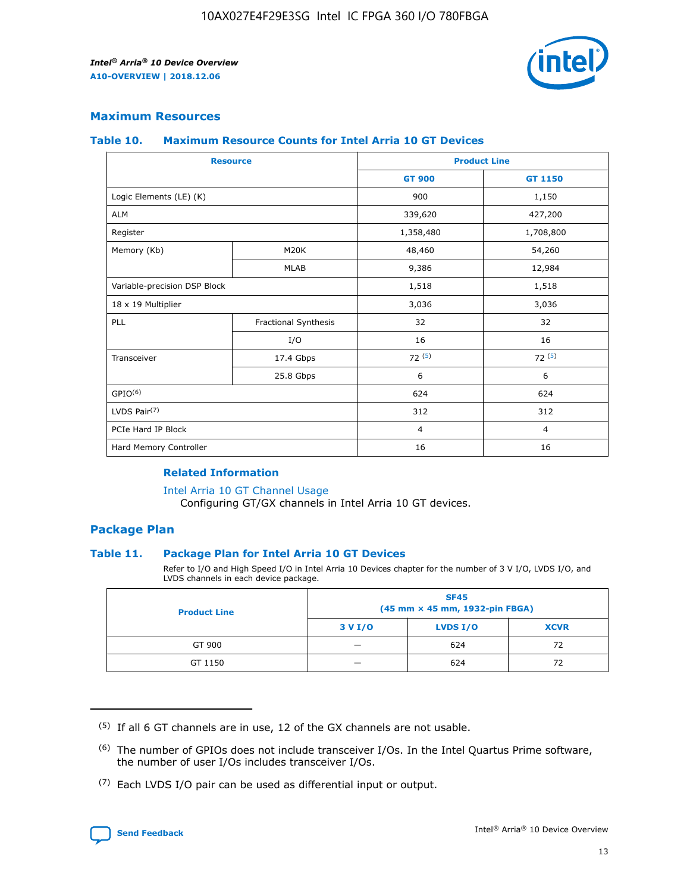## Maximum Resources

### Table 10. Maximum Resource Counts for Intel Arria 10 GT Devices

| Resource | | Product Line | |
|---|---|---|---|
| | | GT 900 | GT 1150 |
| Logic Elements (LE) (K) | | 900 | 1,150 |
| ALM | | 339,620 | 427,200 |
| Register | | 1,358,480 | 1,708,800 |
| Memory (Kb) | M20K | 48,460 | 54,260 |
| | MLAB | 9,386 | 12,984 |
| Variable-precision DSP Block | | 1,518 | 1,518 |
| 18 x 19 Multiplier | | 3,036 | 3,036 |
| PLL | Fractional Synthesis | 32 | 32 |
| | I/O | 16 | 16 |
| Transceiver | 17.4 Gbps | 72 (5) | 72 (5) |
| | 25.8 Gbps | 6 | 6 |
| GPIO(6) | | 624 | 624 |
| LVDS Pair(7) | | 312 | 312 |
| PCIe Hard IP Block | | 4 | 4 |
| Hard Memory Controller | | 16 | 16 |

#### Related Information

Intel Arria 10 GT Channel Usage
Configuring GT/GX channels in Intel Arria 10 GT devices.

## Package Plan

### Table 11. Package Plan for Intel Arria 10 GT Devices

Refer to I/O and High Speed I/O in Intel Arria 10 Devices chapter for the number of 3 V I/O, LVDS I/O, and LVDS channels in each device package.

| Product Line | SF45 (45 mm × 45 mm, 1932-pin FBGA) | | |
|---|---|---|---|
| | 3 V I/O | LVDS I/O | XCVR |
| GT 900 | — | 624 | 72 |
| GT 1150 | — | 624 | 72 |

(5) If all 6 GT channels are in use, 12 of the GX channels are not usable.

(6) The number of GPIOs does not include transceiver I/Os. In the Intel Quartus Prime software, the number of user I/Os includes transceiver I/Os.

(7) Each LVDS I/O pair can be used as differential input or output.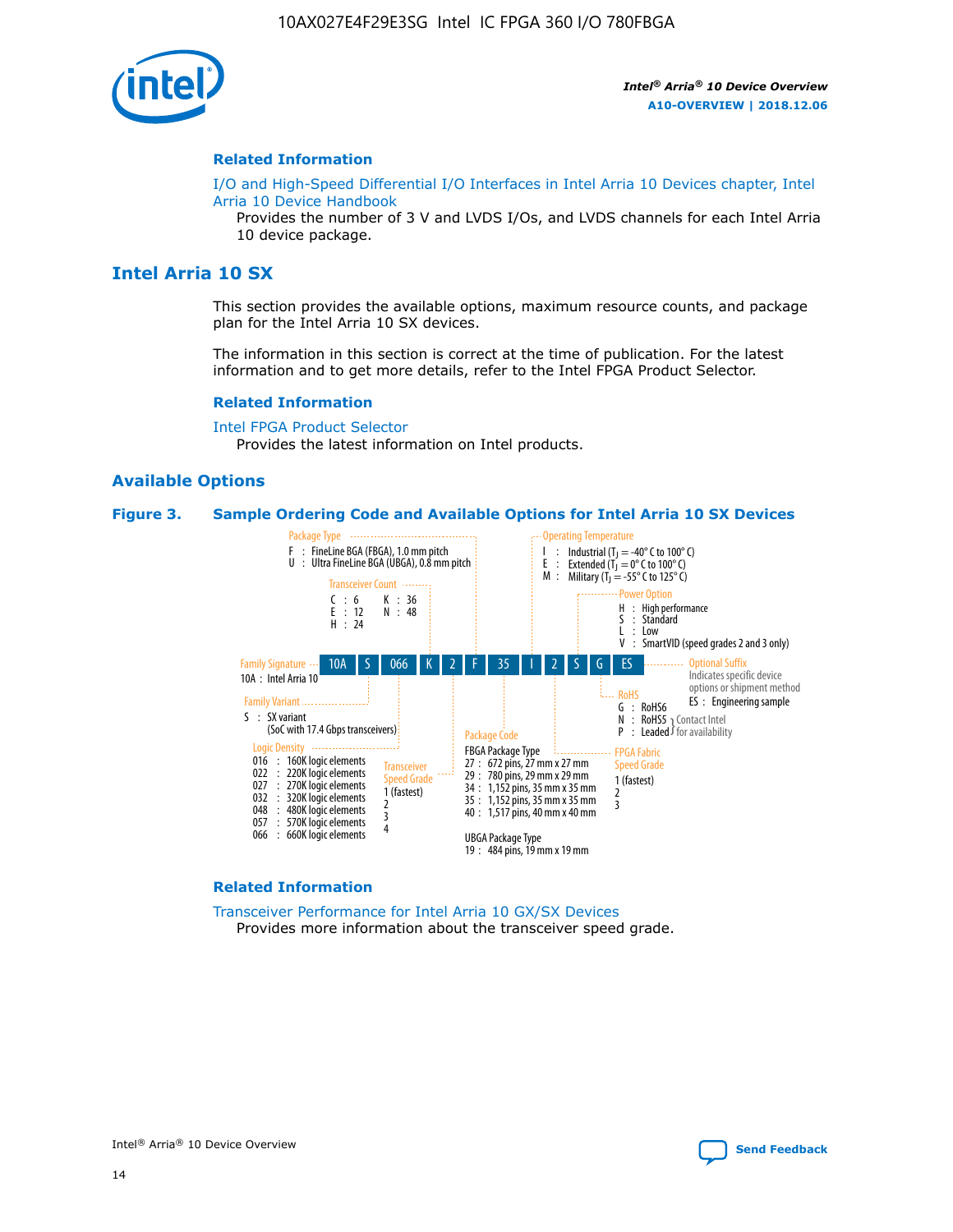### Related Information

I/O and High-Speed Differential I/O Interfaces in Intel Arria 10 Devices chapter, Intel Arria 10 Device Handbook

Provides the number of 3 V and LVDS I/Os, and LVDS channels for each Intel Arria 10 device package.

## Intel Arria 10 SX

This section provides the available options, maximum resource counts, and package plan for the Intel Arria 10 SX devices.

The information in this section is correct at the time of publication. For the latest information and to get more details, refer to the Intel FPGA Product Selector.

### Related Information

Intel FPGA Product Selector

Provides the latest information on Intel products.

### Available Options

**Figure 3. Sample Ordering Code and Available Options for Intel Arria 10 SX Devices**

10A S 066 K 2 F 35 I 2 S G ES

Family Signature
10A : Intel Arria 10

Family Variant
S : SX variant (SoC with 17.4 Gbps transceivers)

Logic Density
016 : 160K logic elements
022 : 220K logic elements
027 : 270K logic elements
032 : 320K logic elements
048 : 480K logic elements
057 : 570K logic elements
066 : 660K logic elements

Transceiver Count
C : 6
E : 12
H : 24
K : 36
N : 48

Transceiver Speed Grade
1 (fastest)
2
3
4

Package Type
F : FineLine BGA (FBGA), 1.0 mm pitch
U : Ultra FineLine BGA (UBGA), 0.8 mm pitch

Package Code
FBGA Package Type
27 : 672 pins, 27 mm x 27 mm
29 : 780 pins, 29 mm x 29 mm
34 : 1,152 pins, 35 mm x 35 mm
35 : 1,152 pins, 35 mm x 35 mm
40 : 1,517 pins, 40 mm x 40 mm

UBGA Package Type
19 : 484 pins, 19 mm x 19 mm

Operating Temperature
I : Industrial ($T_J$ = -40° C to 100° C)
E : Extended ($T_J$ = 0° C to 100° C)
M : Military ($T_J$ = -55° C to 125° C)

FPGA Fabric Speed Grade
1 (fastest)
2
3

Power Option
H : High performance
S : Standard
L : Low
V : SmartVID (speed grades 2 and 3 only)

RoHS
G : RoHS6
N : RoHS5
P : Leaded
Contact Intel for availability

Optional Suffix
Indicates specific device options or shipment method
ES : Engineering sample

### Related Information

Transceiver Performance for Intel Arria 10 GX/SX Devices

Provides more information about the transceiver speed grade.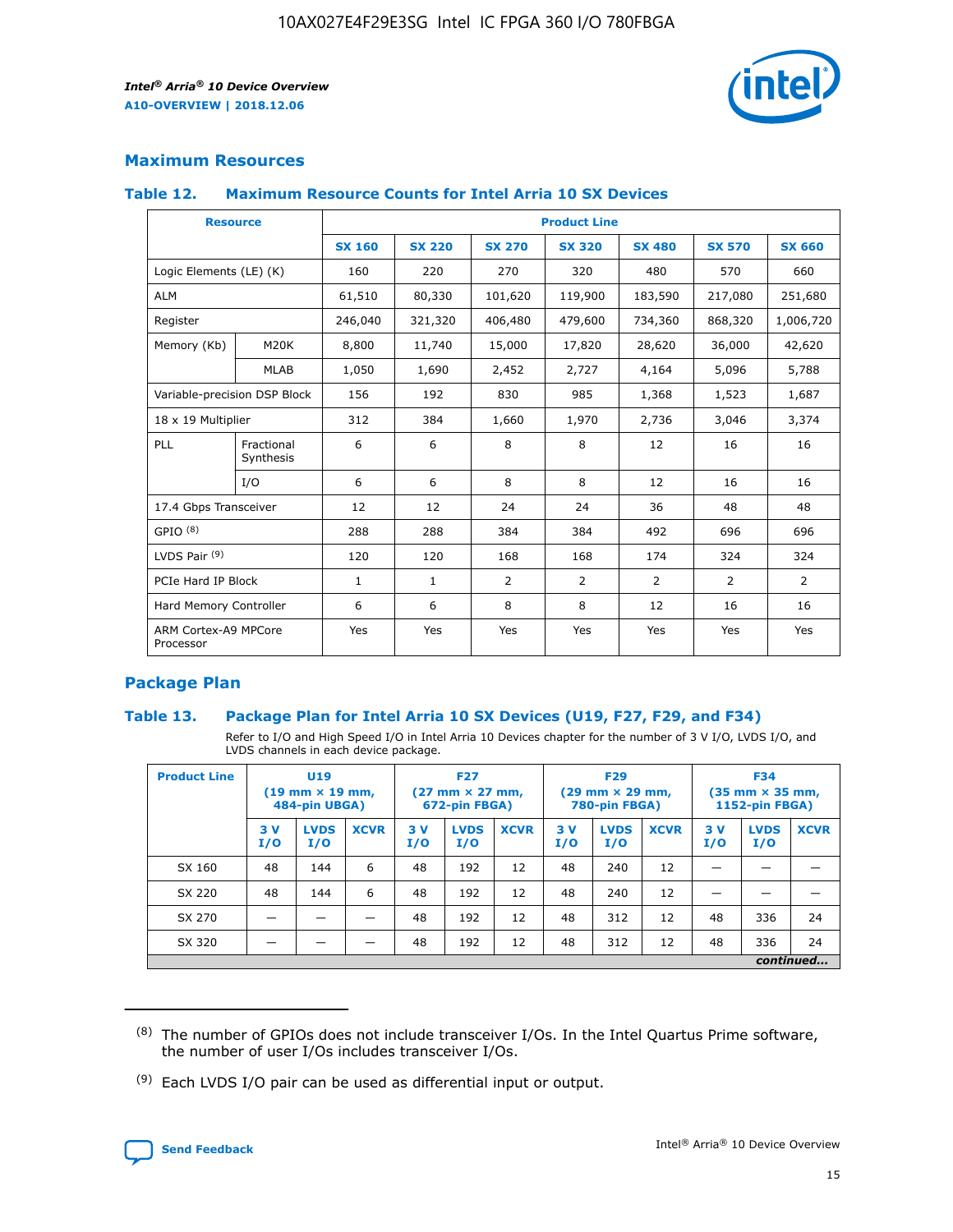## Maximum Resources

### Table 12. Maximum Resource Counts for Intel Arria 10 SX Devices

| Resource | | Product Line | | | | | | |
|---|---|---|---|---|---|---|---|---|
| | | SX 160 | SX 220 | SX 270 | SX 320 | SX 480 | SX 570 | SX 660 |
| Logic Elements (LE) (K) | | 160 | 220 | 270 | 320 | 480 | 570 | 660 |
| ALM | | 61,510 | 80,330 | 101,620 | 119,900 | 183,590 | 217,080 | 251,680 |
| Register | | 246,040 | 321,320 | 406,480 | 479,600 | 734,360 | 868,320 | 1,006,720 |
| Memory (Kb) | M20K | 8,800 | 11,740 | 15,000 | 17,820 | 28,620 | 36,000 | 42,620 |
| | MLAB | 1,050 | 1,690 | 2,452 | 2,727 | 4,164 | 5,096 | 5,788 |
| Variable-precision DSP Block | | 156 | 192 | 830 | 985 | 1,368 | 1,523 | 1,687 |
| 18 x 19 Multiplier | | 312 | 384 | 1,660 | 1,970 | 2,736 | 3,046 | 3,374 |
| PLL | Fractional Synthesis | 6 | 6 | 8 | 8 | 12 | 16 | 16 |
| | I/O | 6 | 6 | 8 | 8 | 12 | 16 | 16 |
| 17.4 Gbps Transceiver | | 12 | 12 | 24 | 24 | 36 | 48 | 48 |
| GPIO [8] | | 288 | 288 | 384 | 384 | 492 | 696 | 696 |
| LVDS Pair [9] | | 120 | 120 | 168 | 168 | 174 | 324 | 324 |
| PCIe Hard IP Block | | 1 | 1 | 2 | 2 | 2 | 2 | 2 |
| Hard Memory Controller | | 6 | 6 | 8 | 8 | 12 | 16 | 16 |
| ARM Cortex-A9 MPCore Processor | | Yes | Yes | Yes | Yes | Yes | Yes | Yes |

## Package Plan

### Table 13. Package Plan for Intel Arria 10 SX Devices (U19, F27, F29, and F34)

Refer to I/O and High Speed I/O in Intel Arria 10 Devices chapter for the number of 3 V I/O, LVDS I/O, and LVDS channels in each device package.

| Product Line | U19 (19 mm × 19 mm, 484-pin UBGA) | | | F27 (27 mm × 27 mm, 672-pin FBGA) | | | F29 (29 mm × 29 mm, 780-pin FBGA) | | | F34 (35 mm × 35 mm, 1152-pin FBGA) | | |
|---|---|---|---|---|---|---|---|---|---|---|---|---|
| | 3 V I/O | LVDS I/O | XCVR | 3 V I/O | LVDS I/O | XCVR | 3 V I/O | LVDS I/O | XCVR | 3 V I/O | LVDS I/O | XCVR |
| SX 160 | 48 | 144 | 6 | 48 | 192 | 12 | 48 | 240 | 12 | — | — | — |
| SX 220 | 48 | 144 | 6 | 48 | 192 | 12 | 48 | 240 | 12 | — | — | — |
| SX 270 | — | — | — | 48 | 192 | 12 | 48 | 312 | 12 | 48 | 336 | 24 |
| SX 320 | — | — | — | 48 | 192 | 12 | 48 | 312 | 12 | 48 | 336 | 24 |

*continued...*

(8) The number of GPIOs does not include transceiver I/Os. In the Intel Quartus Prime software, the number of user I/Os includes transceiver I/Os.

(9) Each LVDS I/O pair can be used as differential input or output.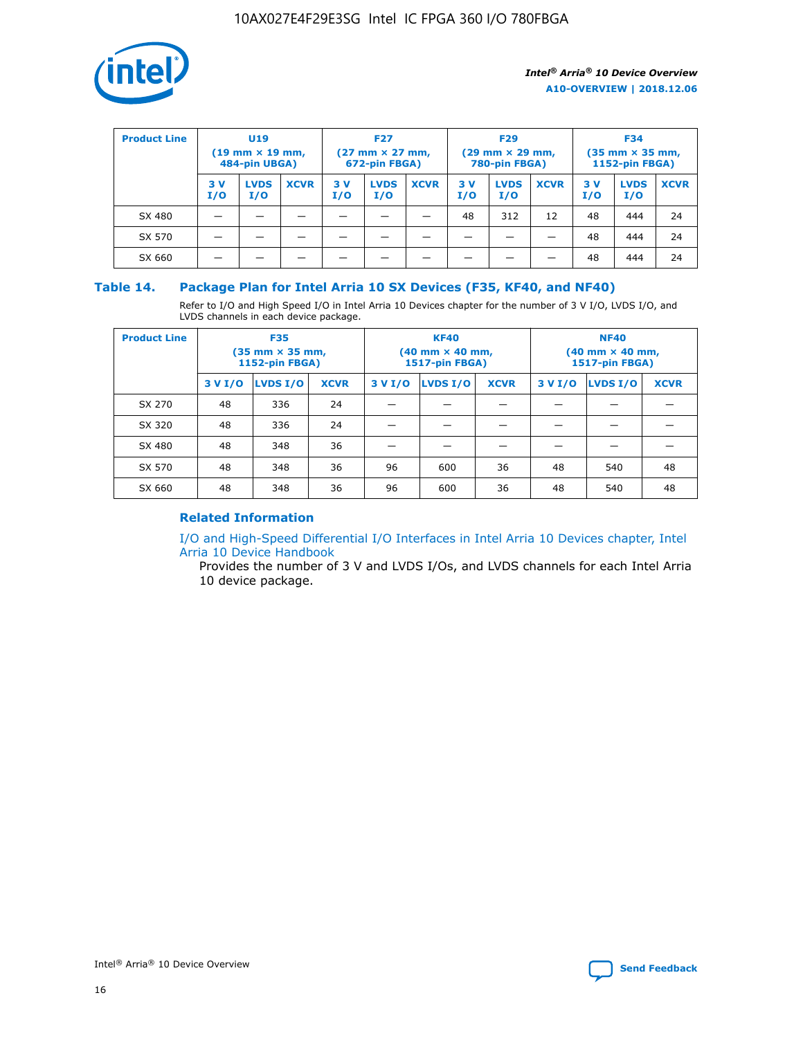| Product Line | U19 (19 mm × 19 mm, 484-pin UBGA) | | | F27 (27 mm × 27 mm, 672-pin FBGA) | | | F29 (29 mm × 29 mm, 780-pin FBGA) | | | F34 (35 mm × 35 mm, 1152-pin FBGA) | | |
|---|---|---|---|---|---|---|---|---|---|---|---|---|
| | 3 V I/O | LVDS I/O | XCVR | 3 V I/O | LVDS I/O | XCVR | 3 V I/O | LVDS I/O | XCVR | 3 V I/O | LVDS I/O | XCVR |
| SX 480 | — | — | — | — | — | — | 48 | 312 | 12 | 48 | 444 | 24 |
| SX 570 | — | — | — | — | — | — | — | — | — | 48 | 444 | 24 |
| SX 660 | — | — | — | — | — | — | — | — | — | 48 | 444 | 24 |

## Table 14. Package Plan for Intel Arria 10 SX Devices (F35, KF40, and NF40)

Refer to I/O and High Speed I/O in Intel Arria 10 Devices chapter for the number of 3 V I/O, LVDS I/O, and LVDS channels in each device package.

| Product Line | F35 (35 mm × 35 mm, 1152-pin FBGA) | | | KF40 (40 mm × 40 mm, 1517-pin FBGA) | | | NF40 (40 mm × 40 mm, 1517-pin FBGA) | | |
|---|---|---|---|---|---|---|---|---|---|
| | 3 V I/O | LVDS I/O | XCVR | 3 V I/O | LVDS I/O | XCVR | 3 V I/O | LVDS I/O | XCVR |
| SX 270 | 48 | 336 | 24 | — | — | — | — | — | — |
| SX 320 | 48 | 336 | 24 | — | — | — | — | — | — |
| SX 480 | 48 | 348 | 36 | — | — | — | — | — | — |
| SX 570 | 48 | 348 | 36 | 96 | 600 | 36 | 48 | 540 | 48 |
| SX 660 | 48 | 348 | 36 | 96 | 600 | 36 | 48 | 540 | 48 |

### Related Information

I/O and High-Speed Differential I/O Interfaces in Intel Arria 10 Devices chapter, Intel Arria 10 Device Handbook

Provides the number of 3 V and LVDS I/Os, and LVDS channels for each Intel Arria 10 device package.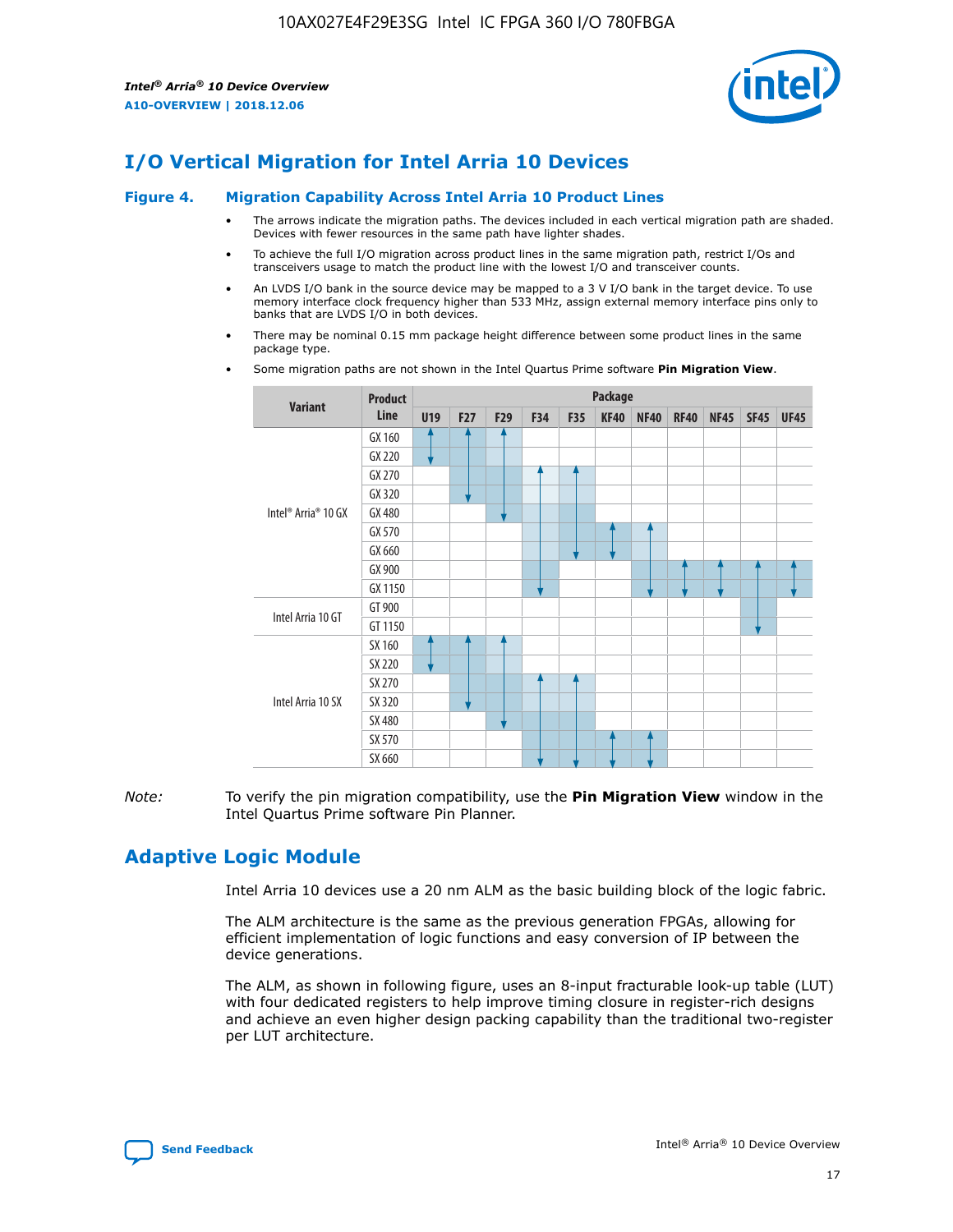# I/O Vertical Migration for Intel Arria 10 Devices

**Figure 4. Migration Capability Across Intel Arria 10 Product Lines**

- The arrows indicate the migration paths. The devices included in each vertical migration path are shaded. Devices with fewer resources in the same path have lighter shades.
- To achieve the full I/O migration across product lines in the same migration path, restrict I/Os and transceivers usage to match the product line with the lowest I/O and transceiver counts.
- An LVDS I/O bank in the source device may be mapped to a 3 V I/O bank in the target device. To use memory interface clock frequency higher than 533 MHz, assign external memory interface pins only to banks that are LVDS I/O in both devices.
- There may be nominal 0.15 mm package height difference between some product lines in the same package type.
- Some migration paths are not shown in the Intel Quartus Prime software **Pin Migration View**.

| Variant | Product Line | Package | | | | | | | | | | |
|---|---|---|---|---|---|---|---|---|---|---|---|---|
| | | U19 | F27 | F29 | F34 | F35 | KF40 | NF40 | RF40 | NF45 | SF45 | UF45 |
| Intel® Arria® 10 GX | GX 160 | | | | | | | | | | | |
| | GX 220 | | | | | | | | | | | |
| | GX 270 | | | | | | | | | | | |
| | GX 320 | | | | | | | | | | | |
| | GX 480 | | | | | | | | | | | |
| | GX 570 | | | | | | | | | | | |
| | GX 660 | | | | | | | | | | | |
| | GX 900 | | | | | | | | | | | |
| | GX 1150 | | | | | | | | | | | |
| Intel Arria 10 GT | GT 900 | | | | | | | | | | | |
| | GT 1150 | | | | | | | | | | | |
| Intel Arria 10 SX | SX 160 | | | | | | | | | | | |
| | SX 220 | | | | | | | | | | | |
| | SX 270 | | | | | | | | | | | |
| | SX 320 | | | | | | | | | | | |
| | SX 480 | | | | | | | | | | | |
| | SX 570 | | | | | | | | | | | |
| | SX 660 | | | | | | | | | | | |

*Note:* To verify the pin migration compatibility, use the **Pin Migration View** window in the Intel Quartus Prime software Pin Planner.

# Adaptive Logic Module

Intel Arria 10 devices use a 20 nm ALM as the basic building block of the logic fabric.

The ALM architecture is the same as the previous generation FPGAs, allowing for efficient implementation of logic functions and easy conversion of IP between the device generations.

The ALM, as shown in following figure, uses an 8-input fracturable look-up table (LUT) with four dedicated registers to help improve timing closure in register-rich designs and achieve an even higher design packing capability than the traditional two-register per LUT architecture.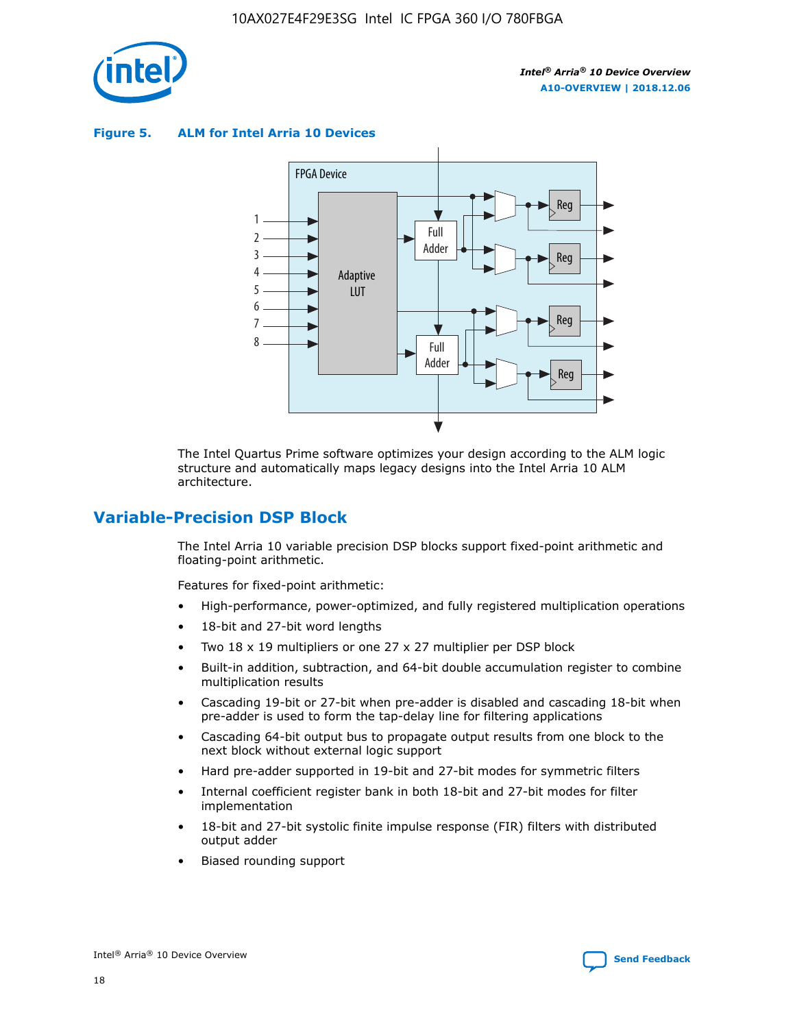**Figure 5. ALM for Intel Arria 10 Devices**

FPGA Device

1
2
3
4
5
6
7
8

Adaptive LUT

Full Adder

Full Adder

Reg

Reg

Reg

Reg

The Intel Quartus Prime software optimizes your design according to the ALM logic structure and automatically maps legacy designs into the Intel Arria 10 ALM architecture.

## Variable-Precision DSP Block

The Intel Arria 10 variable precision DSP blocks support fixed-point arithmetic and floating-point arithmetic.

Features for fixed-point arithmetic:

- High-performance, power-optimized, and fully registered multiplication operations
- 18-bit and 27-bit word lengths
- Two 18 x 19 multipliers or one 27 x 27 multiplier per DSP block
- Built-in addition, subtraction, and 64-bit double accumulation register to combine multiplication results
- Cascading 19-bit or 27-bit when pre-adder is disabled and cascading 18-bit when pre-adder is used to form the tap-delay line for filtering applications
- Cascading 64-bit output bus to propagate output results from one block to the next block without external logic support
- Hard pre-adder supported in 19-bit and 27-bit modes for symmetric filters
- Internal coefficient register bank in both 18-bit and 27-bit modes for filter implementation
- 18-bit and 27-bit systolic finite impulse response (FIR) filters with distributed output adder
- Biased rounding support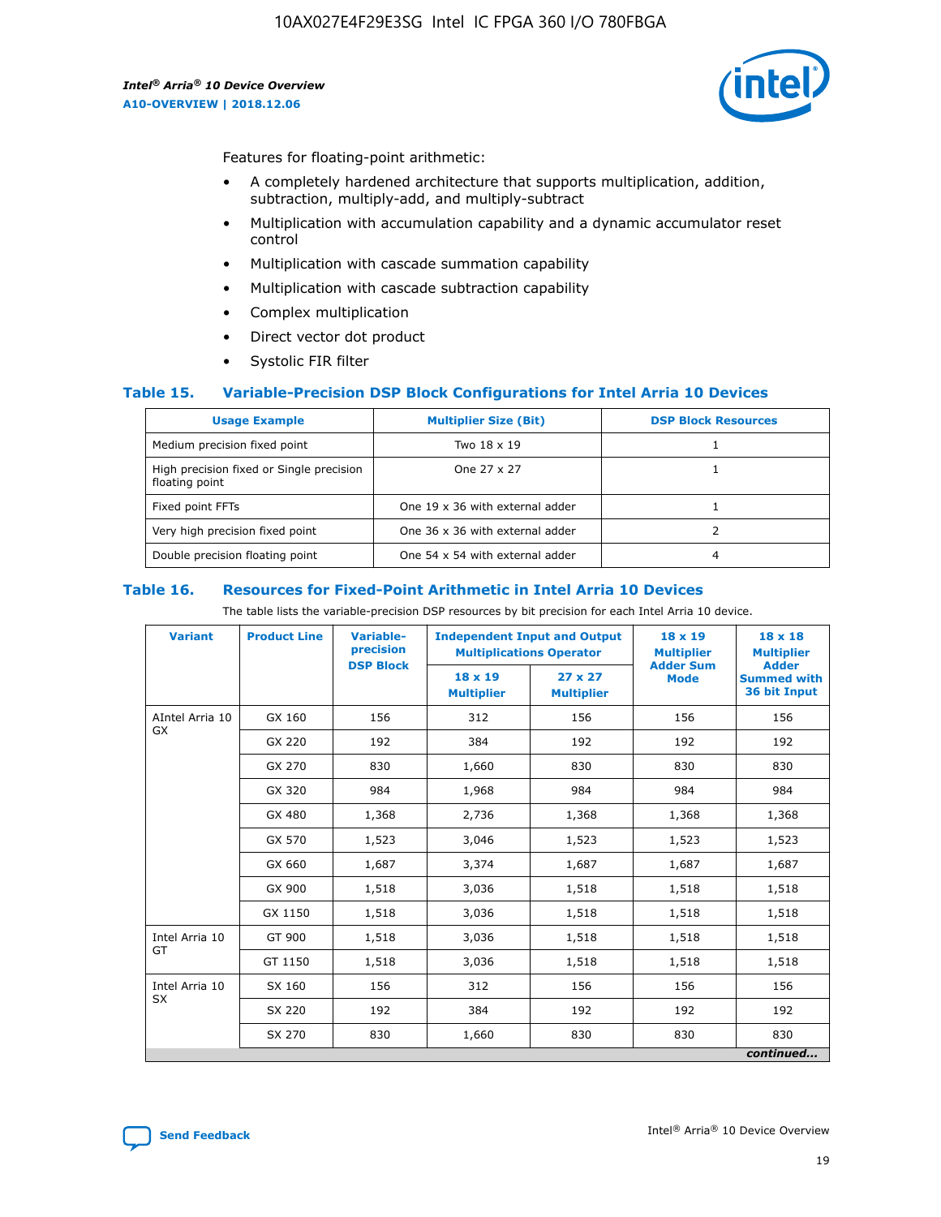Features for floating-point arithmetic:

- A completely hardened architecture that supports multiplication, addition, subtraction, multiply-add, and multiply-subtract
- Multiplication with accumulation capability and a dynamic accumulator reset control
- Multiplication with cascade summation capability
- Multiplication with cascade subtraction capability
- Complex multiplication
- Direct vector dot product
- Systolic FIR filter

### Table 15. Variable-Precision DSP Block Configurations for Intel Arria 10 Devices

| Usage Example | Multiplier Size (Bit) | DSP Block Resources |
|---|---|---|
| Medium precision fixed point | Two 18 x 19 | 1 |
| High precision fixed or Single precision floating point | One 27 x 27 | 1 |
| Fixed point FFTs | One 19 x 36 with external adder | 1 |
| Very high precision fixed point | One 36 x 36 with external adder | 2 |
| Double precision floating point | One 54 x 54 with external adder | 4 |

### Table 16. Resources for Fixed-Point Arithmetic in Intel Arria 10 Devices

The table lists the variable-precision DSP resources by bit precision for each Intel Arria 10 device.

| Variant | Product Line | Variable-precision DSP Block | Independent Input and Output Multiplications Operator | | 18 x 19 Multiplier Adder Sum Mode | 18 x 18 Multiplier Adder Summed with 36 bit Input |
|---|---|---|---|---|---|---|
| | | | 18 x 19 Multiplier | 27 x 27 Multiplier | | |
| AIntel Arria 10 GX | GX 160 | 156 | 312 | 156 | 156 | 156 |
| | GX 220 | 192 | 384 | 192 | 192 | 192 |
| | GX 270 | 830 | 1,660 | 830 | 830 | 830 |
| | GX 320 | 984 | 1,968 | 984 | 984 | 984 |
| | GX 480 | 1,368 | 2,736 | 1,368 | 1,368 | 1,368 |
| | GX 570 | 1,523 | 3,046 | 1,523 | 1,523 | 1,523 |
| | GX 660 | 1,687 | 3,374 | 1,687 | 1,687 | 1,687 |
| | GX 900 | 1,518 | 3,036 | 1,518 | 1,518 | 1,518 |
| | GX 1150 | 1,518 | 3,036 | 1,518 | 1,518 | 1,518 |
| Intel Arria 10 GT | GT 900 | 1,518 | 3,036 | 1,518 | 1,518 | 1,518 |
| | GT 1150 | 1,518 | 3,036 | 1,518 | 1,518 | 1,518 |
| Intel Arria 10 SX | SX 160 | 156 | 312 | 156 | 156 | 156 |
| | SX 220 | 192 | 384 | 192 | 192 | 192 |
| | SX 270 | 830 | 1,660 | 830 | 830 | 830 |

*continued...*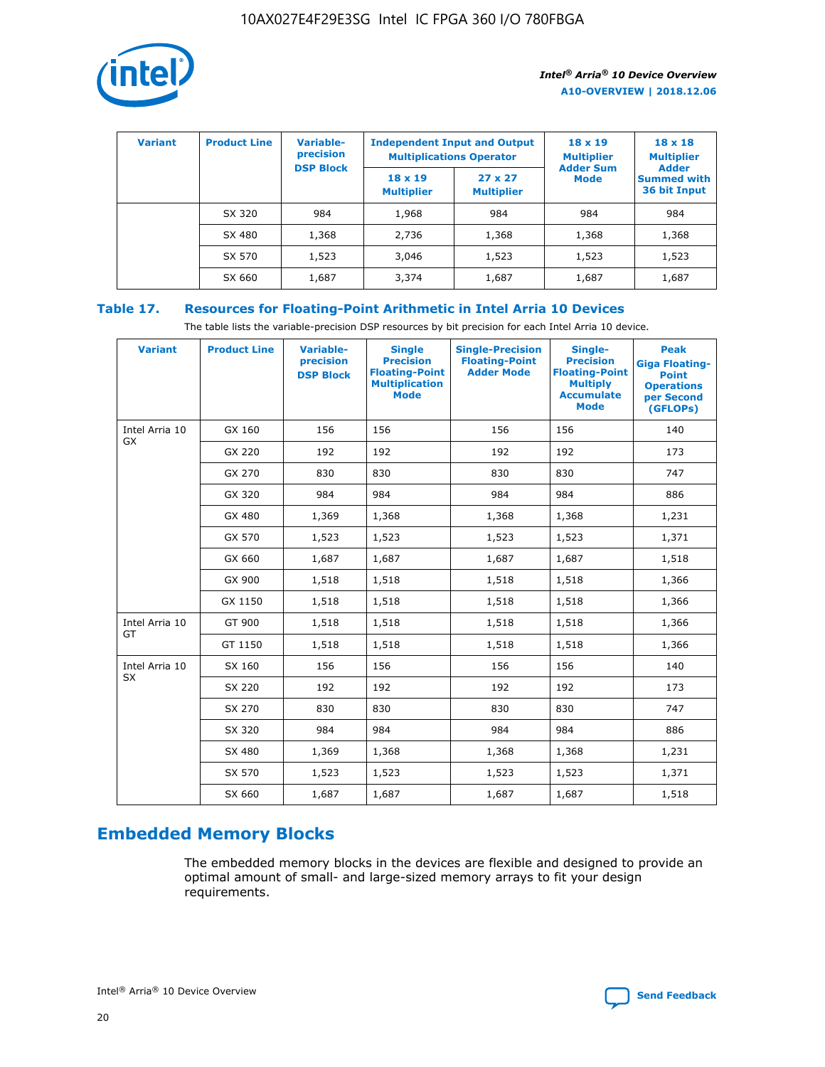| Variant | Product Line | Variable-precision DSP Block | Independent Input and Output Multiplications Operator | | 18 x 19 Multiplier Adder Sum Mode | 18 x 18 Multiplier Adder Summed with 36 bit Input |
|---|---|---|---|---|---|---|
| | | | 18 x 19 Multiplier | 27 x 27 Multiplier | | |
| | SX 320 | 984 | 1,968 | 984 | 984 | 984 |
| | SX 480 | 1,368 | 2,736 | 1,368 | 1,368 | 1,368 |
| | SX 570 | 1,523 | 3,046 | 1,523 | 1,523 | 1,523 |
| | SX 660 | 1,687 | 3,374 | 1,687 | 1,687 | 1,687 |

**Table 17. Resources for Floating-Point Arithmetic in Intel Arria 10 Devices**

The table lists the variable-precision DSP resources by bit precision for each Intel Arria 10 device.

| Variant | Product Line | Variable-precision DSP Block | Single Precision Floating-Point Multiplication Mode | Single-Precision Floating-Point Adder Mode | Single-Precision Floating-Point Multiply Accumulate Mode | Peak Giga Floating-Point Operations per Second (GFLOPs) |
|---|---|---|---|---|---|---|
| Intel Arria 10 GX | GX 160 | 156 | 156 | 156 | 156 | 140 |
| | GX 220 | 192 | 192 | 192 | 192 | 173 |
| | GX 270 | 830 | 830 | 830 | 830 | 747 |
| | GX 320 | 984 | 984 | 984 | 984 | 886 |
| | GX 480 | 1,369 | 1,368 | 1,368 | 1,368 | 1,231 |
| | GX 570 | 1,523 | 1,523 | 1,523 | 1,523 | 1,371 |
| | GX 660 | 1,687 | 1,687 | 1,687 | 1,687 | 1,518 |
| | GX 900 | 1,518 | 1,518 | 1,518 | 1,518 | 1,366 |
| | GX 1150 | 1,518 | 1,518 | 1,518 | 1,518 | 1,366 |
| Intel Arria 10 GT | GT 900 | 1,518 | 1,518 | 1,518 | 1,518 | 1,366 |
| | GT 1150 | 1,518 | 1,518 | 1,518 | 1,518 | 1,366 |
| Intel Arria 10 SX | SX 160 | 156 | 156 | 156 | 156 | 140 |
| | SX 220 | 192 | 192 | 192 | 192 | 173 |
| | SX 270 | 830 | 830 | 830 | 830 | 747 |
| | SX 320 | 984 | 984 | 984 | 984 | 886 |
| | SX 480 | 1,369 | 1,368 | 1,368 | 1,368 | 1,231 |
| | SX 570 | 1,523 | 1,523 | 1,523 | 1,523 | 1,371 |
| | SX 660 | 1,687 | 1,687 | 1,687 | 1,687 | 1,518 |

## Embedded Memory Blocks

The embedded memory blocks in the devices are flexible and designed to provide an optimal amount of small- and large-sized memory arrays to fit your design requirements.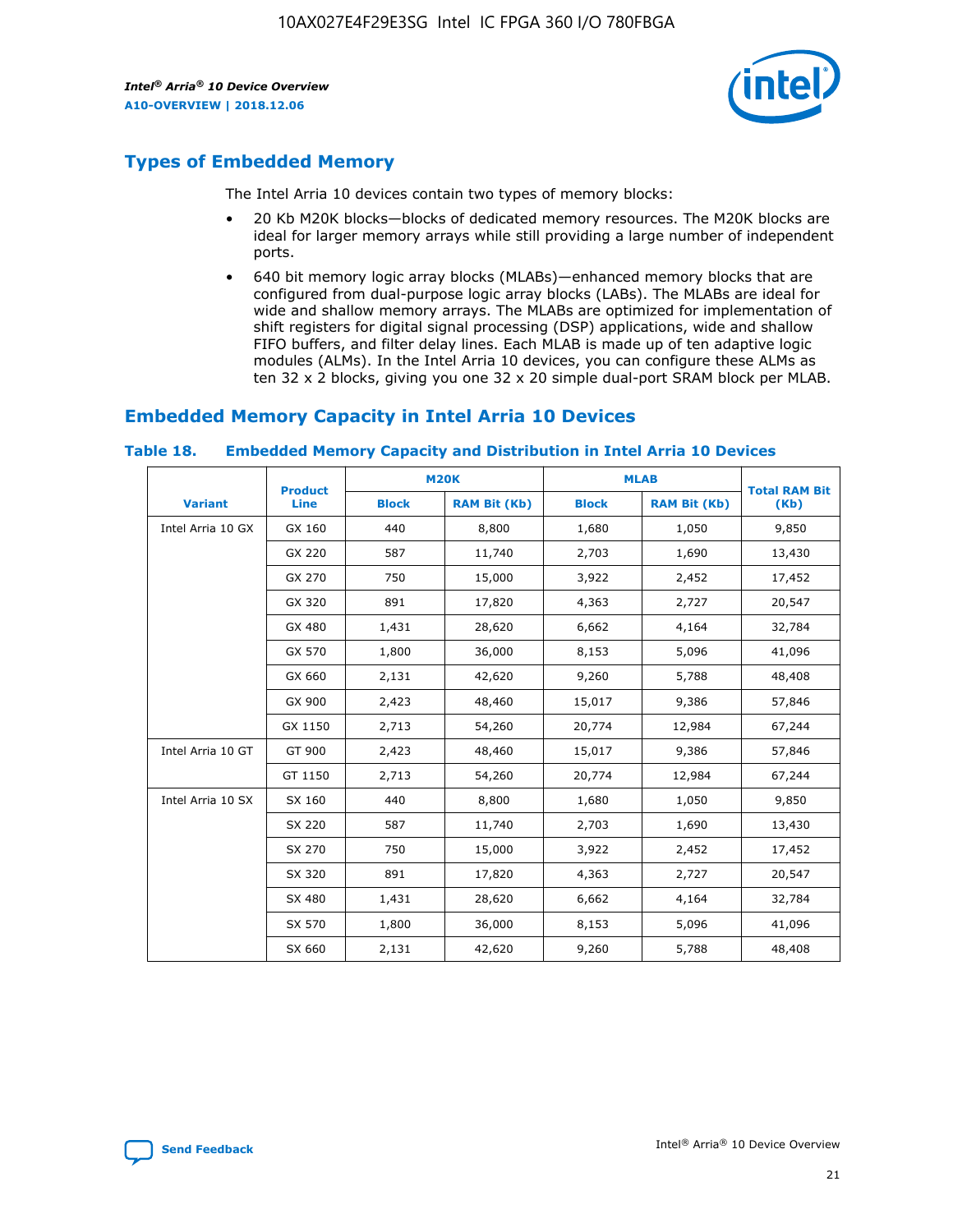## Types of Embedded Memory

The Intel Arria 10 devices contain two types of memory blocks:

- 20 Kb M20K blocks—blocks of dedicated memory resources. The M20K blocks are ideal for larger memory arrays while still providing a large number of independent ports.
- 640 bit memory logic array blocks (MLABs)—enhanced memory blocks that are configured from dual-purpose logic array blocks (LABs). The MLABs are ideal for wide and shallow memory arrays. The MLABs are optimized for implementation of shift registers for digital signal processing (DSP) applications, wide and shallow FIFO buffers, and filter delay lines. Each MLAB is made up of ten adaptive logic modules (ALMs). In the Intel Arria 10 devices, you can configure these ALMs as ten 32 x 2 blocks, giving you one 32 x 20 simple dual-port SRAM block per MLAB.

## Embedded Memory Capacity in Intel Arria 10 Devices

**Table 18. Embedded Memory Capacity and Distribution in Intel Arria 10 Devices**

| Variant | Product Line | M20K | | MLAB | | Total RAM Bit (Kb) |
|---|---|---|---|---|---|---|
| | | Block | RAM Bit (Kb) | Block | RAM Bit (Kb) | |
| Intel Arria 10 GX | GX 160 | 440 | 8,800 | 1,680 | 1,050 | 9,850 |
| | GX 220 | 587 | 11,740 | 2,703 | 1,690 | 13,430 |
| | GX 270 | 750 | 15,000 | 3,922 | 2,452 | 17,452 |
| | GX 320 | 891 | 17,820 | 4,363 | 2,727 | 20,547 |
| | GX 480 | 1,431 | 28,620 | 6,662 | 4,164 | 32,784 |
| | GX 570 | 1,800 | 36,000 | 8,153 | 5,096 | 41,096 |
| | GX 660 | 2,131 | 42,620 | 9,260 | 5,788 | 48,408 |
| | GX 900 | 2,423 | 48,460 | 15,017 | 9,386 | 57,846 |
| | GX 1150 | 2,713 | 54,260 | 20,774 | 12,984 | 67,244 |
| Intel Arria 10 GT | GT 900 | 2,423 | 48,460 | 15,017 | 9,386 | 57,846 |
| | GT 1150 | 2,713 | 54,260 | 20,774 | 12,984 | 67,244 |
| Intel Arria 10 SX | SX 160 | 440 | 8,800 | 1,680 | 1,050 | 9,850 |
| | SX 220 | 587 | 11,740 | 2,703 | 1,690 | 13,430 |
| | SX 270 | 750 | 15,000 | 3,922 | 2,452 | 17,452 |
| | SX 320 | 891 | 17,820 | 4,363 | 2,727 | 20,547 |
| | SX 480 | 1,431 | 28,620 | 6,662 | 4,164 | 32,784 |
| | SX 570 | 1,800 | 36,000 | 8,153 | 5,096 | 41,096 |
| | SX 660 | 2,131 | 42,620 | 9,260 | 5,788 | 48,408 |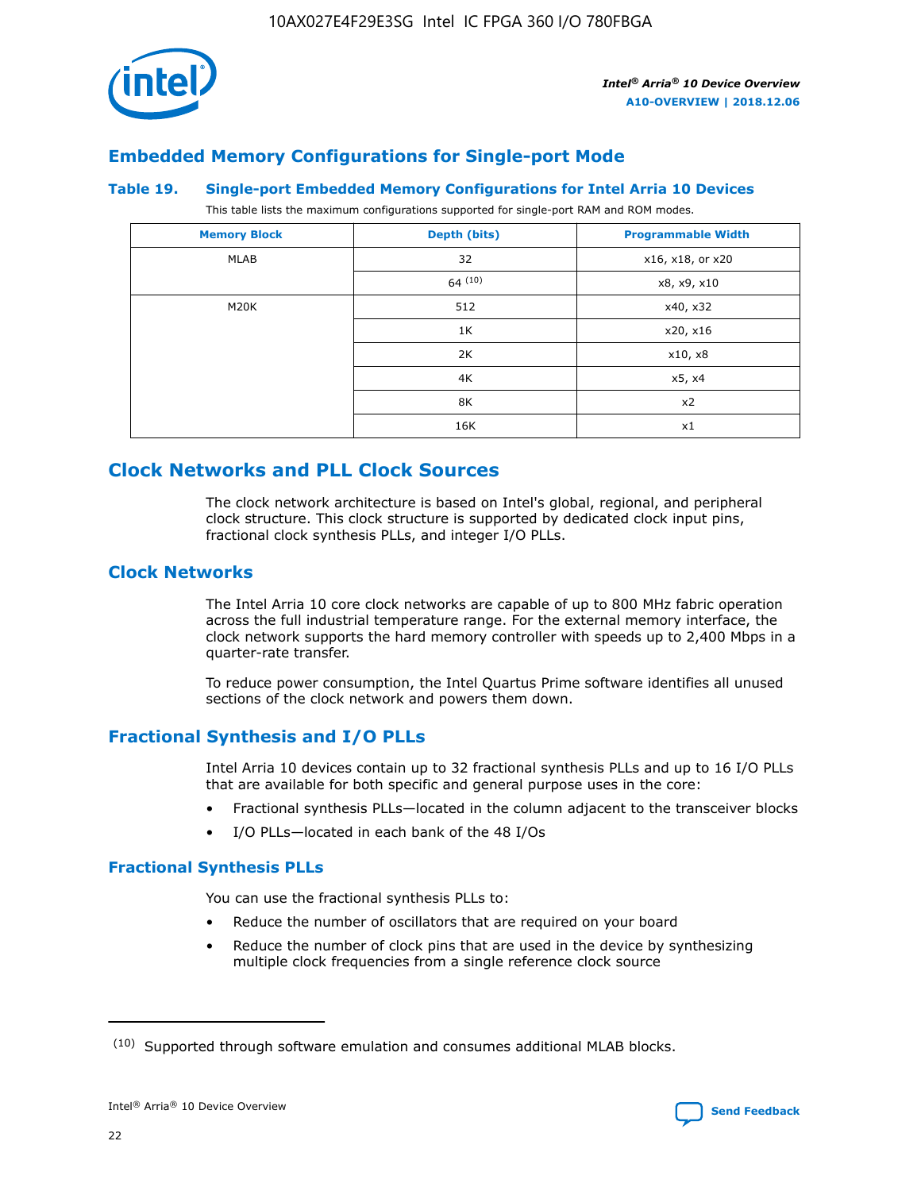## Embedded Memory Configurations for Single-port Mode

### Table 19. Single-port Embedded Memory Configurations for Intel Arria 10 Devices

This table lists the maximum configurations supported for single-port RAM and ROM modes.

| Memory Block | Depth (bits) | Programmable Width |
|---|---|---|
| MLAB | 32 | x16, x18, or x20 |
| | 64 [10] | x8, x9, x10 |
| M20K | 512 | x40, x32 |
| | 1K | x20, x16 |
| | 2K | x10, x8 |
| | 4K | x5, x4 |
| | 8K | x2 |
| | 16K | x1 |

## Clock Networks and PLL Clock Sources

The clock network architecture is based on Intel's global, regional, and peripheral clock structure. This clock structure is supported by dedicated clock input pins, fractional clock synthesis PLLs, and integer I/O PLLs.

## Clock Networks

The Intel Arria 10 core clock networks are capable of up to 800 MHz fabric operation across the full industrial temperature range. For the external memory interface, the clock network supports the hard memory controller with speeds up to 2,400 Mbps in a quarter-rate transfer.

To reduce power consumption, the Intel Quartus Prime software identifies all unused sections of the clock network and powers them down.

## Fractional Synthesis and I/O PLLs

Intel Arria 10 devices contain up to 32 fractional synthesis PLLs and up to 16 I/O PLLs that are available for both specific and general purpose uses in the core:

- Fractional synthesis PLLs—located in the column adjacent to the transceiver blocks
- I/O PLLs—located in each bank of the 48 I/Os

### Fractional Synthesis PLLs

You can use the fractional synthesis PLLs to:

- Reduce the number of oscillators that are required on your board
- Reduce the number of clock pins that are used in the device by synthesizing multiple clock frequencies from a single reference clock source

(10) Supported through software emulation and consumes additional MLAB blocks.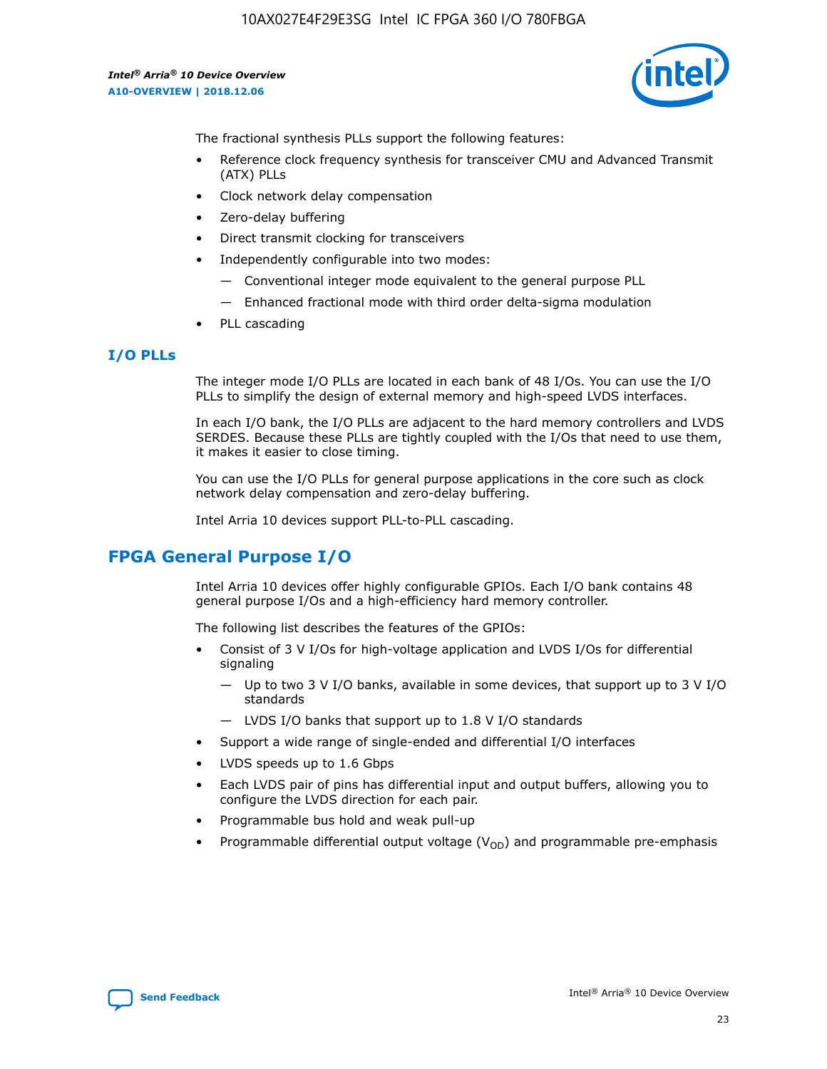The fractional synthesis PLLs support the following features:

- Reference clock frequency synthesis for transceiver CMU and Advanced Transmit (ATX) PLLs
- Clock network delay compensation
- Zero-delay buffering
- Direct transmit clocking for transceivers
- Independently configurable into two modes:
  - — Conventional integer mode equivalent to the general purpose PLL
  - — Enhanced fractional mode with third order delta-sigma modulation
- PLL cascading

### I/O PLLs

The integer mode I/O PLLs are located in each bank of 48 I/Os. You can use the I/O PLLs to simplify the design of external memory and high-speed LVDS interfaces.

In each I/O bank, the I/O PLLs are adjacent to the hard memory controllers and LVDS SERDES. Because these PLLs are tightly coupled with the I/Os that need to use them, it makes it easier to close timing.

You can use the I/O PLLs for general purpose applications in the core such as clock network delay compensation and zero-delay buffering.

Intel Arria 10 devices support PLL-to-PLL cascading.

## FPGA General Purpose I/O

Intel Arria 10 devices offer highly configurable GPIOs. Each I/O bank contains 48 general purpose I/Os and a high-efficiency hard memory controller.

The following list describes the features of the GPIOs:

- Consist of 3 V I/Os for high-voltage application and LVDS I/Os for differential signaling
  - — Up to two 3 V I/O banks, available in some devices, that support up to 3 V I/O standards
  - — LVDS I/O banks that support up to 1.8 V I/O standards
- Support a wide range of single-ended and differential I/O interfaces
- LVDS speeds up to 1.6 Gbps
- Each LVDS pair of pins has differential input and output buffers, allowing you to configure the LVDS direction for each pair.
- Programmable bus hold and weak pull-up
- Programmable differential output voltage ($V_{OD}$) and programmable pre-emphasis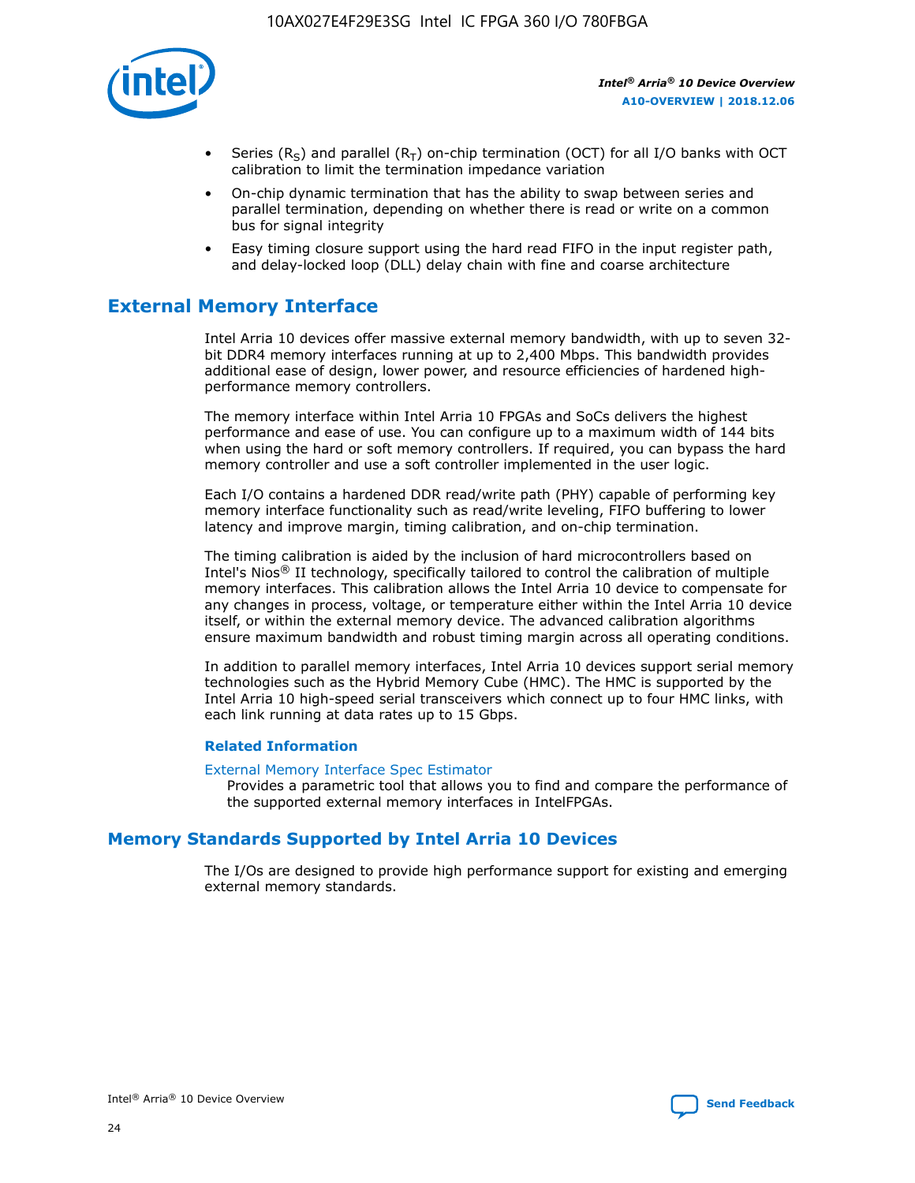- Series ($R_S$) and parallel ($R_T$) on-chip termination (OCT) for all I/O banks with OCT calibration to limit the termination impedance variation
- On-chip dynamic termination that has the ability to swap between series and parallel termination, depending on whether there is read or write on a common bus for signal integrity
- Easy timing closure support using the hard read FIFO in the input register path, and delay-locked loop (DLL) delay chain with fine and coarse architecture

## External Memory Interface

Intel Arria 10 devices offer massive external memory bandwidth, with up to seven 32-bit DDR4 memory interfaces running at up to 2,400 Mbps. This bandwidth provides additional ease of design, lower power, and resource efficiencies of hardened high-performance memory controllers.

The memory interface within Intel Arria 10 FPGAs and SoCs delivers the highest performance and ease of use. You can configure up to a maximum width of 144 bits when using the hard or soft memory controllers. If required, you can bypass the hard memory controller and use a soft controller implemented in the user logic.

Each I/O contains a hardened DDR read/write path (PHY) capable of performing key memory interface functionality such as read/write leveling, FIFO buffering to lower latency and improve margin, timing calibration, and on-chip termination.

The timing calibration is aided by the inclusion of hard microcontrollers based on Intel's Nios® II technology, specifically tailored to control the calibration of multiple memory interfaces. This calibration allows the Intel Arria 10 device to compensate for any changes in process, voltage, or temperature either within the Intel Arria 10 device itself, or within the external memory device. The advanced calibration algorithms ensure maximum bandwidth and robust timing margin across all operating conditions.

In addition to parallel memory interfaces, Intel Arria 10 devices support serial memory technologies such as the Hybrid Memory Cube (HMC). The HMC is supported by the Intel Arria 10 high-speed serial transceivers which connect up to four HMC links, with each link running at data rates up to 15 Gbps.

### Related Information

External Memory Interface Spec Estimator
Provides a parametric tool that allows you to find and compare the performance of the supported external memory interfaces in IntelFPGAs.

## Memory Standards Supported by Intel Arria 10 Devices

The I/Os are designed to provide high performance support for existing and emerging external memory standards.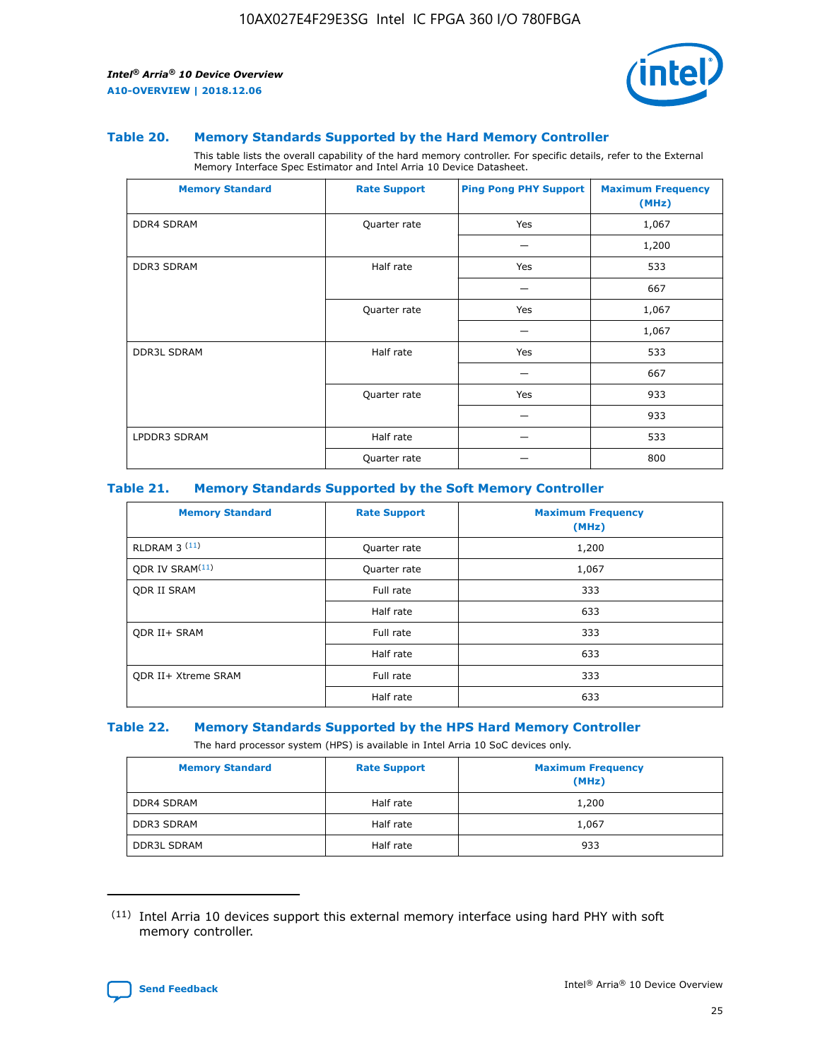### Table 20. Memory Standards Supported by the Hard Memory Controller

This table lists the overall capability of the hard memory controller. For specific details, refer to the External Memory Interface Spec Estimator and Intel Arria 10 Device Datasheet.

| Memory Standard | Rate Support | Ping Pong PHY Support | Maximum Frequency (MHz) |
|---|---|---|---|
| DDR4 SDRAM | Quarter rate | Yes | 1,067 |
| | | — | 1,200 |
| DDR3 SDRAM | Half rate | Yes | 533 |
| | | — | 667 |
| | Quarter rate | Yes | 1,067 |
| | | — | 1,067 |
| DDR3L SDRAM | Half rate | Yes | 533 |
| | | — | 667 |
| | Quarter rate | Yes | 933 |
| | | — | 933 |
| LPDDR3 SDRAM | Half rate | — | 533 |
| | Quarter rate | — | 800 |

### Table 21. Memory Standards Supported by the Soft Memory Controller

| Memory Standard | Rate Support | Maximum Frequency (MHz) |
|---|---|---|
| RLDRAM 3 [(11)] | Quarter rate | 1,200 |
| QDR IV SRAM[(11)] | Quarter rate | 1,067 |
| QDR II SRAM | Full rate | 333 |
| | Half rate | 633 |
| QDR II+ SRAM | Full rate | 333 |
| | Half rate | 633 |
| QDR II+ Xtreme SRAM | Full rate | 333 |
| | Half rate | 633 |

### Table 22. Memory Standards Supported by the HPS Hard Memory Controller

The hard processor system (HPS) is available in Intel Arria 10 SoC devices only.

| Memory Standard | Rate Support | Maximum Frequency (MHz) |
|---|---|---|
| DDR4 SDRAM | Half rate | 1,200 |
| DDR3 SDRAM | Half rate | 1,067 |
| DDR3L SDRAM | Half rate | 933 |

(11) Intel Arria 10 devices support this external memory interface using hard PHY with soft memory controller.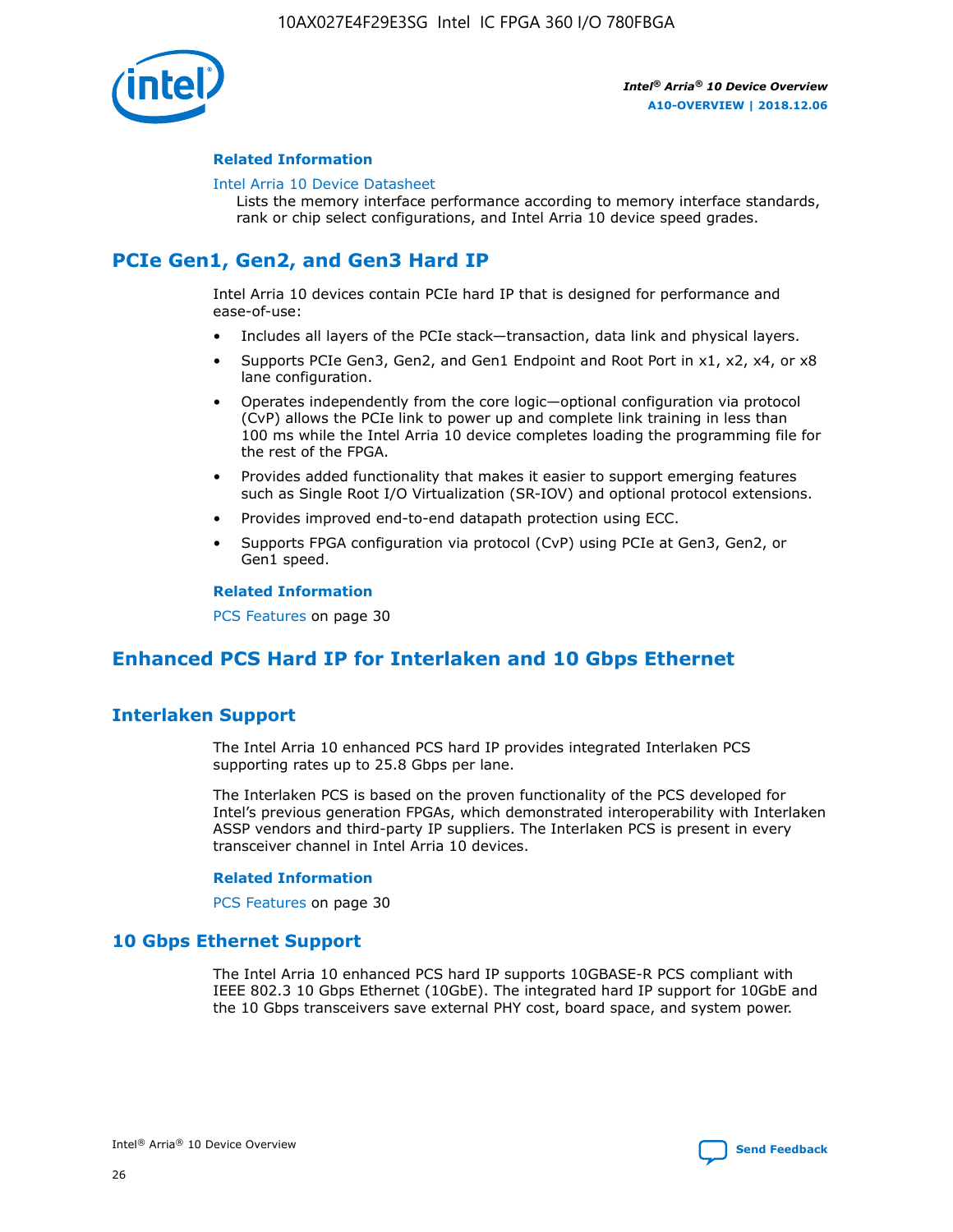#### Related Information

Intel Arria 10 Device Datasheet
Lists the memory interface performance according to memory interface standards, rank or chip select configurations, and Intel Arria 10 device speed grades.

## PCIe Gen1, Gen2, and Gen3 Hard IP

Intel Arria 10 devices contain PCIe hard IP that is designed for performance and ease-of-use:

- Includes all layers of the PCIe stack—transaction, data link and physical layers.
- Supports PCIe Gen3, Gen2, and Gen1 Endpoint and Root Port in x1, x2, x4, or x8 lane configuration.
- Operates independently from the core logic—optional configuration via protocol (CvP) allows the PCIe link to power up and complete link training in less than 100 ms while the Intel Arria 10 device completes loading the programming file for the rest of the FPGA.
- Provides added functionality that makes it easier to support emerging features such as Single Root I/O Virtualization (SR-IOV) and optional protocol extensions.
- Provides improved end-to-end datapath protection using ECC.
- Supports FPGA configuration via protocol (CvP) using PCIe at Gen3, Gen2, or Gen1 speed.

#### Related Information

PCS Features on page 30

## Enhanced PCS Hard IP for Interlaken and 10 Gbps Ethernet

### Interlaken Support

The Intel Arria 10 enhanced PCS hard IP provides integrated Interlaken PCS supporting rates up to 25.8 Gbps per lane.

The Interlaken PCS is based on the proven functionality of the PCS developed for Intel's previous generation FPGAs, which demonstrated interoperability with Interlaken ASSP vendors and third-party IP suppliers. The Interlaken PCS is present in every transceiver channel in Intel Arria 10 devices.

#### Related Information

PCS Features on page 30

### 10 Gbps Ethernet Support

The Intel Arria 10 enhanced PCS hard IP supports 10GBASE-R PCS compliant with IEEE 802.3 10 Gbps Ethernet (10GbE). The integrated hard IP support for 10GbE and the 10 Gbps transceivers save external PHY cost, board space, and system power.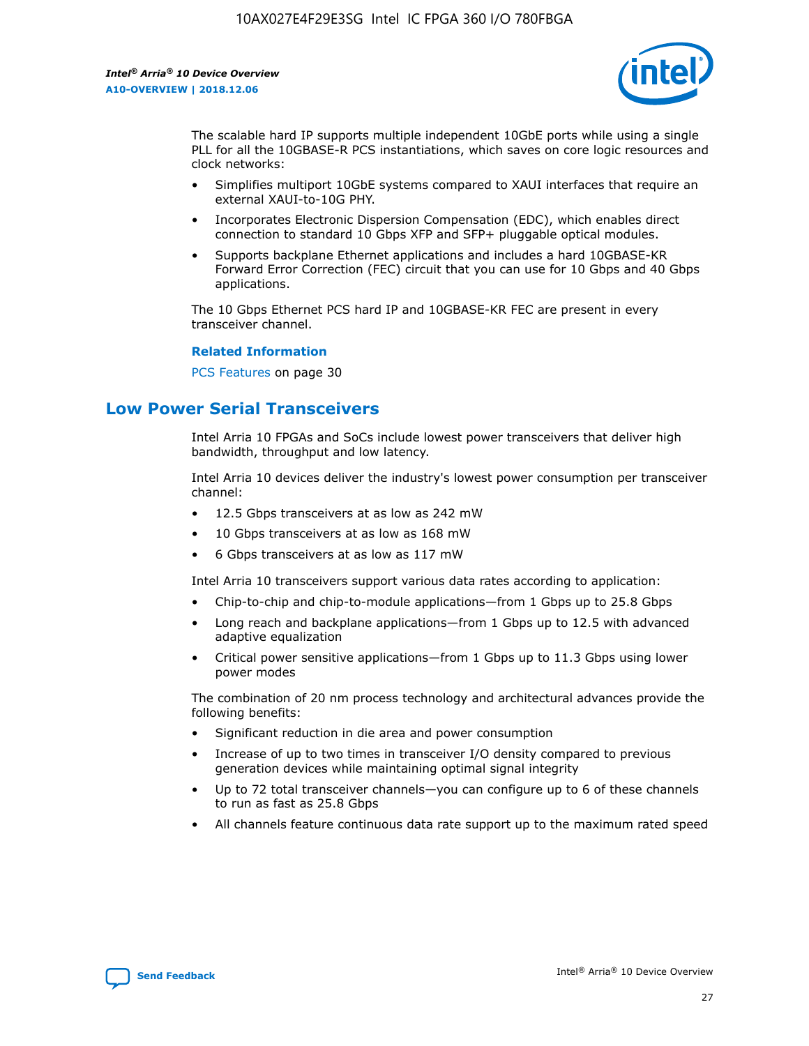The scalable hard IP supports multiple independent 10GbE ports while using a single PLL for all the 10GBASE-R PCS instantiations, which saves on core logic resources and clock networks:

- Simplifies multiport 10GbE systems compared to XAUI interfaces that require an external XAUI-to-10G PHY.
- Incorporates Electronic Dispersion Compensation (EDC), which enables direct connection to standard 10 Gbps XFP and SFP+ pluggable optical modules.
- Supports backplane Ethernet applications and includes a hard 10GBASE-KR Forward Error Correction (FEC) circuit that you can use for 10 Gbps and 40 Gbps applications.

The 10 Gbps Ethernet PCS hard IP and 10GBASE-KR FEC are present in every transceiver channel.

**Related Information**

PCS Features on page 30

## Low Power Serial Transceivers

Intel Arria 10 FPGAs and SoCs include lowest power transceivers that deliver high bandwidth, throughput and low latency.

Intel Arria 10 devices deliver the industry's lowest power consumption per transceiver channel:

- 12.5 Gbps transceivers at as low as 242 mW
- 10 Gbps transceivers at as low as 168 mW
- 6 Gbps transceivers at as low as 117 mW

Intel Arria 10 transceivers support various data rates according to application:

- Chip-to-chip and chip-to-module applications—from 1 Gbps up to 25.8 Gbps
- Long reach and backplane applications—from 1 Gbps up to 12.5 with advanced adaptive equalization
- Critical power sensitive applications—from 1 Gbps up to 11.3 Gbps using lower power modes

The combination of 20 nm process technology and architectural advances provide the following benefits:

- Significant reduction in die area and power consumption
- Increase of up to two times in transceiver I/O density compared to previous generation devices while maintaining optimal signal integrity
- Up to 72 total transceiver channels—you can configure up to 6 of these channels to run as fast as 25.8 Gbps
- All channels feature continuous data rate support up to the maximum rated speed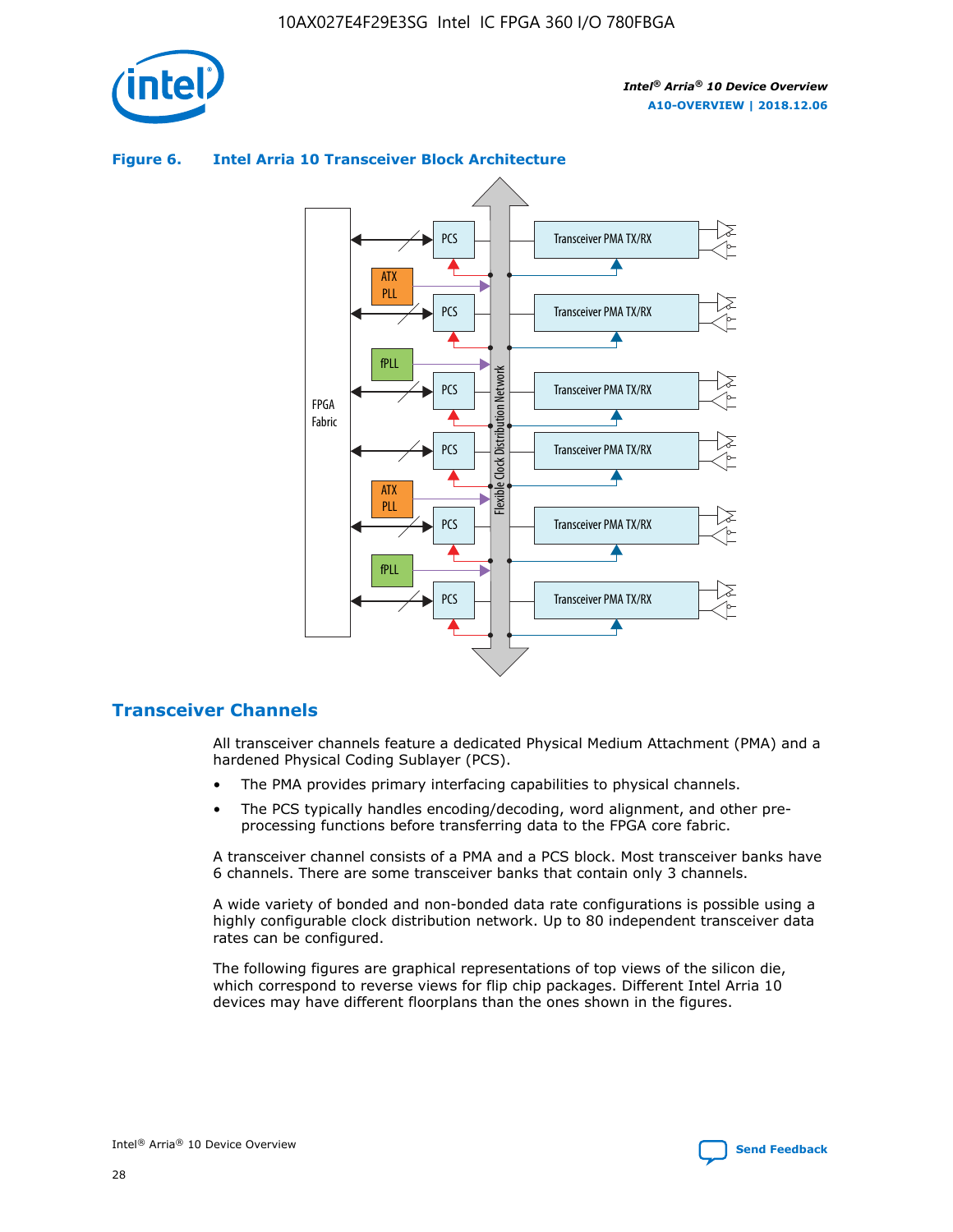**Figure 6. Intel Arria 10 Transceiver Block Architecture**

FPGA Fabric

ATX PLL

fPLL

ATX PLL

fPLL

PCS

PCS

PCS

PCS

PCS

PCS

Flexible Clock Distribution Network

Transceiver PMA TX/RX

Transceiver PMA TX/RX

Transceiver PMA TX/RX

Transceiver PMA TX/RX

Transceiver PMA TX/RX

Transceiver PMA TX/RX

## Transceiver Channels

All transceiver channels feature a dedicated Physical Medium Attachment (PMA) and a hardened Physical Coding Sublayer (PCS).

- The PMA provides primary interfacing capabilities to physical channels.
- The PCS typically handles encoding/decoding, word alignment, and other pre-processing functions before transferring data to the FPGA core fabric.

A transceiver channel consists of a PMA and a PCS block. Most transceiver banks have 6 channels. There are some transceiver banks that contain only 3 channels.

A wide variety of bonded and non-bonded data rate configurations is possible using a highly configurable clock distribution network. Up to 80 independent transceiver data rates can be configured.

The following figures are graphical representations of top views of the silicon die, which correspond to reverse views for flip chip packages. Different Intel Arria 10 devices may have different floorplans than the ones shown in the figures.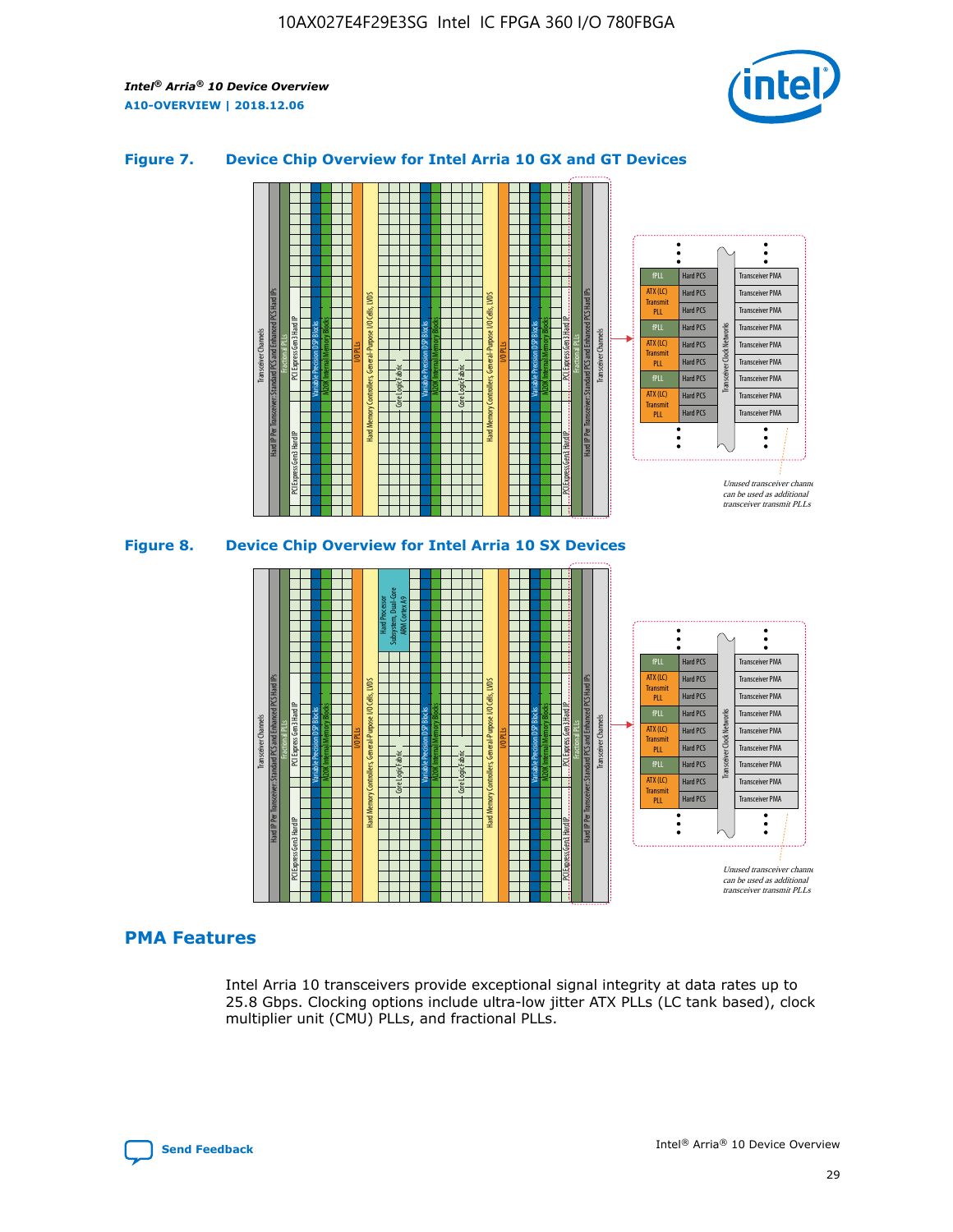**Figure 7. Device Chip Overview for Intel Arria 10 GX and GT Devices**

Transceiver Channels
Hard IP Per Transceiver: Standard PCS and Enhanced PCS Hard IPs
Fractional PLLs
PCI Express Gen3 Hard IP
Variable Precision DSP Blocks
M20K Internal Memory Blocks
I/O PLLs
Hard Memory Controllers, General-Purpose I/O Cells, LVDS
Core Logic Fabric

fPLL
ATX (LC) Transmit PLL
Hard PCS
Transceiver Clock Networks
Transceiver PMA

Unused transceiver channels can be used as additional transceiver transmit PLLs

**Figure 8. Device Chip Overview for Intel Arria 10 SX Devices**

Transceiver Channels
Hard IP Per Transceiver: Standard PCS and Enhanced PCS Hard IPs
Fractional PLLs
PCI Express Gen3 Hard IP
Variable Precision DSP Blocks
M20K Internal Memory Blocks
I/O PLLs
Hard Memory Controllers, General-Purpose I/O Cells, LVDS
Core Logic Fabric
Hard Processor Subsystem, Dual-Core ARM Cortex A9

fPLL
ATX (LC) Transmit PLL
Hard PCS
Transceiver Clock Networks
Transceiver PMA

Unused transceiver channels can be used as additional transceiver transmit PLLs

## PMA Features

Intel Arria 10 transceivers provide exceptional signal integrity at data rates up to 25.8 Gbps. Clocking options include ultra-low jitter ATX PLLs (LC tank based), clock multiplier unit (CMU) PLLs, and fractional PLLs.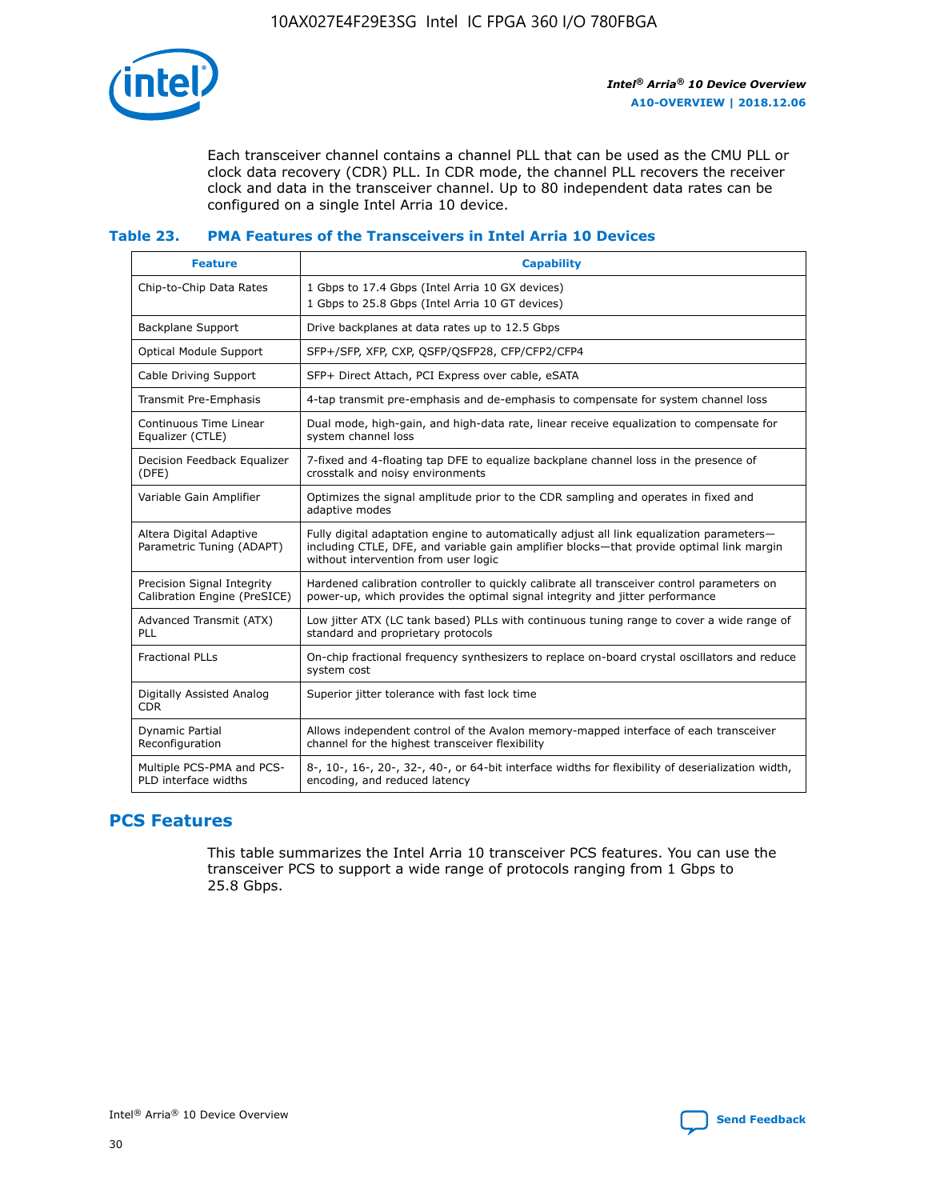Each transceiver channel contains a channel PLL that can be used as the CMU PLL or clock data recovery (CDR) PLL. In CDR mode, the channel PLL recovers the receiver clock and data in the transceiver channel. Up to 80 independent data rates can be configured on a single Intel Arria 10 device.

### Table 23. PMA Features of the Transceivers in Intel Arria 10 Devices

| Feature | Capability |
| --- | --- |
| Chip-to-Chip Data Rates | 1 Gbps to 17.4 Gbps (Intel Arria 10 GX devices)<br>1 Gbps to 25.8 Gbps (Intel Arria 10 GT devices) |
| Backplane Support | Drive backplanes at data rates up to 12.5 Gbps |
| Optical Module Support | SFP+/SFP, XFP, CXP, QSFP/QSFP28, CFP/CFP2/CFP4 |
| Cable Driving Support | SFP+ Direct Attach, PCI Express over cable, eSATA |
| Transmit Pre-Emphasis | 4-tap transmit pre-emphasis and de-emphasis to compensate for system channel loss |
| Continuous Time Linear Equalizer (CTLE) | Dual mode, high-gain, and high-data rate, linear receive equalization to compensate for system channel loss |
| Decision Feedback Equalizer (DFE) | 7-fixed and 4-floating tap DFE to equalize backplane channel loss in the presence of crosstalk and noisy environments |
| Variable Gain Amplifier | Optimizes the signal amplitude prior to the CDR sampling and operates in fixed and adaptive modes |
| Altera Digital Adaptive Parametric Tuning (ADAPT) | Fully digital adaptation engine to automatically adjust all link equalization parameters—including CTLE, DFE, and variable gain amplifier blocks—that provide optimal link margin without intervention from user logic |
| Precision Signal Integrity Calibration Engine (PreSICE) | Hardened calibration controller to quickly calibrate all transceiver control parameters on power-up, which provides the optimal signal integrity and jitter performance |
| Advanced Transmit (ATX) PLL | Low jitter ATX (LC tank based) PLLs with continuous tuning range to cover a wide range of standard and proprietary protocols |
| Fractional PLLs | On-chip fractional frequency synthesizers to replace on-board crystal oscillators and reduce system cost |
| Digitally Assisted Analog CDR | Superior jitter tolerance with fast lock time |
| Dynamic Partial Reconfiguration | Allows independent control of the Avalon memory-mapped interface of each transceiver channel for the highest transceiver flexibility |
| Multiple PCS-PMA and PCS-PLD interface widths | 8-, 10-, 16-, 20-, 32-, 40-, or 64-bit interface widths for flexibility of deserialization width, encoding, and reduced latency |

## PCS Features

This table summarizes the Intel Arria 10 transceiver PCS features. You can use the transceiver PCS to support a wide range of protocols ranging from 1 Gbps to 25.8 Gbps.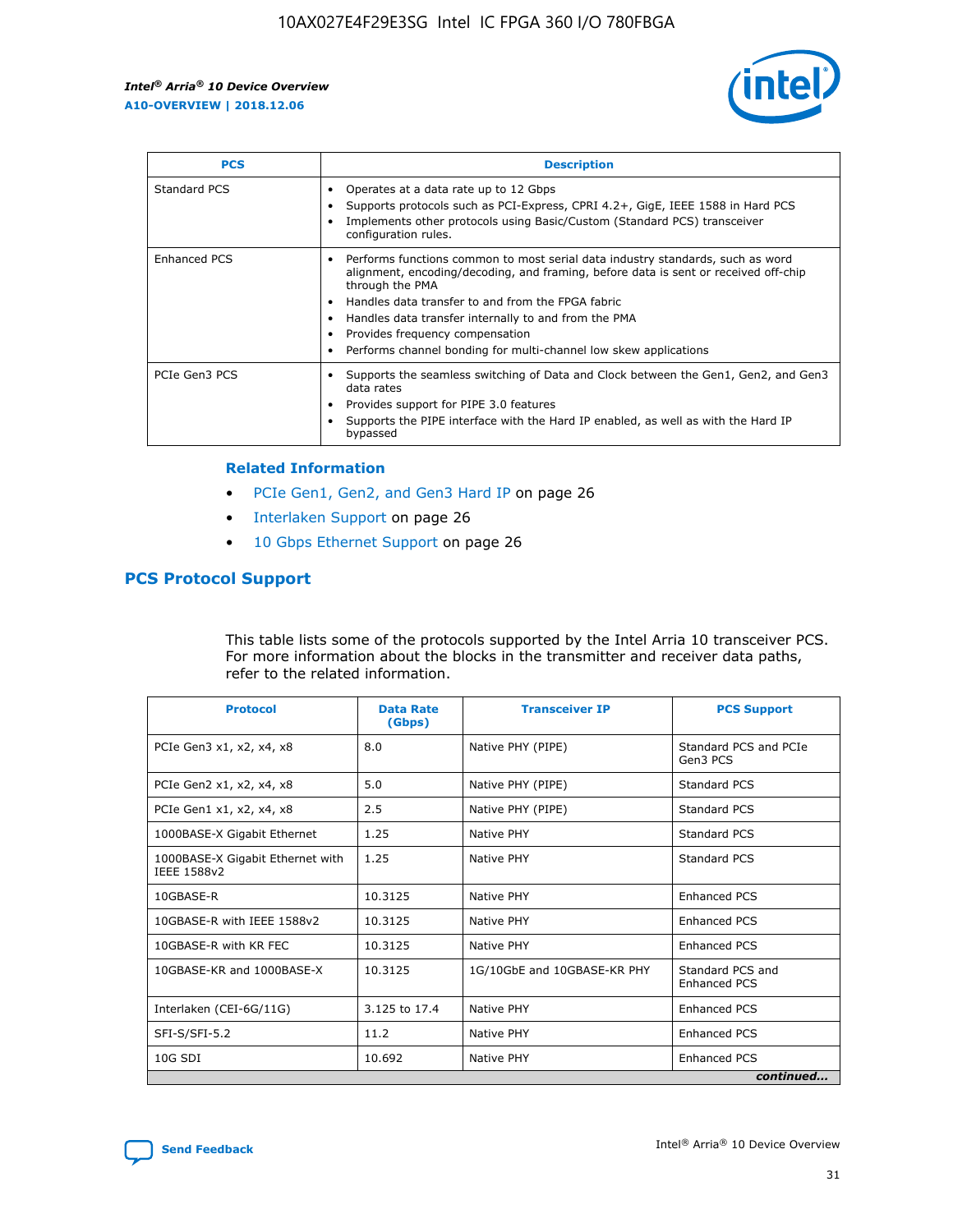| PCS | Description |
| --- | --- |
| Standard PCS | • Operates at a data rate up to 12 Gbps<br>• Supports protocols such as PCI-Express, CPRI 4.2+, GigE, IEEE 1588 in Hard PCS<br>• Implements other protocols using Basic/Custom (Standard PCS) transceiver configuration rules. |
| Enhanced PCS | • Performs functions common to most serial data industry standards, such as word alignment, encoding/decoding, and framing, before data is sent or received off-chip through the PMA<br>• Handles data transfer to and from the FPGA fabric<br>• Handles data transfer internally to and from the PMA<br>• Provides frequency compensation<br>• Performs channel bonding for multi-channel low skew applications |
| PCIe Gen3 PCS | • Supports the seamless switching of Data and Clock between the Gen1, Gen2, and Gen3 data rates<br>• Provides support for PIPE 3.0 features<br>• Supports the PIPE interface with the Hard IP enabled, as well as with the Hard IP bypassed |

### Related Information

- PCIe Gen1, Gen2, and Gen3 Hard IP on page 26
- Interlaken Support on page 26
- 10 Gbps Ethernet Support on page 26

## PCS Protocol Support

This table lists some of the protocols supported by the Intel Arria 10 transceiver PCS. For more information about the blocks in the transmitter and receiver data paths, refer to the related information.

| Protocol | Data Rate (Gbps) | Transceiver IP | PCS Support |
| --- | --- | --- | --- |
| PCIe Gen3 x1, x2, x4, x8 | 8.0 | Native PHY (PIPE) | Standard PCS and PCIe Gen3 PCS |
| PCIe Gen2 x1, x2, x4, x8 | 5.0 | Native PHY (PIPE) | Standard PCS |
| PCIe Gen1 x1, x2, x4, x8 | 2.5 | Native PHY (PIPE) | Standard PCS |
| 1000BASE-X Gigabit Ethernet | 1.25 | Native PHY | Standard PCS |
| 1000BASE-X Gigabit Ethernet with IEEE 1588v2 | 1.25 | Native PHY | Standard PCS |
| 10GBASE-R | 10.3125 | Native PHY | Enhanced PCS |
| 10GBASE-R with IEEE 1588v2 | 10.3125 | Native PHY | Enhanced PCS |
| 10GBASE-R with KR FEC | 10.3125 | Native PHY | Enhanced PCS |
| 10GBASE-KR and 1000BASE-X | 10.3125 | 1G/10GbE and 10GBASE-KR PHY | Standard PCS and Enhanced PCS |
| Interlaken (CEI-6G/11G) | 3.125 to 17.4 | Native PHY | Enhanced PCS |
| SFI-S/SFI-5.2 | 11.2 | Native PHY | Enhanced PCS |
| 10G SDI | 10.692 | Native PHY | Enhanced PCS |

*continued...*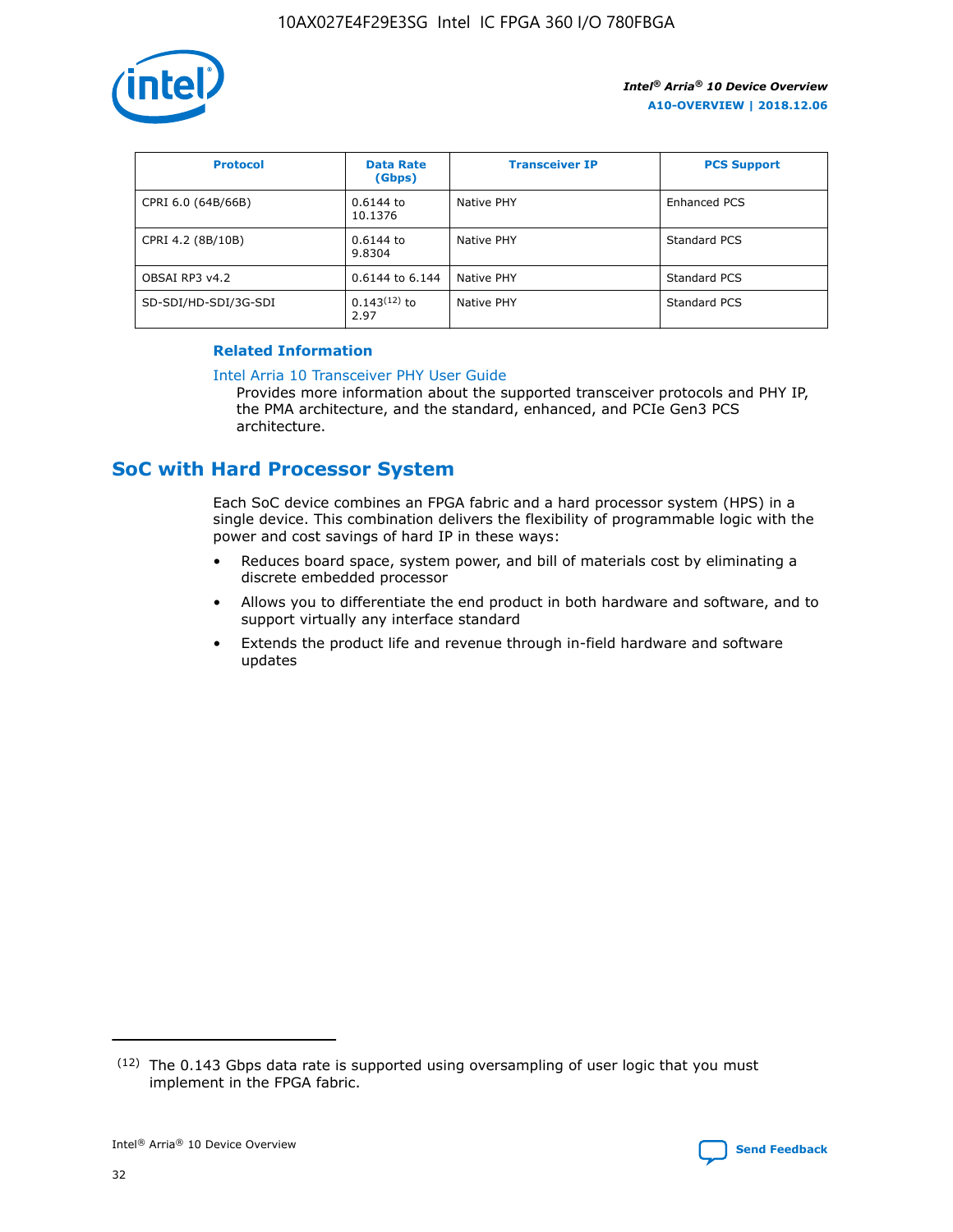| Protocol | Data Rate (Gbps) | Transceiver IP | PCS Support |
|---|---|---|---|
| CPRI 6.0 (64B/66B) | 0.6144 to 10.1376 | Native PHY | Enhanced PCS |
| CPRI 4.2 (8B/10B) | 0.6144 to 9.8304 | Native PHY | Standard PCS |
| OBSAI RP3 v4.2 | 0.6144 to 6.144 | Native PHY | Standard PCS |
| SD-SDI/HD-SDI/3G-SDI | 0.143[12] to 2.97 | Native PHY | Standard PCS |

**Related Information**

Intel Arria 10 Transceiver PHY User Guide
Provides more information about the supported transceiver protocols and PHY IP, the PMA architecture, and the standard, enhanced, and PCIe Gen3 PCS architecture.

## SoC with Hard Processor System

Each SoC device combines an FPGA fabric and a hard processor system (HPS) in a single device. This combination delivers the flexibility of programmable logic with the power and cost savings of hard IP in these ways:

- Reduces board space, system power, and bill of materials cost by eliminating a discrete embedded processor
- Allows you to differentiate the end product in both hardware and software, and to support virtually any interface standard
- Extends the product life and revenue through in-field hardware and software updates

(12) The 0.143 Gbps data rate is supported using oversampling of user logic that you must implement in the FPGA fabric.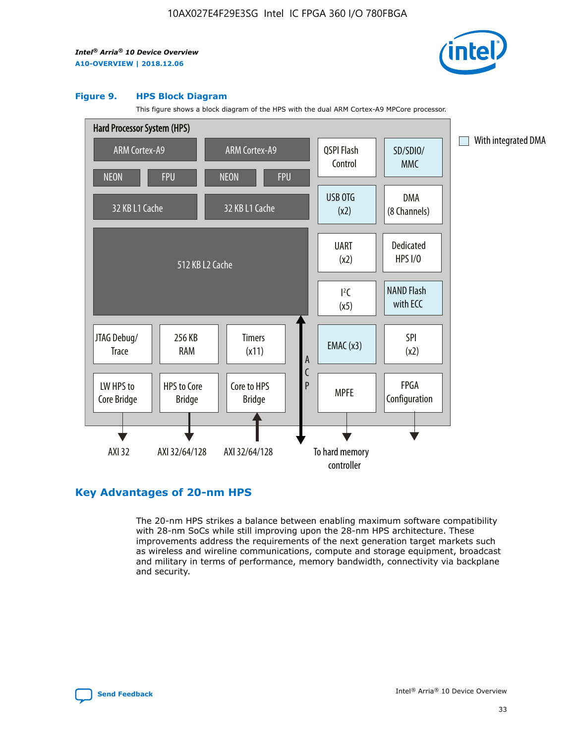**Figure 9. HPS Block Diagram**

This figure shows a block diagram of the HPS with the dual ARM Cortex-A9 MPCore processor.

Hard Processor System (HPS)

ARM Cortex-A9
NEON
FPU
32 KB L1 Cache

ARM Cortex-A9
NEON
FPU
32 KB L1 Cache

512 KB L2 Cache

QSPI Flash Control
SD/SDIO/MMC
USB OTG (x2)
DMA (8 Channels)
UART (x2)
Dedicated HPS I/O
I²C (x5)
NAND Flash with ECC
JTAG Debug/Trace
256 KB RAM
Timers (x11)
EMAC (x3)
SPI (x2)
LW HPS to Core Bridge
HPS to Core Bridge
Core to HPS Bridge
ACP
MPFE
FPGA Configuration

With integrated DMA

AXI 32
AXI 32/64/128
AXI 32/64/128
To hard memory controller

## Key Advantages of 20-nm HPS

The 20-nm HPS strikes a balance between enabling maximum software compatibility with 28-nm SoCs while still improving upon the 28-nm HPS architecture. These improvements address the requirements of the next generation target markets such as wireless and wireline communications, compute and storage equipment, broadcast and military in terms of performance, memory bandwidth, connectivity via backplane and security.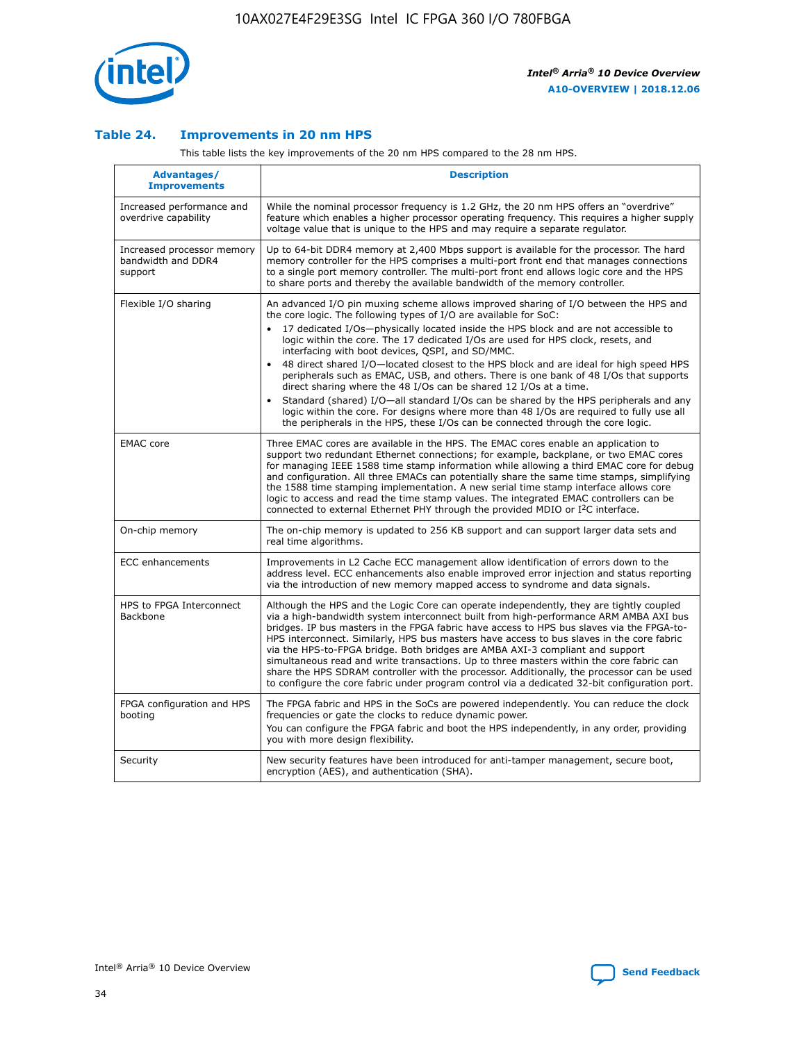## Table 24. Improvements in 20 nm HPS

This table lists the key improvements of the 20 nm HPS compared to the 28 nm HPS.

| Advantages/ Improvements | Description |
|---|---|
| Increased performance and overdrive capability | While the nominal processor frequency is 1.2 GHz, the 20 nm HPS offers an "overdrive" feature which enables a higher processor operating frequency. This requires a higher supply voltage value that is unique to the HPS and may require a separate regulator. |
| Increased processor memory bandwidth and DDR4 support | Up to 64-bit DDR4 memory at 2,400 Mbps support is available for the processor. The hard memory controller for the HPS comprises a multi-port front end that manages connections to a single port memory controller. The multi-port front end allows logic core and the HPS to share ports and thereby the available bandwidth of the memory controller. |
| Flexible I/O sharing | An advanced I/O pin muxing scheme allows improved sharing of I/O between the HPS and the core logic. The following types of I/O are available for SoC: • 17 dedicated I/Os—physically located inside the HPS block and are not accessible to logic within the core. The 17 dedicated I/Os are used for HPS clock, resets, and interfacing with boot devices, QSPI, and SD/MMC. • 48 direct shared I/O—located closest to the HPS block and are ideal for high speed HPS peripherals such as EMAC, USB, and others. There is one bank of 48 I/Os that supports direct sharing where the 48 I/Os can be shared 12 I/Os at a time. • Standard (shared) I/O—all standard I/Os can be shared by the HPS peripherals and any logic within the core. For designs where more than 48 I/Os are required to fully use all the peripherals in the HPS, these I/Os can be connected through the core logic. |
| EMAC core | Three EMAC cores are available in the HPS. The EMAC cores enable an application to support two redundant Ethernet connections; for example, backplane, or two EMAC cores for managing IEEE 1588 time stamp information while allowing a third EMAC core for debug and configuration. All three EMACs can potentially share the same time stamps, simplifying the 1588 time stamping implementation. A new serial time stamp interface allows core logic to access and read the time stamp values. The integrated EMAC controllers can be connected to external Ethernet PHY through the provided MDIO or I$^2$C interface. |
| On-chip memory | The on-chip memory is updated to 256 KB support and can support larger data sets and real time algorithms. |
| ECC enhancements | Improvements in L2 Cache ECC management allow identification of errors down to the address level. ECC enhancements also enable improved error injection and status reporting via the introduction of new memory mapped access to syndrome and data signals. |
| HPS to FPGA Interconnect Backbone | Although the HPS and the Logic Core can operate independently, they are tightly coupled via a high-bandwidth system interconnect built from high-performance ARM AMBA AXI bus bridges. IP bus masters in the FPGA fabric have access to HPS bus slaves via the FPGA-to-HPS interconnect. Similarly, HPS bus masters have access to bus slaves in the core fabric via the HPS-to-FPGA bridge. Both bridges are AMBA AXI-3 compliant and support simultaneous read and write transactions. Up to three masters within the core fabric can share the HPS SDRAM controller with the processor. Additionally, the processor can be used to configure the core fabric under program control via a dedicated 32-bit configuration port. |
| FPGA configuration and HPS booting | The FPGA fabric and HPS in the SoCs are powered independently. You can reduce the clock frequencies or gate the clocks to reduce dynamic power. You can configure the FPGA fabric and boot the HPS independently, in any order, providing you with more design flexibility. |
| Security | New security features have been introduced for anti-tamper management, secure boot, encryption (AES), and authentication (SHA). |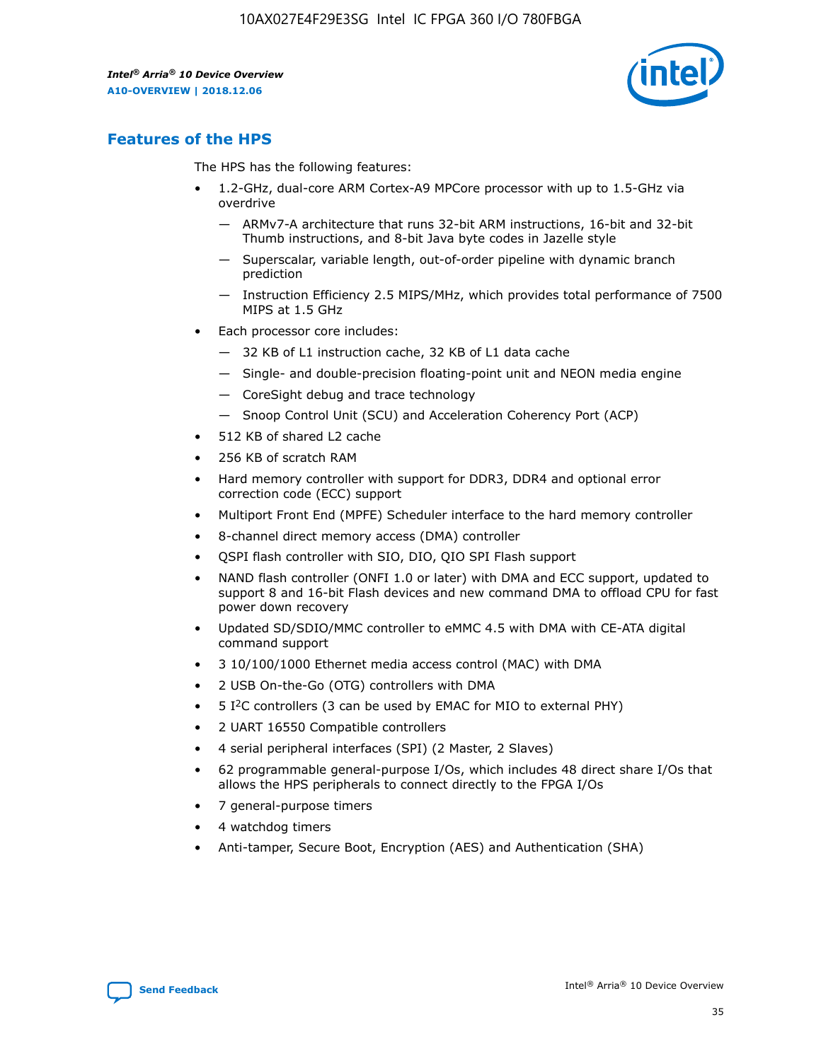## Features of the HPS

The HPS has the following features:

- 1.2-GHz, dual-core ARM Cortex-A9 MPCore processor with up to 1.5-GHz via overdrive
    - — ARMv7-A architecture that runs 32-bit ARM instructions, 16-bit and 32-bit Thumb instructions, and 8-bit Java byte codes in Jazelle style
    - — Superscalar, variable length, out-of-order pipeline with dynamic branch prediction
    - — Instruction Efficiency 2.5 MIPS/MHz, which provides total performance of 7500 MIPS at 1.5 GHz
- Each processor core includes:
    - — 32 KB of L1 instruction cache, 32 KB of L1 data cache
    - — Single- and double-precision floating-point unit and NEON media engine
    - — CoreSight debug and trace technology
    - — Snoop Control Unit (SCU) and Acceleration Coherency Port (ACP)
- 512 KB of shared L2 cache
- 256 KB of scratch RAM
- Hard memory controller with support for DDR3, DDR4 and optional error correction code (ECC) support
- Multiport Front End (MPFE) Scheduler interface to the hard memory controller
- 8-channel direct memory access (DMA) controller
- QSPI flash controller with SIO, DIO, QIO SPI Flash support
- NAND flash controller (ONFI 1.0 or later) with DMA and ECC support, updated to support 8 and 16-bit Flash devices and new command DMA to offload CPU for fast power down recovery
- Updated SD/SDIO/MMC controller to eMMC 4.5 with DMA with CE-ATA digital command support
- 3 10/100/1000 Ethernet media access control (MAC) with DMA
- 2 USB On-the-Go (OTG) controllers with DMA
- 5 I$^2$C controllers (3 can be used by EMAC for MIO to external PHY)
- 2 UART 16550 Compatible controllers
- 4 serial peripheral interfaces (SPI) (2 Master, 2 Slaves)
- 62 programmable general-purpose I/Os, which includes 48 direct share I/Os that allows the HPS peripherals to connect directly to the FPGA I/Os
- 7 general-purpose timers
- 4 watchdog timers
- Anti-tamper, Secure Boot, Encryption (AES) and Authentication (SHA)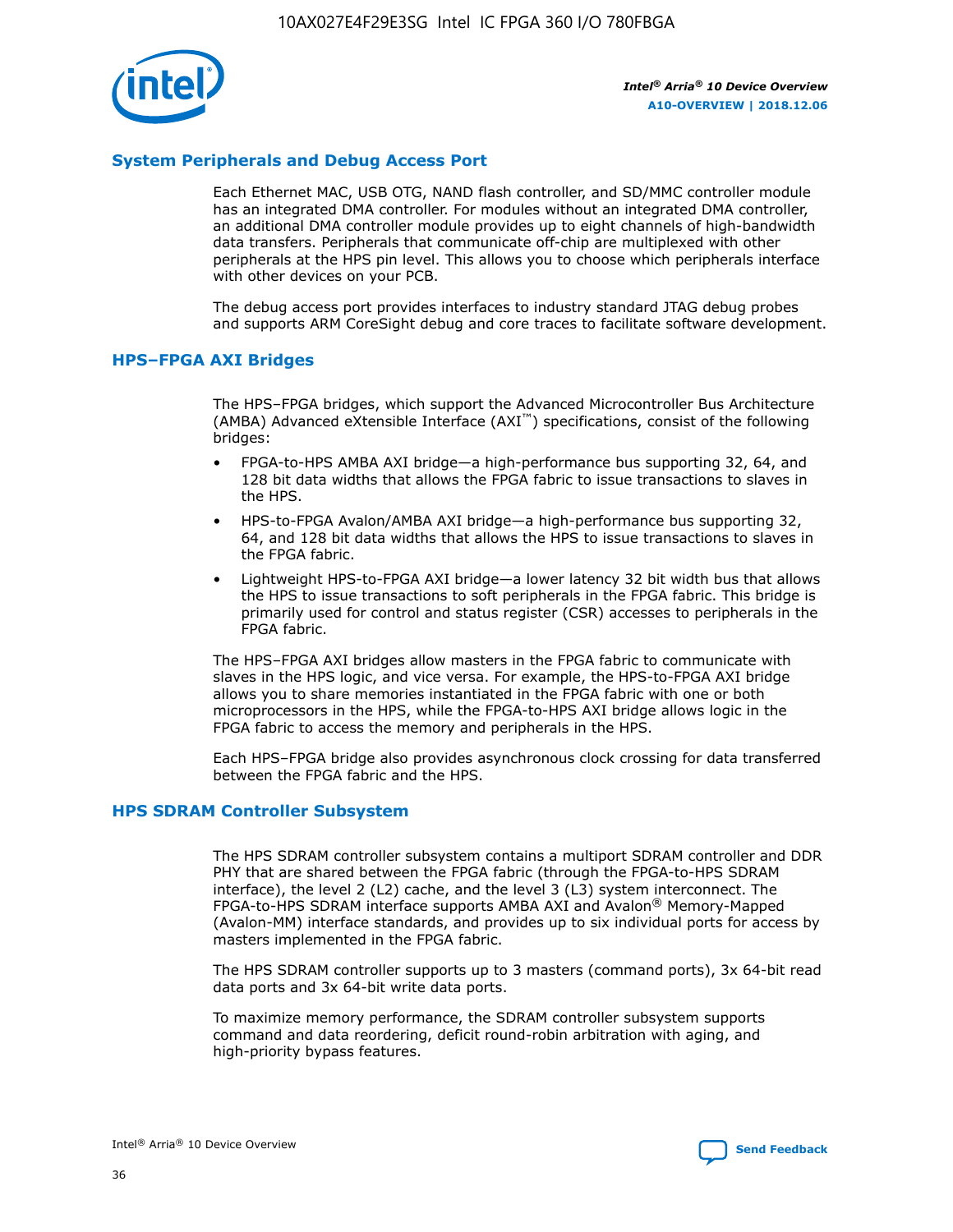## System Peripherals and Debug Access Port

Each Ethernet MAC, USB OTG, NAND flash controller, and SD/MMC controller module has an integrated DMA controller. For modules without an integrated DMA controller, an additional DMA controller module provides up to eight channels of high-bandwidth data transfers. Peripherals that communicate off-chip are multiplexed with other peripherals at the HPS pin level. This allows you to choose which peripherals interface with other devices on your PCB.

The debug access port provides interfaces to industry standard JTAG debug probes and supports ARM CoreSight debug and core traces to facilitate software development.

## HPS–FPGA AXI Bridges

The HPS–FPGA bridges, which support the Advanced Microcontroller Bus Architecture (AMBA) Advanced eXtensible Interface (AXI™) specifications, consist of the following bridges:

- FPGA-to-HPS AMBA AXI bridge—a high-performance bus supporting 32, 64, and 128 bit data widths that allows the FPGA fabric to issue transactions to slaves in the HPS.
- HPS-to-FPGA Avalon/AMBA AXI bridge—a high-performance bus supporting 32, 64, and 128 bit data widths that allows the HPS to issue transactions to slaves in the FPGA fabric.
- Lightweight HPS-to-FPGA AXI bridge—a lower latency 32 bit width bus that allows the HPS to issue transactions to soft peripherals in the FPGA fabric. This bridge is primarily used for control and status register (CSR) accesses to peripherals in the FPGA fabric.

The HPS–FPGA AXI bridges allow masters in the FPGA fabric to communicate with slaves in the HPS logic, and vice versa. For example, the HPS-to-FPGA AXI bridge allows you to share memories instantiated in the FPGA fabric with one or both microprocessors in the HPS, while the FPGA-to-HPS AXI bridge allows logic in the FPGA fabric to access the memory and peripherals in the HPS.

Each HPS–FPGA bridge also provides asynchronous clock crossing for data transferred between the FPGA fabric and the HPS.

## HPS SDRAM Controller Subsystem

The HPS SDRAM controller subsystem contains a multiport SDRAM controller and DDR PHY that are shared between the FPGA fabric (through the FPGA-to-HPS SDRAM interface), the level 2 (L2) cache, and the level 3 (L3) system interconnect. The FPGA-to-HPS SDRAM interface supports AMBA AXI and Avalon® Memory-Mapped (Avalon-MM) interface standards, and provides up to six individual ports for access by masters implemented in the FPGA fabric.

The HPS SDRAM controller supports up to 3 masters (command ports), 3x 64-bit read data ports and 3x 64-bit write data ports.

To maximize memory performance, the SDRAM controller subsystem supports command and data reordering, deficit round-robin arbitration with aging, and high-priority bypass features.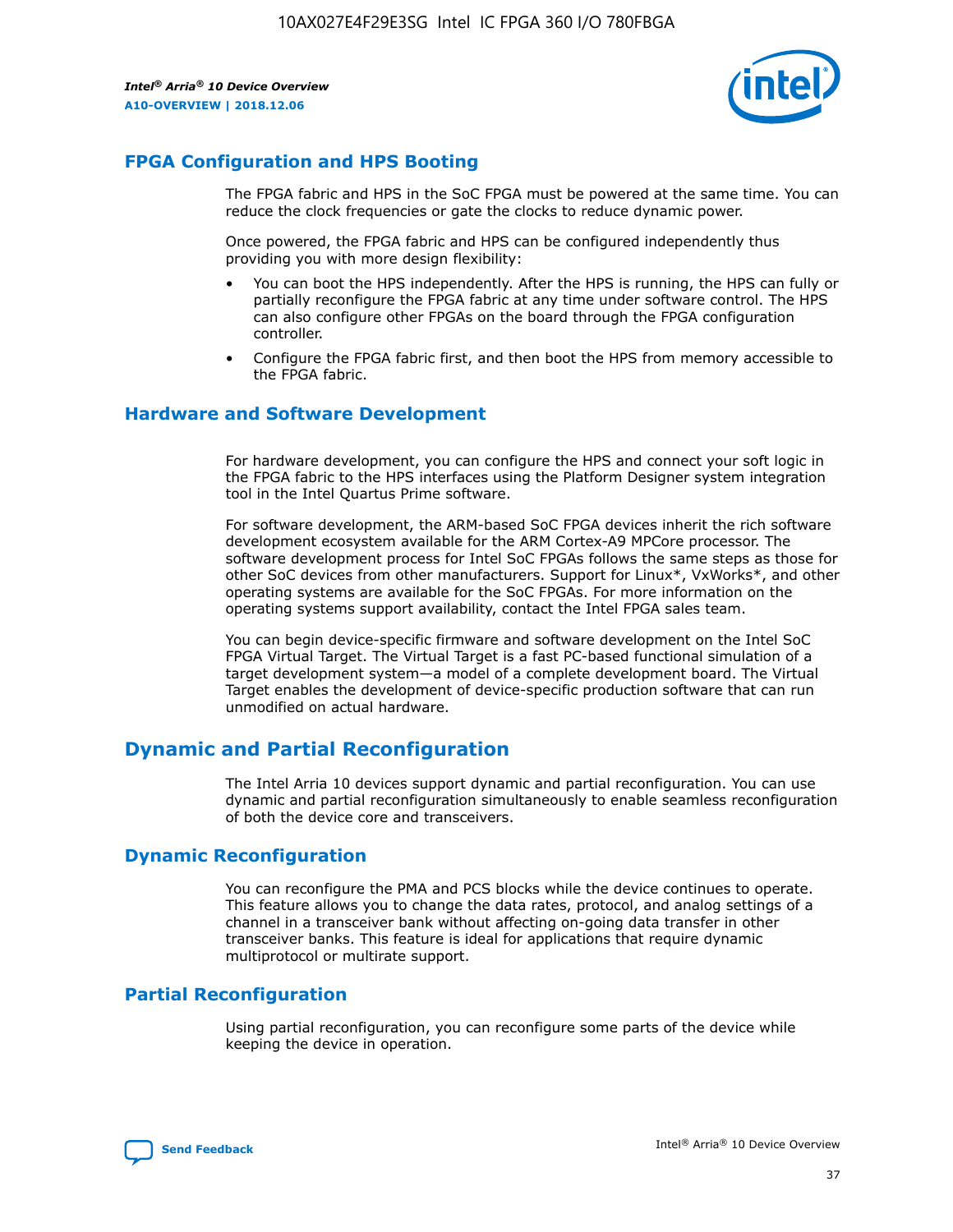## FPGA Configuration and HPS Booting

The FPGA fabric and HPS in the SoC FPGA must be powered at the same time. You can reduce the clock frequencies or gate the clocks to reduce dynamic power.

Once powered, the FPGA fabric and HPS can be configured independently thus providing you with more design flexibility:

- You can boot the HPS independently. After the HPS is running, the HPS can fully or partially reconfigure the FPGA fabric at any time under software control. The HPS can also configure other FPGAs on the board through the FPGA configuration controller.
- Configure the FPGA fabric first, and then boot the HPS from memory accessible to the FPGA fabric.

## Hardware and Software Development

For hardware development, you can configure the HPS and connect your soft logic in the FPGA fabric to the HPS interfaces using the Platform Designer system integration tool in the Intel Quartus Prime software.

For software development, the ARM-based SoC FPGA devices inherit the rich software development ecosystem available for the ARM Cortex-A9 MPCore processor. The software development process for Intel SoC FPGAs follows the same steps as those for other SoC devices from other manufacturers. Support for Linux*, VxWorks*, and other operating systems are available for the SoC FPGAs. For more information on the operating systems support availability, contact the Intel FPGA sales team.

You can begin device-specific firmware and software development on the Intel SoC FPGA Virtual Target. The Virtual Target is a fast PC-based functional simulation of a target development system—a model of a complete development board. The Virtual Target enables the development of device-specific production software that can run unmodified on actual hardware.

# Dynamic and Partial Reconfiguration

The Intel Arria 10 devices support dynamic and partial reconfiguration. You can use dynamic and partial reconfiguration simultaneously to enable seamless reconfiguration of both the device core and transceivers.

## Dynamic Reconfiguration

You can reconfigure the PMA and PCS blocks while the device continues to operate. This feature allows you to change the data rates, protocol, and analog settings of a channel in a transceiver bank without affecting on-going data transfer in other transceiver banks. This feature is ideal for applications that require dynamic multiprotocol or multirate support.

## Partial Reconfiguration

Using partial reconfiguration, you can reconfigure some parts of the device while keeping the device in operation.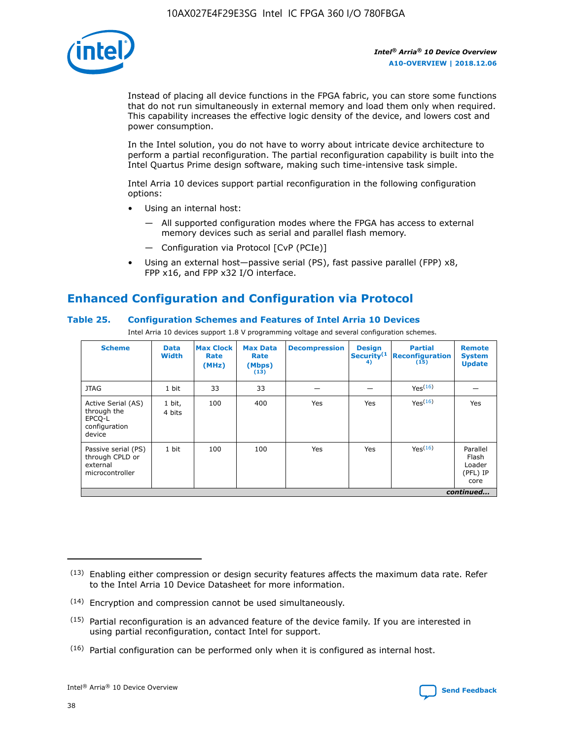Instead of placing all device functions in the FPGA fabric, you can store some functions that do not run simultaneously in external memory and load them only when required. This capability increases the effective logic density of the device, and lowers cost and power consumption.

In the Intel solution, you do not have to worry about intricate device architecture to perform a partial reconfiguration. The partial reconfiguration capability is built into the Intel Quartus Prime design software, making such time-intensive task simple.

Intel Arria 10 devices support partial reconfiguration in the following configuration options:

- Using an internal host:
  - All supported configuration modes where the FPGA has access to external memory devices such as serial and parallel flash memory.
  - Configuration via Protocol [CvP (PCIe)]
- Using an external host—passive serial (PS), fast passive parallel (FPP) x8, FPP x16, and FPP x32 I/O interface.

## Enhanced Configuration and Configuration via Protocol

### Table 25. Configuration Schemes and Features of Intel Arria 10 Devices

Intel Arria 10 devices support 1.8 V programming voltage and several configuration schemes.

| Scheme | Data Width | Max Clock Rate (MHz) | Max Data Rate (Mbps) (13) | Decompression | Design Security(14) | Partial Reconfiguration (15) | Remote System Update |
|---|---|---|---|---|---|---|---|
| JTAG | 1 bit | 33 | 33 | — | — | Yes(16) | — |
| Active Serial (AS) through the EPCQ-L configuration device | 1 bit, 4 bits | 100 | 400 | Yes | Yes | Yes(16) | Yes |
| Passive serial (PS) through CPLD or external microcontroller | 1 bit | 100 | 100 | Yes | Yes | Yes(16) | Parallel Flash Loader (PFL) IP core |
| *continued...* | | | | | | | |

(13) Enabling either compression or design security features affects the maximum data rate. Refer to the Intel Arria 10 Device Datasheet for more information.

(14) Encryption and compression cannot be used simultaneously.

(15) Partial reconfiguration is an advanced feature of the device family. If you are interested in using partial reconfiguration, contact Intel for support.

(16) Partial configuration can be performed only when it is configured as internal host.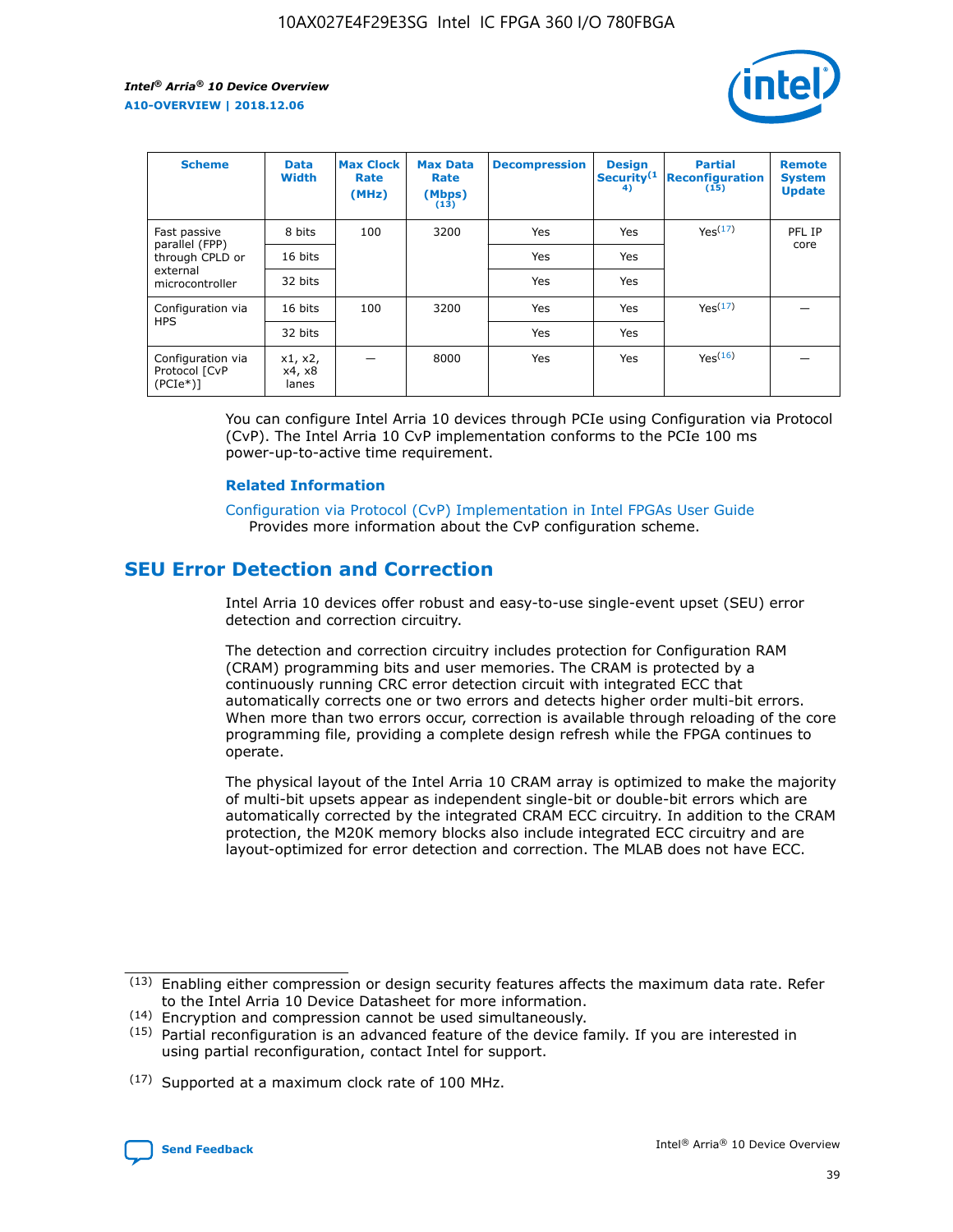| Scheme | Data Width | Max Clock Rate (MHz) | Max Data Rate (Mbps) (13) | Decompression | Design Security(14) | Partial Reconfiguration (15) | Remote System Update |
|---|---|---|---|---|---|---|---|
| Fast passive parallel (FPP) through CPLD or external microcontroller | 8 bits | 100 | 3200 | Yes | Yes | Yes(17) | PFL IP core |
| | 16 bits | | | Yes | Yes | | |
| | 32 bits | | | Yes | Yes | | |
| Configuration via HPS | 16 bits | 100 | 3200 | Yes | Yes | Yes(17) | — |
| | 32 bits | | | Yes | Yes | | |
| Configuration via Protocol [CvP (PCIe*)] | x1, x2, x4, x8 lanes | — | 8000 | Yes | Yes | Yes(16) | — |

You can configure Intel Arria 10 devices through PCIe using Configuration via Protocol (CvP). The Intel Arria 10 CvP implementation conforms to the PCIe 100 ms power-up-to-active time requirement.

### Related Information

Configuration via Protocol (CvP) Implementation in Intel FPGAs User Guide
Provides more information about the CvP configuration scheme.

## SEU Error Detection and Correction

Intel Arria 10 devices offer robust and easy-to-use single-event upset (SEU) error detection and correction circuitry.

The detection and correction circuitry includes protection for Configuration RAM (CRAM) programming bits and user memories. The CRAM is protected by a continuously running CRC error detection circuit with integrated ECC that automatically corrects one or two errors and detects higher order multi-bit errors. When more than two errors occur, correction is available through reloading of the core programming file, providing a complete design refresh while the FPGA continues to operate.

The physical layout of the Intel Arria 10 CRAM array is optimized to make the majority of multi-bit upsets appear as independent single-bit or double-bit errors which are automatically corrected by the integrated CRAM ECC circuitry. In addition to the CRAM protection, the M20K memory blocks also include integrated ECC circuitry and are layout-optimized for error detection and correction. The MLAB does not have ECC.

(13) Enabling either compression or design security features affects the maximum data rate. Refer to the Intel Arria 10 Device Datasheet for more information.
(14) Encryption and compression cannot be used simultaneously.
(15) Partial reconfiguration is an advanced feature of the device family. If you are interested in using partial reconfiguration, contact Intel for support.

(17) Supported at a maximum clock rate of 100 MHz.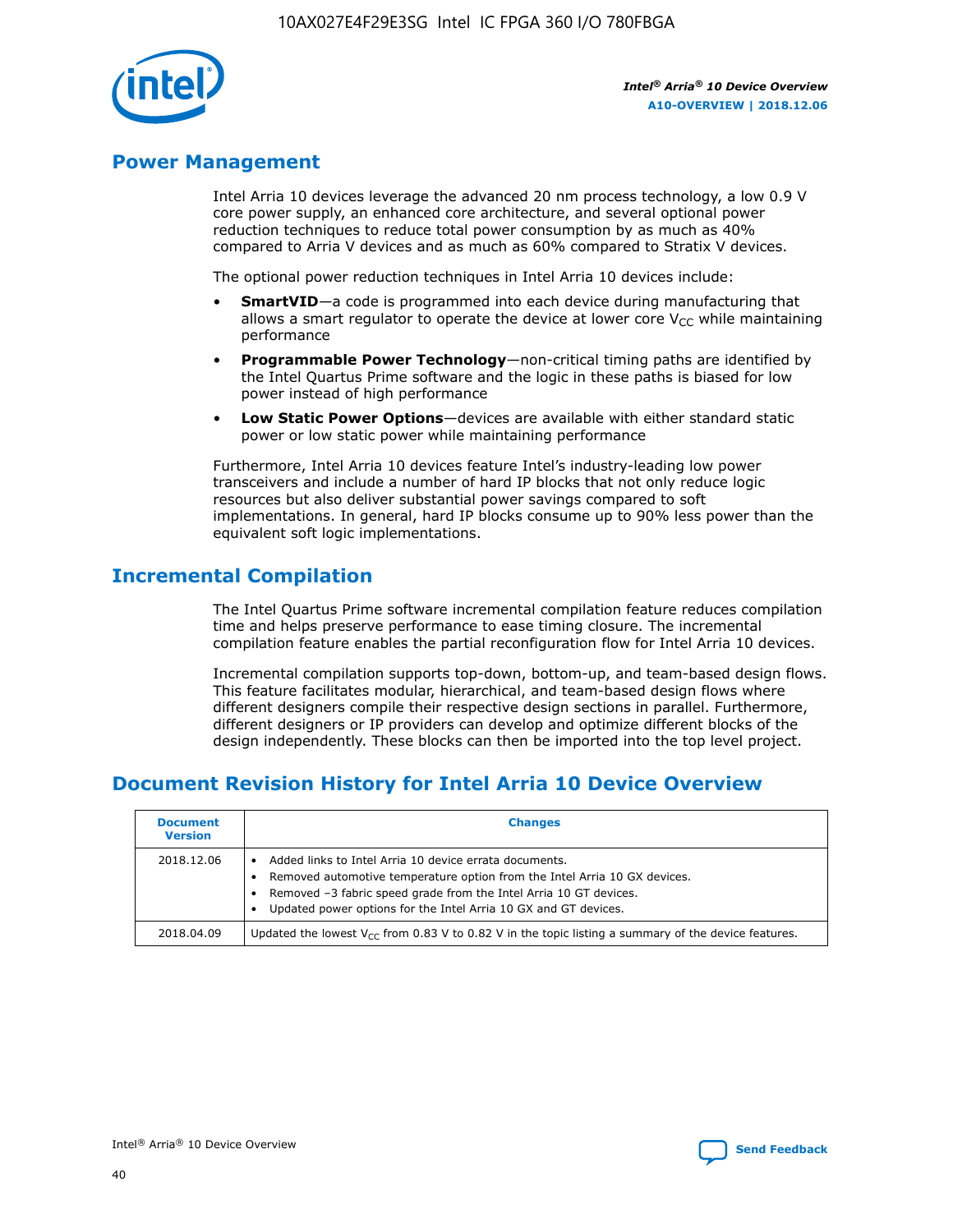## Power Management

Intel Arria 10 devices leverage the advanced 20 nm process technology, a low 0.9 V core power supply, an enhanced core architecture, and several optional power reduction techniques to reduce total power consumption by as much as 40% compared to Arria V devices and as much as 60% compared to Stratix V devices.

The optional power reduction techniques in Intel Arria 10 devices include:

- **SmartVID**—a code is programmed into each device during manufacturing that allows a smart regulator to operate the device at lower core $V_{CC}$ while maintaining performance
- **Programmable Power Technology**—non-critical timing paths are identified by the Intel Quartus Prime software and the logic in these paths is biased for low power instead of high performance
- **Low Static Power Options**—devices are available with either standard static power or low static power while maintaining performance

Furthermore, Intel Arria 10 devices feature Intel's industry-leading low power transceivers and include a number of hard IP blocks that not only reduce logic resources but also deliver substantial power savings compared to soft implementations. In general, hard IP blocks consume up to 90% less power than the equivalent soft logic implementations.

## Incremental Compilation

The Intel Quartus Prime software incremental compilation feature reduces compilation time and helps preserve performance to ease timing closure. The incremental compilation feature enables the partial reconfiguration flow for Intel Arria 10 devices.

Incremental compilation supports top-down, bottom-up, and team-based design flows. This feature facilitates modular, hierarchical, and team-based design flows where different designers compile their respective design sections in parallel. Furthermore, different designers or IP providers can develop and optimize different blocks of the design independently. These blocks can then be imported into the top level project.

## Document Revision History for Intel Arria 10 Device Overview

| Document Version | Changes |
|---|---|
| 2018.12.06 | • Added links to Intel Arria 10 device errata documents.<br>• Removed automotive temperature option from the Intel Arria 10 GX devices.<br>• Removed –3 fabric speed grade from the Intel Arria 10 GT devices.<br>• Updated power options for the Intel Arria 10 GX and GT devices. |
| 2018.04.09 | Updated the lowest $V_{CC}$ from 0.83 V to 0.82 V in the topic listing a summary of the device features. |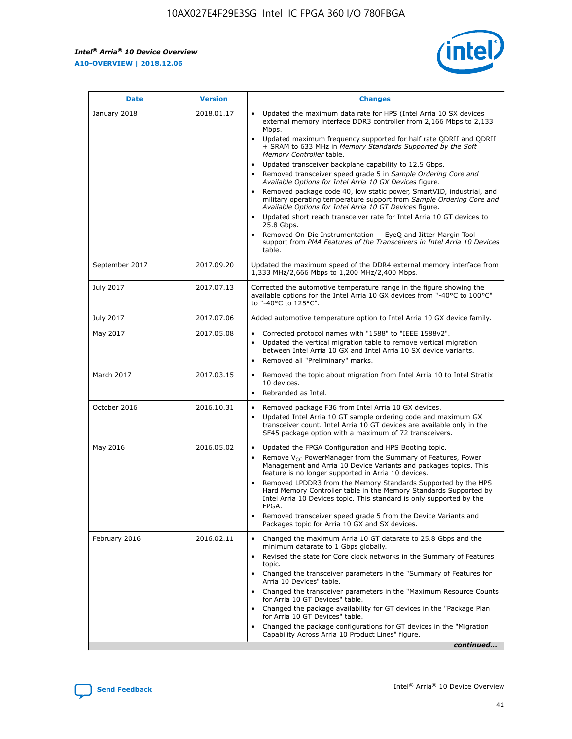| Date | Version | Changes |
| --- | --- | --- |
| January 2018 | 2018.01.17 | • Updated the maximum data rate for HPS (Intel Arria 10 SX devices external memory interface DDR3 controller from 2,166 Mbps to 2,133 Mbps.<br>• Updated maximum frequency supported for half rate QDRII and QDRII + SRAM to 633 MHz in *Memory Standards Supported by the Soft Memory Controller* table.<br>• Updated transceiver backplane capability to 12.5 Gbps.<br>• Removed transceiver speed grade 5 in *Sample Ordering Core and Available Options for Intel Arria 10 GX Devices* figure.<br>• Removed package code 40, low static power, SmartVID, industrial, and military operating temperature support from *Sample Ordering Core and Available Options for Intel Arria 10 GT Devices* figure.<br>• Updated short reach transceiver rate for Intel Arria 10 GT devices to 25.8 Gbps.<br>• Removed On-Die Instrumentation — EyeQ and Jitter Margin Tool support from *PMA Features of the Transceivers in Intel Arria 10 Devices* table. |
| September 2017 | 2017.09.20 | Updated the maximum speed of the DDR4 external memory interface from 1,333 MHz/2,666 Mbps to 1,200 MHz/2,400 Mbps. |
| July 2017 | 2017.07.13 | Corrected the automotive temperature range in the figure showing the available options for the Intel Arria 10 GX devices from "-40°C to 100°C" to "-40°C to 125°C". |
| July 2017 | 2017.07.06 | Added automotive temperature option to Intel Arria 10 GX device family. |
| May 2017 | 2017.05.08 | • Corrected protocol names with "1588" to "IEEE 1588v2".<br>• Updated the vertical migration table to remove vertical migration between Intel Arria 10 GX and Intel Arria 10 SX device variants.<br>• Removed all "Preliminary" marks. |
| March 2017 | 2017.03.15 | • Removed the topic about migration from Intel Arria 10 to Intel Stratix 10 devices.<br>• Rebranded as Intel. |
| October 2016 | 2016.10.31 | • Removed package F36 from Intel Arria 10 GX devices.<br>• Updated Intel Arria 10 GT sample ordering code and maximum GX transceiver count. Intel Arria 10 GT devices are available only in the SF45 package option with a maximum of 72 transceivers. |
| May 2016 | 2016.05.02 | • Updated the FPGA Configuration and HPS Booting topic.<br>• Remove $V_{CC}$ PowerManager from the Summary of Features, Power Management and Arria 10 Device Variants and packages topics. This feature is no longer supported in Arria 10 devices.<br>• Removed LPDDR3 from the Memory Standards Supported by the HPS Hard Memory Controller table in the Memory Standards Supported by Intel Arria 10 Devices topic. This standard is only supported by the FPGA.<br>• Removed transceiver speed grade 5 from the Device Variants and Packages topic for Arria 10 GX and SX devices. |
| February 2016 | 2016.02.11 | • Changed the maximum Arria 10 GT datarate to 25.8 Gbps and the minimum datarate to 1 Gbps globally.<br>• Revised the state for Core clock networks in the Summary of Features topic.<br>• Changed the transceiver parameters in the "Summary of Features for Arria 10 Devices" table.<br>• Changed the transceiver parameters in the "Maximum Resource Counts for Arria 10 GT Devices" table.<br>• Changed the package availability for GT devices in the "Package Plan for Arria 10 GT Devices" table.<br>• Changed the package configurations for GT devices in the "Migration Capability Across Arria 10 Product Lines" figure. |

*continued...*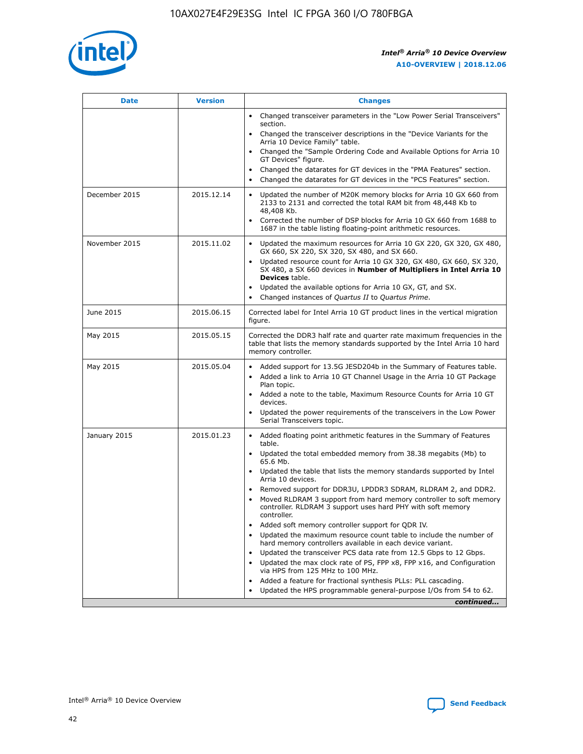| Date | Version | Changes |
| --- | --- | --- |
| | | • Changed transceiver parameters in the "Low Power Serial Transceivers" section.<br>• Changed the transceiver descriptions in the "Device Variants for the Arria 10 Device Family" table.<br>• Changed the "Sample Ordering Code and Available Options for Arria 10 GT Devices" figure.<br>• Changed the datarates for GT devices in the "PMA Features" section.<br>• Changed the datarates for GT devices in the "PCS Features" section. |
| December 2015 | 2015.12.14 | • Updated the number of M20K memory blocks for Arria 10 GX 660 from 2133 to 2131 and corrected the total RAM bit from 48,448 Kb to 48,408 Kb.<br>• Corrected the number of DSP blocks for Arria 10 GX 660 from 1688 to 1687 in the table listing floating-point arithmetic resources. |
| November 2015 | 2015.11.02 | • Updated the maximum resources for Arria 10 GX 220, GX 320, GX 480, GX 660, SX 220, SX 320, SX 480, and SX 660.<br>• Updated resource count for Arria 10 GX 320, GX 480, GX 660, SX 320, SX 480, a SX 660 devices in **Number of Multipliers in Intel Arria 10 Devices** table.<br>• Updated the available options for Arria 10 GX, GT, and SX.<br>• Changed instances of *Quartus II* to *Quartus Prime*. |
| June 2015 | 2015.06.15 | Corrected label for Intel Arria 10 GT product lines in the vertical migration figure. |
| May 2015 | 2015.05.15 | Corrected the DDR3 half rate and quarter rate maximum frequencies in the table that lists the memory standards supported by the Intel Arria 10 hard memory controller. |
| May 2015 | 2015.05.04 | • Added support for 13.5G JESD204b in the Summary of Features table.<br>• Added a link to Arria 10 GT Channel Usage in the Arria 10 GT Package Plan topic.<br>• Added a note to the table, Maximum Resource Counts for Arria 10 GT devices.<br>• Updated the power requirements of the transceivers in the Low Power Serial Transceivers topic. |
| January 2015 | 2015.01.23 | • Added floating point arithmetic features in the Summary of Features table.<br>• Updated the total embedded memory from 38.38 megabits (Mb) to 65.6 Mb.<br>• Updated the table that lists the memory standards supported by Intel Arria 10 devices.<br>• Removed support for DDR3U, LPDDR3 SDRAM, RLDRAM 2, and DDR2.<br>• Moved RLDRAM 3 support from hard memory controller to soft memory controller. RLDRAM 3 support uses hard PHY with soft memory controller.<br>• Added soft memory controller support for QDR IV.<br>• Updated the maximum resource count table to include the number of hard memory controllers available in each device variant.<br>• Updated the transceiver PCS data rate from 12.5 Gbps to 12 Gbps.<br>• Updated the max clock rate of PS, FPP x8, FPP x16, and Configuration via HPS from 125 MHz to 100 MHz.<br>• Added a feature for fractional synthesis PLLs: PLL cascading.<br>• Updated the HPS programmable general-purpose I/Os from 54 to 62. |

*continued...*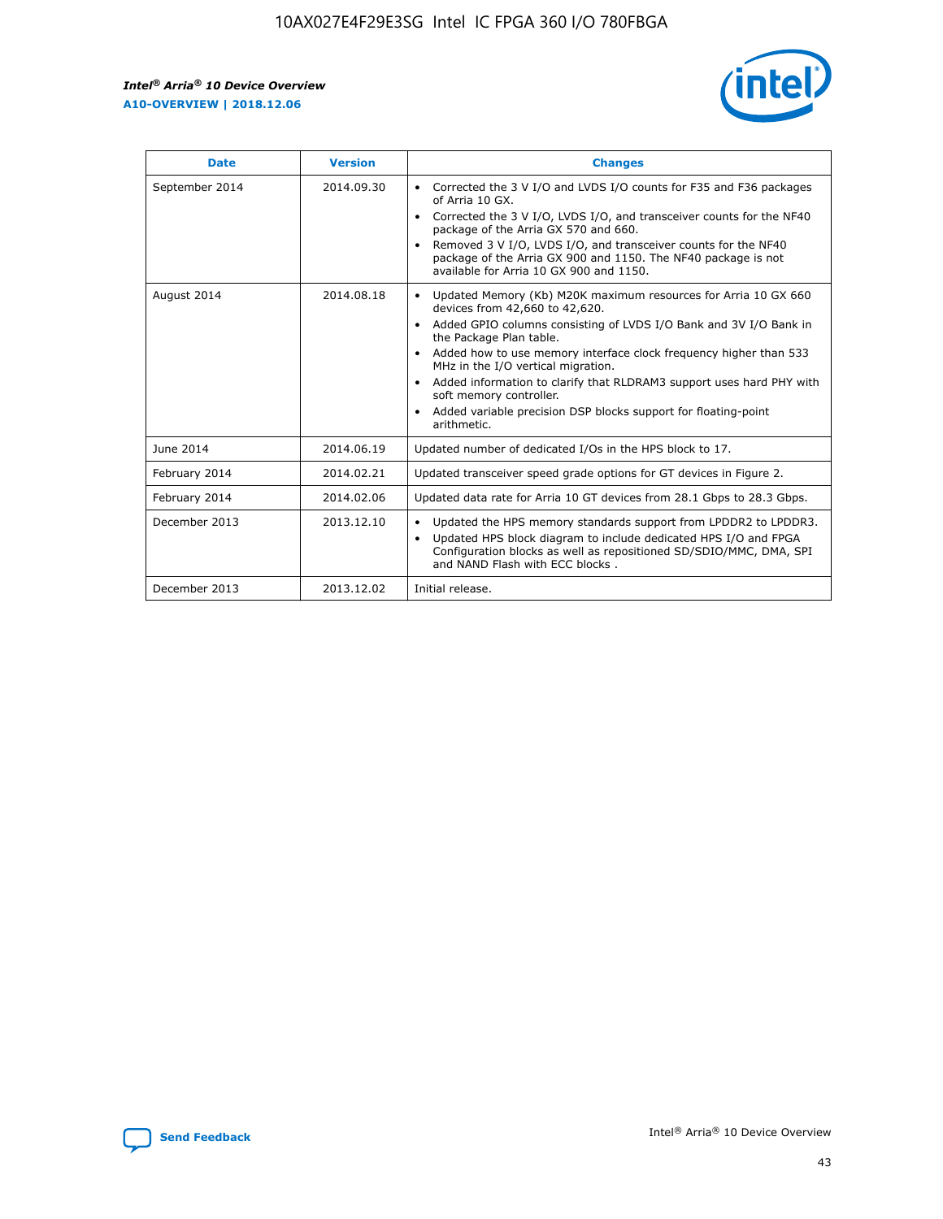| Date | Version | Changes |
| --- | --- | --- |
| September 2014 | 2014.09.30 | • Corrected the 3 V I/O and LVDS I/O counts for F35 and F36 packages of Arria 10 GX.<br>• Corrected the 3 V I/O, LVDS I/O, and transceiver counts for the NF40 package of the Arria GX 570 and 660.<br>• Removed 3 V I/O, LVDS I/O, and transceiver counts for the NF40 package of the Arria GX 900 and 1150. The NF40 package is not available for Arria 10 GX 900 and 1150. |
| August 2014 | 2014.08.18 | • Updated Memory (Kb) M20K maximum resources for Arria 10 GX 660 devices from 42,660 to 42,620.<br>• Added GPIO columns consisting of LVDS I/O Bank and 3V I/O Bank in the Package Plan table.<br>• Added how to use memory interface clock frequency higher than 533 MHz in the I/O vertical migration.<br>• Added information to clarify that RLDRAM3 support uses hard PHY with soft memory controller.<br>• Added variable precision DSP blocks support for floating-point arithmetic. |
| June 2014 | 2014.06.19 | Updated number of dedicated I/Os in the HPS block to 17. |
| February 2014 | 2014.02.21 | Updated transceiver speed grade options for GT devices in Figure 2. |
| February 2014 | 2014.02.06 | Updated data rate for Arria 10 GT devices from 28.1 Gbps to 28.3 Gbps. |
| December 2013 | 2013.12.10 | • Updated the HPS memory standards support from LPDDR2 to LPDDR3.<br>• Updated HPS block diagram to include dedicated HPS I/O and FPGA Configuration blocks as well as repositioned SD/SDIO/MMC, DMA, SPI and NAND Flash with ECC blocks . |
| December 2013 | 2013.12.02 | Initial release. |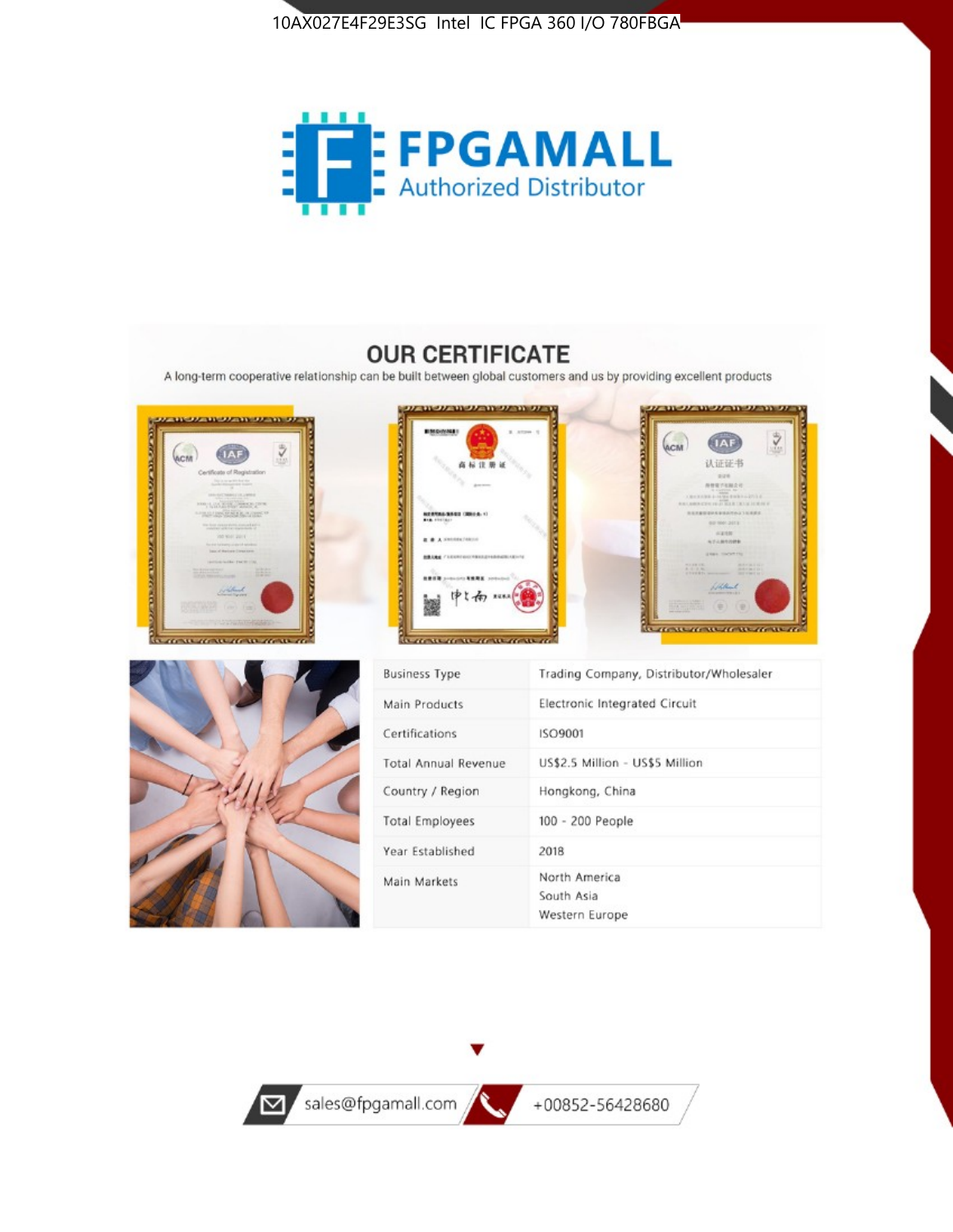10AX027E4F29E3SG Intel IC FPGA 360 I/O 780FBGA

FPGAMALL
Authorized Distributor

## OUR CERTIFICATE

A long-term cooperative relationship can be built between global customers and us by providing excellent products

| | |
|---|---|
| Business Type | Trading Company, Distributor/Wholesaler |
| Main Products | Electronic Integrated Circuit |
| Certifications | ISO9001 |
| Total Annual Revenue | US$2.5 Million - US$5 Million |
| Country / Region | Hongkong, China |
| Total Employees | 100 - 200 People |
| Year Established | 2018 |
| Main Markets | North America<br>South Asia<br>Western Europe |

sales@fpgamall.com

+00852-56428680